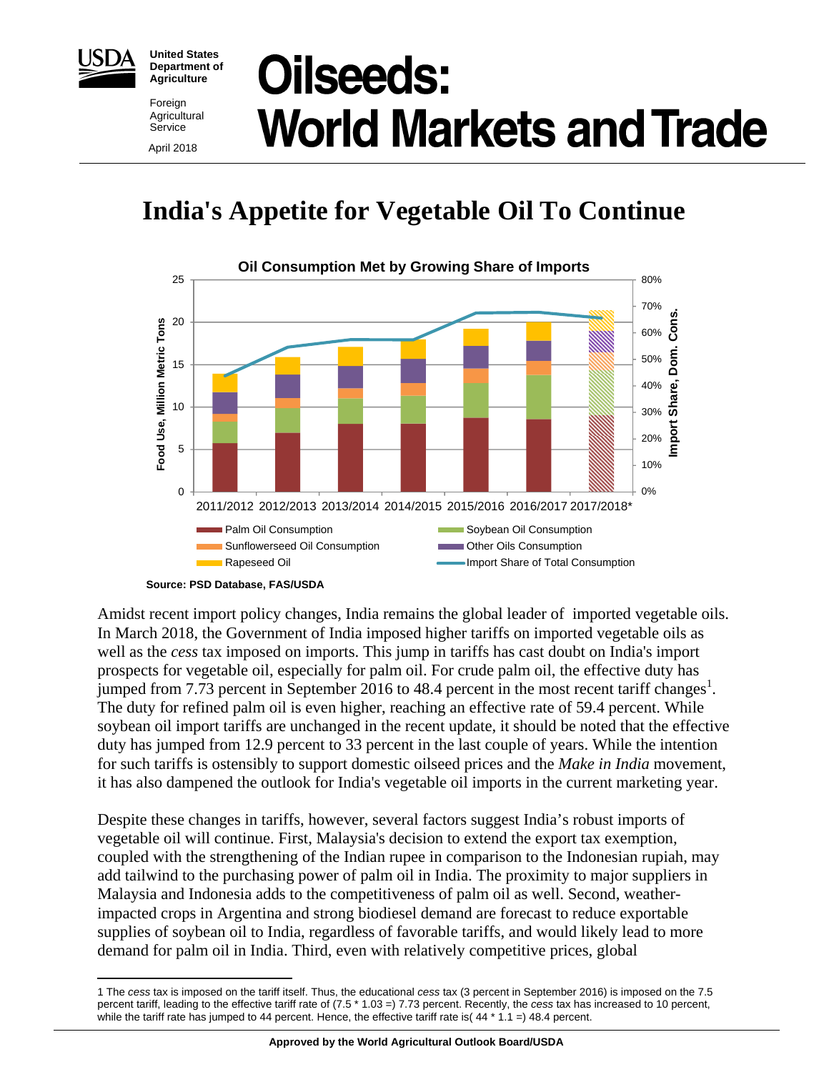USDA

**United States Department of Agriculture**

Foreign Agricultural Service

April 2018

# Oilseeds: World Markets and Trade

## India's Appetite for Vegetable Oil To Continue

**Oil Consumption Met by Growing Share of Imports**

**Source: PSD Database, FAS/USDA**

Amidst recent import policy changes, India remains the global leader of imported vegetable oils. In March 2018, the Government of India imposed higher tariffs on imported vegetable oils as well as the *cess* tax imposed on imports. This jump in tariffs has cast doubt on India's import prospects for vegetable oil, especially for palm oil. For crude palm oil, the effective duty has jumped from 7.73 percent in September 2016 to 48.4 percent in the most recent tariff changes[1]. The duty for refined palm oil is even higher, reaching an effective rate of 59.4 percent. While soybean oil import tariffs are unchanged in the recent update, it should be noted that the effective duty has jumped from 12.9 percent to 33 percent in the last couple of years. While the intention for such tariffs is ostensibly to support domestic oilseed prices and the *Make in India* movement, it has also dampened the outlook for India's vegetable oil imports in the current marketing year.

Despite these changes in tariffs, however, several factors suggest India's robust imports of vegetable oil will continue. First, Malaysia's decision to extend the export tax exemption, coupled with the strengthening of the Indian rupee in comparison to the Indonesian rupiah, may add tailwind to the purchasing power of palm oil in India. The proximity to major suppliers in Malaysia and Indonesia adds to the competitiveness of palm oil as well. Second, weather-impacted crops in Argentina and strong biodiesel demand are forecast to reduce exportable supplies of soybean oil to India, regardless of favorable tariffs, and would likely lead to more demand for palm oil in India. Third, even with relatively competitive prices, global

---

1 The *cess* tax is imposed on the tariff itself. Thus, the educational *cess* tax (3 percent in September 2016) is imposed on the 7.5 percent tariff, leading to the effective tariff rate of (7.5 * 1.03 =) 7.73 percent. Recently, the *cess* tax has increased to 10 percent, while the tariff rate has jumped to 44 percent. Hence, the effective tariff rate is( 44 * 1.1 =) 48.4 percent.

**Approved by the World Agricultural Outlook Board/USDA**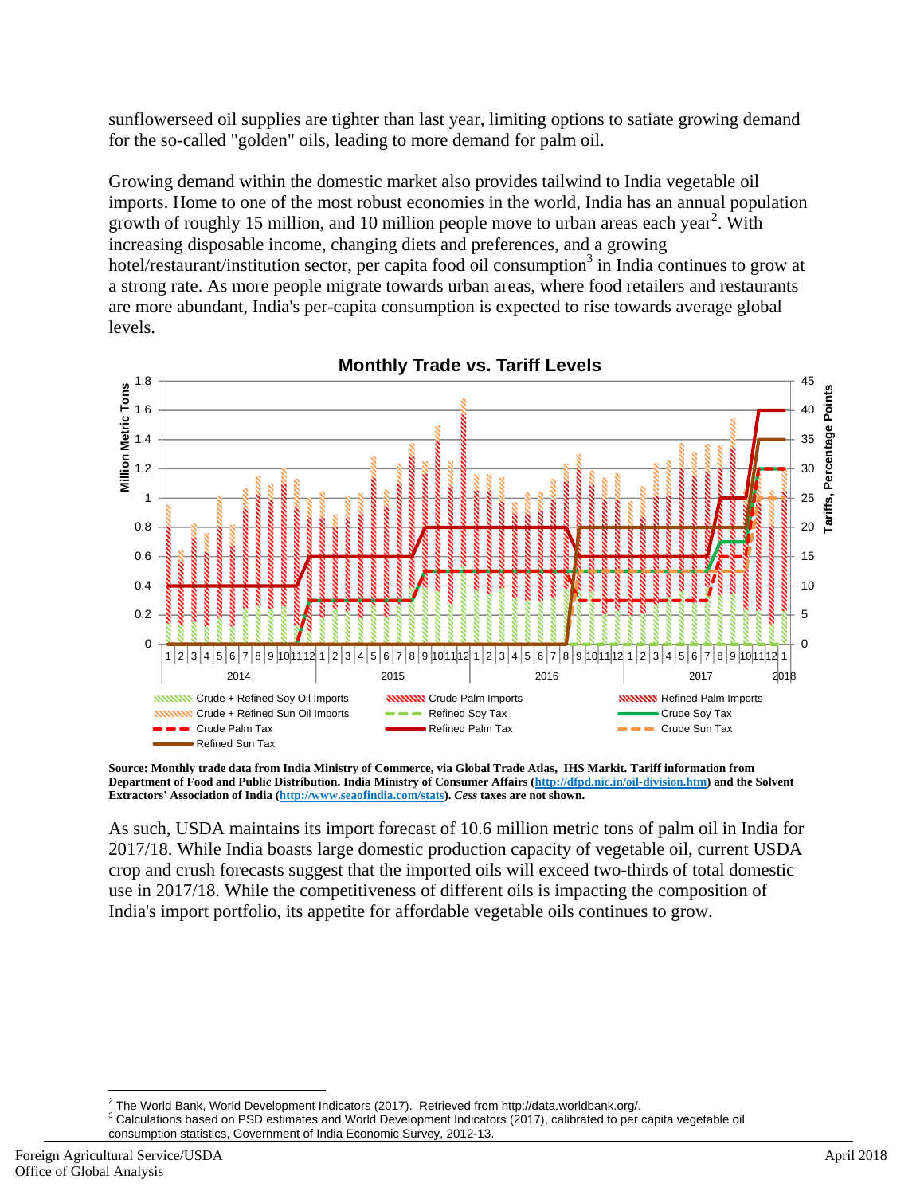sunflowerseed oil supplies are tighter than last year, limiting options to satiate growing demand for the so-called "golden" oils, leading to more demand for palm oil.

Growing demand within the domestic market also provides tailwind to India vegetable oil imports. Home to one of the most robust economies in the world, India has an annual population growth of roughly 15 million, and 10 million people move to urban areas each year[2]. With increasing disposable income, changing diets and preferences, and a growing hotel/restaurant/institution sector, per capita food oil consumption[3] in India continues to grow at a strong rate. As more people migrate towards urban areas, where food retailers and restaurants are more abundant, India's per-capita consumption is expected to rise towards average global levels.

**Monthly Trade vs. Tariff Levels**

**Source: Monthly trade data from India Ministry of Commerce, via Global Trade Atlas, IHS Markit. Tariff information from Department of Food and Public Distribution. India Ministry of Consumer Affairs (http://dfpd.nic.in/oil-division.htm) and the Solvent Extractors' Association of India (http://www.seaofindia.com/stats).** ***Cess*** **taxes are not shown.**

As such, USDA maintains its import forecast of 10.6 million metric tons of palm oil in India for 2017/18. While India boasts large domestic production capacity of vegetable oil, current USDA crop and crush forecasts suggest that the imported oils will exceed two-thirds of total domestic use in 2017/18. While the competitiveness of different oils is impacting the composition of India's import portfolio, its appetite for affordable vegetable oils continues to grow.

---

[2] The World Bank, World Development Indicators (2017). Retrieved from http://data.worldbank.org/.

[3] Calculations based on PSD estimates and World Development Indicators (2017), calibrated to per capita vegetable oil consumption statistics, Government of India Economic Survey, 2012-13.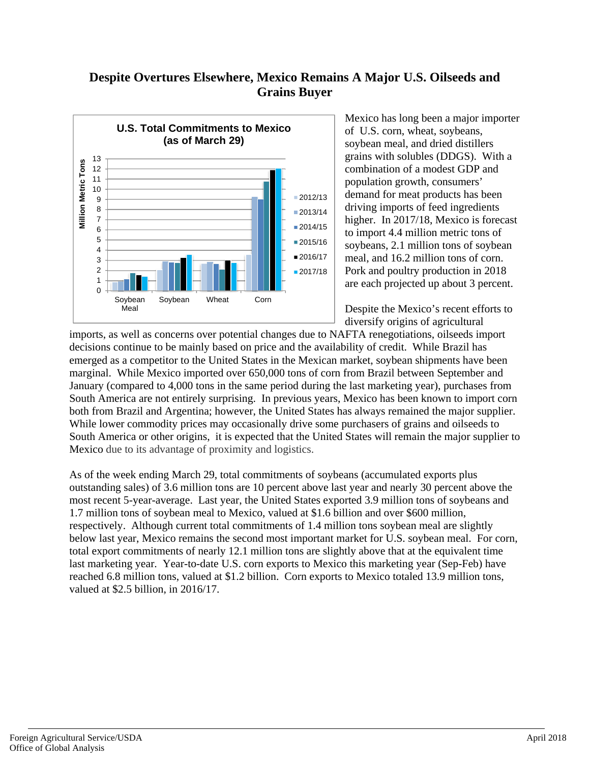## Despite Overtures Elsewhere, Mexico Remains A Major U.S. Oilseeds and Grains Buyer

Mexico has long been a major importer of U.S. corn, wheat, soybeans, soybean meal, and dried distillers grains with solubles (DDGS). With a combination of a modest GDP and population growth, consumers' demand for meat products has been driving imports of feed ingredients higher. In 2017/18, Mexico is forecast to import 4.4 million metric tons of soybeans, 2.1 million tons of soybean meal, and 16.2 million tons of corn. Pork and poultry production in 2018 are each projected up about 3 percent.

Despite the Mexico's recent efforts to diversify origins of agricultural imports, as well as concerns over potential changes due to NAFTA renegotiations, oilseeds import decisions continue to be mainly based on price and the availability of credit. While Brazil has emerged as a competitor to the United States in the Mexican market, soybean shipments have been marginal. While Mexico imported over 650,000 tons of corn from Brazil between September and January (compared to 4,000 tons in the same period during the last marketing year), purchases from South America are not entirely surprising. In previous years, Mexico has been known to import corn both from Brazil and Argentina; however, the United States has always remained the major supplier. While lower commodity prices may occasionally drive some purchasers of grains and oilseeds to South America or other origins, it is expected that the United States will remain the major supplier to Mexico due to its advantage of proximity and logistics.

As of the week ending March 29, total commitments of soybeans (accumulated exports plus outstanding sales) of 3.6 million tons are 10 percent above last year and nearly 30 percent above the most recent 5-year-average. Last year, the United States exported 3.9 million tons of soybeans and 1.7 million tons of soybean meal to Mexico, valued at $1.6 billion and over $600 million, respectively. Although current total commitments of 1.4 million tons soybean meal are slightly below last year, Mexico remains the second most important market for U.S. soybean meal. For corn, total export commitments of nearly 12.1 million tons are slightly above that at the equivalent time last marketing year. Year-to-date U.S. corn exports to Mexico this marketing year (Sep-Feb) have reached 6.8 million tons, valued at $1.2 billion. Corn exports to Mexico totaled 13.9 million tons, valued at $2.5 billion, in 2016/17.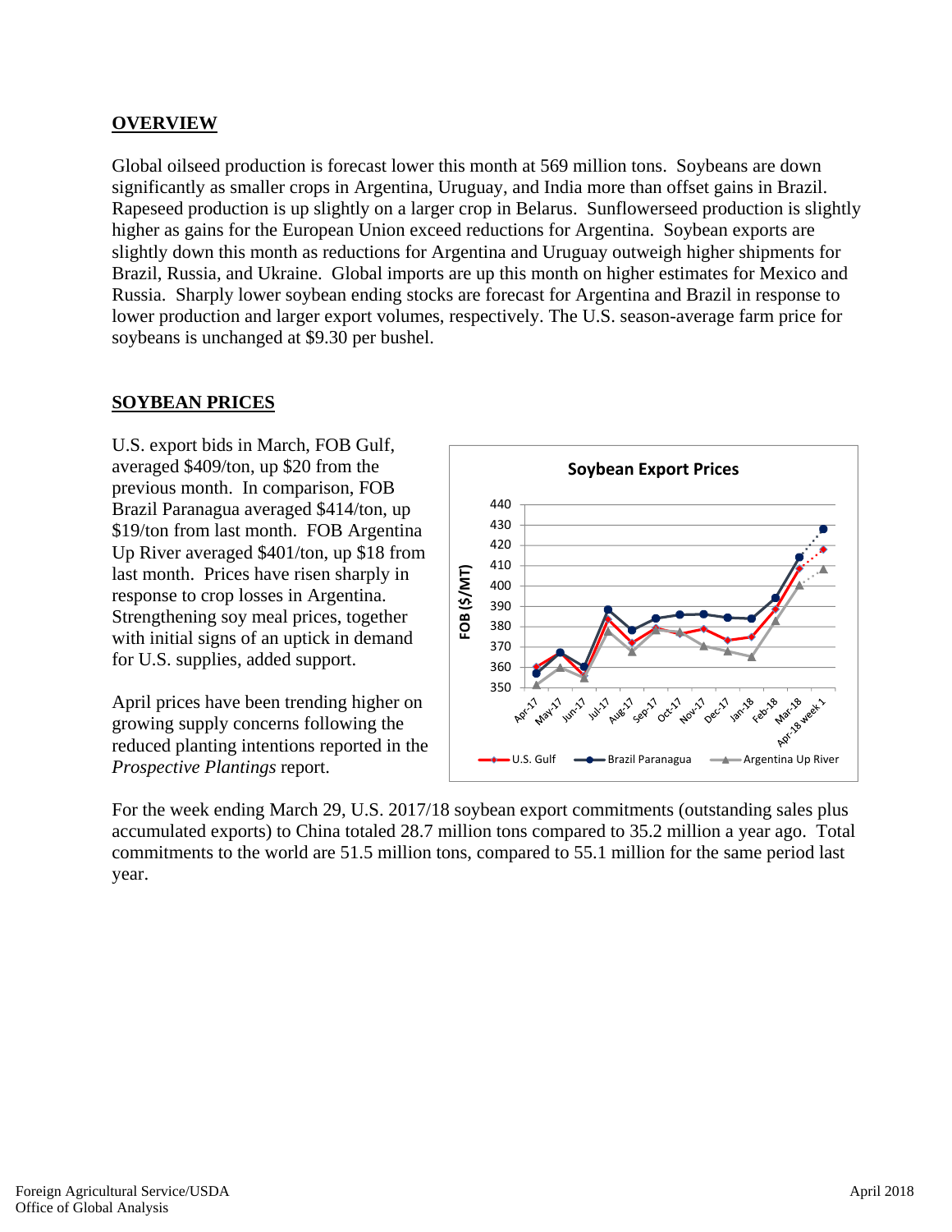## OVERVIEW

Global oilseed production is forecast lower this month at 569 million tons. Soybeans are down significantly as smaller crops in Argentina, Uruguay, and India more than offset gains in Brazil. Rapeseed production is up slightly on a larger crop in Belarus. Sunflowerseed production is slightly higher as gains for the European Union exceed reductions for Argentina. Soybean exports are slightly down this month as reductions for Argentina and Uruguay outweigh higher shipments for Brazil, Russia, and Ukraine. Global imports are up this month on higher estimates for Mexico and Russia. Sharply lower soybean ending stocks are forecast for Argentina and Brazil in response to lower production and larger export volumes, respectively. The U.S. season-average farm price for soybeans is unchanged at $9.30 per bushel.

## SOYBEAN PRICES

U.S. export bids in March, FOB Gulf, averaged $409/ton, up $20 from the previous month. In comparison, FOB Brazil Paranagua averaged $414/ton, up $19/ton from last month. FOB Argentina Up River averaged $401/ton, up $18 from last month. Prices have risen sharply in response to crop losses in Argentina. Strengthening soy meal prices, together with initial signs of an uptick in demand for U.S. supplies, added support.

April prices have been trending higher on growing supply concerns following the reduced planting intentions reported in the *Prospective Plantings* report.

For the week ending March 29, U.S. 2017/18 soybean export commitments (outstanding sales plus accumulated exports) to China totaled 28.7 million tons compared to 35.2 million a year ago. Total commitments to the world are 51.5 million tons, compared to 55.1 million for the same period last year.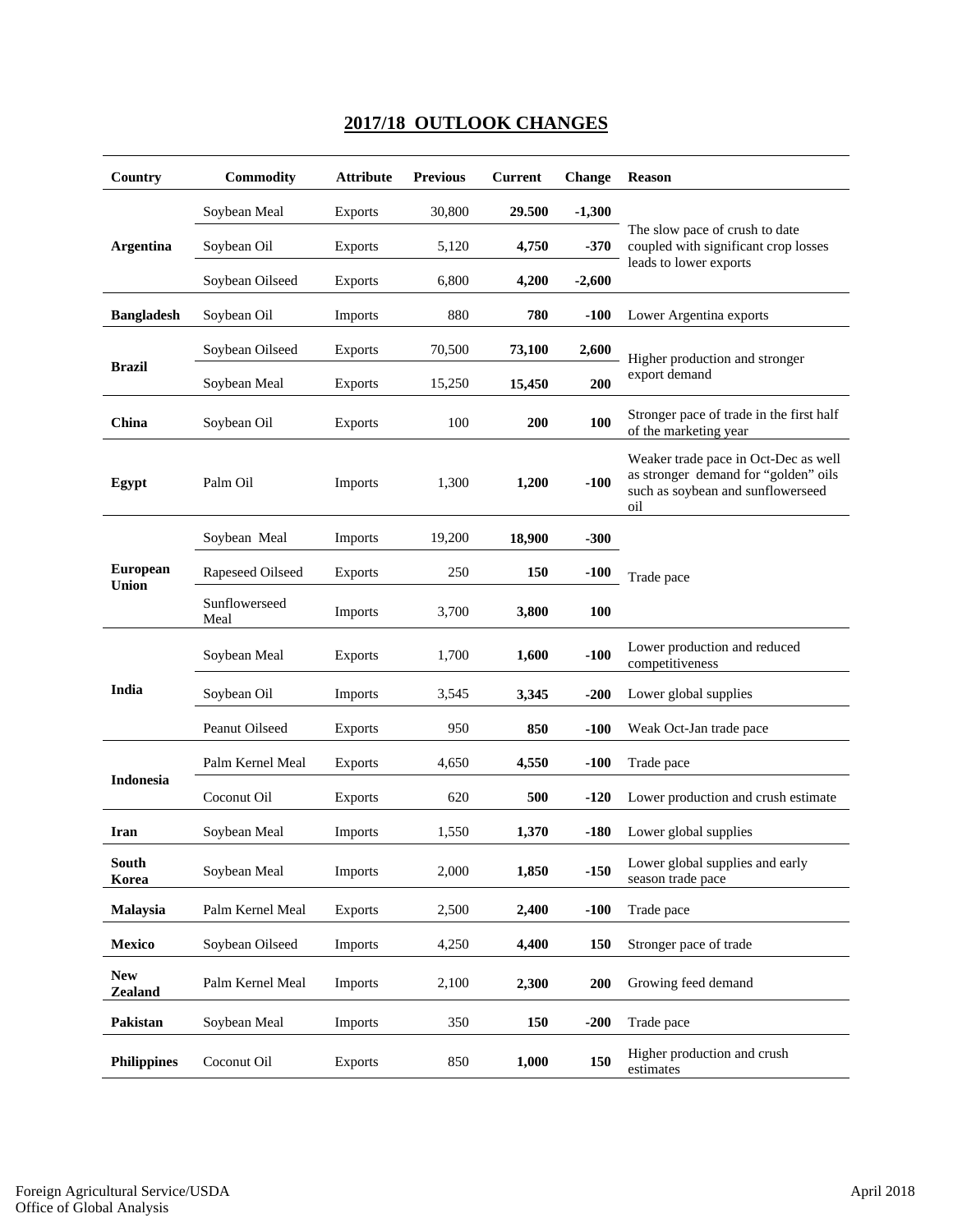## 2017/18 OUTLOOK CHANGES

| Country | Commodity | Attribute | Previous | Current | Change | Reason |
|---|---|---|---|---|---|---|
| Argentina | Soybean Meal | Exports | 30,800 | **29.500** | **-1,300** | The slow pace of crush to date coupled with significant crop losses leads to lower exports |
| | Soybean Oil | Exports | 5,120 | **4,750** | **-370** | |
| | Soybean Oilseed | Exports | 6,800 | **4,200** | **-2,600** | |
| Bangladesh | Soybean Oil | Imports | 880 | **780** | **-100** | Lower Argentina exports |
| Brazil | Soybean Oilseed | Exports | 70,500 | **73,100** | **2,600** | Higher production and stronger export demand |
| | Soybean Meal | Exports | 15,250 | **15,450** | **200** | |
| China | Soybean Oil | Exports | 100 | **200** | **100** | Stronger pace of trade in the first half of the marketing year |
| Egypt | Palm Oil | Imports | 1,300 | **1,200** | **-100** | Weaker trade pace in Oct-Dec as well as stronger demand for "golden" oils such as soybean and sunflowerseed oil |
| European Union | Soybean Meal | Imports | 19,200 | **18,900** | **-300** | Trade pace |
| | Rapeseed Oilseed | Exports | 250 | **150** | **-100** | |
| | Sunflowerseed Meal | Imports | 3,700 | **3,800** | **100** | |
| India | Soybean Meal | Exports | 1,700 | **1,600** | **-100** | Lower production and reduced competitiveness |
| | Soybean Oil | Imports | 3,545 | **3,345** | **-200** | Lower global supplies |
| | Peanut Oilseed | Exports | 950 | **850** | **-100** | Weak Oct-Jan trade pace |
| Indonesia | Palm Kernel Meal | Exports | 4,650 | **4,550** | **-100** | Trade pace |
| | Coconut Oil | Exports | 620 | **500** | **-120** | Lower production and crush estimate |
| Iran | Soybean Meal | Imports | 1,550 | **1,370** | **-180** | Lower global supplies |
| South Korea | Soybean Meal | Imports | 2,000 | **1,850** | **-150** | Lower global supplies and early season trade pace |
| Malaysia | Palm Kernel Meal | Exports | 2,500 | **2,400** | **-100** | Trade pace |
| Mexico | Soybean Oilseed | Imports | 4,250 | **4,400** | **150** | Stronger pace of trade |
| New Zealand | Palm Kernel Meal | Imports | 2,100 | **2,300** | **200** | Growing feed demand |
| Pakistan | Soybean Meal | Imports | 350 | **150** | **-200** | Trade pace |
| Philippines | Coconut Oil | Exports | 850 | **1,000** | **150** | Higher production and crush estimates |

Foreign Agricultural Service/USDA
Office of Global Analysis

April 2018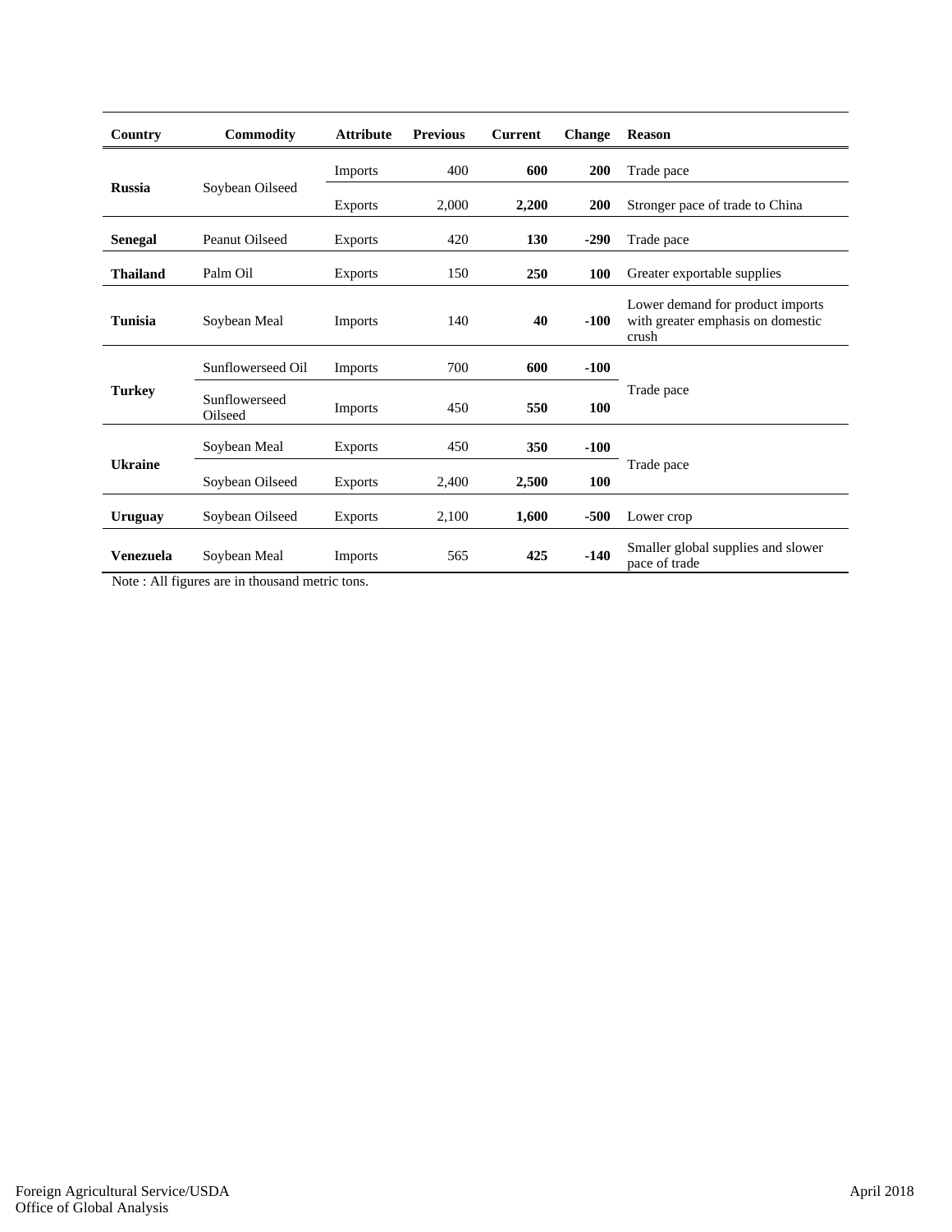| Country | Commodity | Attribute | Previous | Current | Change | Reason |
|---|---|---|---|---|---|---|
| **Russia** | Soybean Oilseed | Imports | 400 | **600** | **200** | Trade pace |
| | | Exports | 2,000 | **2,200** | **200** | Stronger pace of trade to China |
| **Senegal** | Peanut Oilseed | Exports | 420 | **130** | **-290** | Trade pace |
| **Thailand** | Palm Oil | Exports | 150 | **250** | **100** | Greater exportable supplies |
| **Tunisia** | Soybean Meal | Imports | 140 | **40** | **-100** | Lower demand for product imports with greater emphasis on domestic crush |
| **Turkey** | Sunflowerseed Oil | Imports | 700 | **600** | **-100** | Trade pace |
| | Sunflowerseed Oilseed | Imports | 450 | **550** | **100** | |
| **Ukraine** | Soybean Meal | Exports | 450 | **350** | **-100** | Trade pace |
| | Soybean Oilseed | Exports | 2,400 | **2,500** | **100** | |
| **Uruguay** | Soybean Oilseed | Exports | 2,100 | **1,600** | **-500** | Lower crop |
| **Venezuela** | Soybean Meal | Imports | 565 | **425** | **-140** | Smaller global supplies and slower pace of trade |

Note : All figures are in thousand metric tons.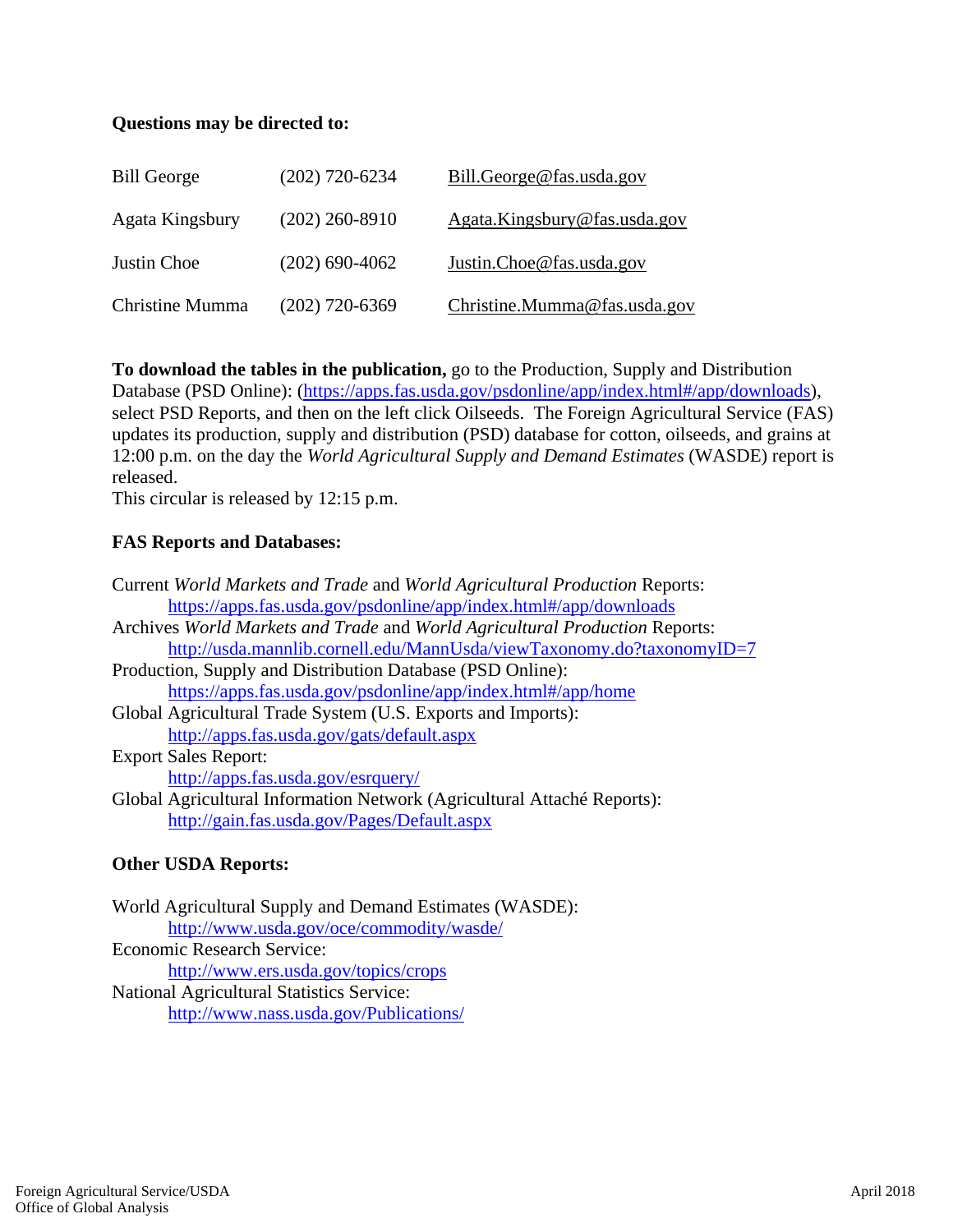**Questions may be directed to:**

| | | |
|---|---|---|
| Bill George | (202) 720-6234 | Bill.George@fas.usda.gov |
| Agata Kingsbury | (202) 260-8910 | Agata.Kingsbury@fas.usda.gov |
| Justin Choe | (202) 690-4062 | Justin.Choe@fas.usda.gov |
| Christine Mumma | (202) 720-6369 | Christine.Mumma@fas.usda.gov |

**To download the tables in the publication,** go to the Production, Supply and Distribution Database (PSD Online): (https://apps.fas.usda.gov/psdonline/app/index.html#/app/downloads), select PSD Reports, and then on the left click Oilseeds. The Foreign Agricultural Service (FAS) updates its production, supply and distribution (PSD) database for cotton, oilseeds, and grains at 12:00 p.m. on the day the *World Agricultural Supply and Demand Estimates* (WASDE) report is released.
This circular is released by 12:15 p.m.

**FAS Reports and Databases:**

Current *World Markets and Trade* and *World Agricultural Production* Reports:
 https://apps.fas.usda.gov/psdonline/app/index.html#/app/downloads
Archives *World Markets and Trade* and *World Agricultural Production* Reports:
 http://usda.mannlib.cornell.edu/MannUsda/viewTaxonomy.do?taxonomyID=7
Production, Supply and Distribution Database (PSD Online):
 https://apps.fas.usda.gov/psdonline/app/index.html#/app/home
Global Agricultural Trade System (U.S. Exports and Imports):
 http://apps.fas.usda.gov/gats/default.aspx
Export Sales Report:
 http://apps.fas.usda.gov/esrquery/
Global Agricultural Information Network (Agricultural Attaché Reports):
 http://gain.fas.usda.gov/Pages/Default.aspx

**Other USDA Reports:**

World Agricultural Supply and Demand Estimates (WASDE):
 http://www.usda.gov/oce/commodity/wasde/
Economic Research Service:
 http://www.ers.usda.gov/topics/crops
National Agricultural Statistics Service:
 http://www.nass.usda.gov/Publications/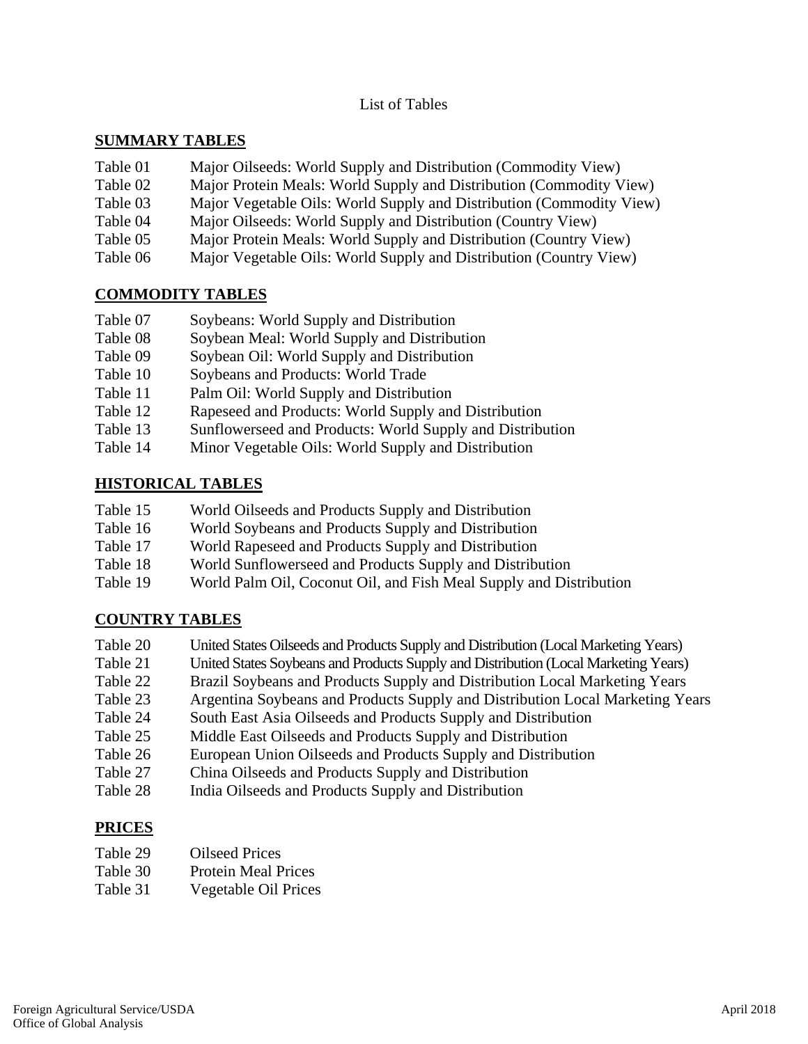List of Tables

## SUMMARY TABLES

| | |
|---|---|
| Table 01 | Major Oilseeds: World Supply and Distribution (Commodity View) |
| Table 02 | Major Protein Meals: World Supply and Distribution (Commodity View) |
| Table 03 | Major Vegetable Oils: World Supply and Distribution (Commodity View) |
| Table 04 | Major Oilseeds: World Supply and Distribution (Country View) |
| Table 05 | Major Protein Meals: World Supply and Distribution (Country View) |
| Table 06 | Major Vegetable Oils: World Supply and Distribution (Country View) |

## COMMODITY TABLES

| | |
|---|---|
| Table 07 | Soybeans: World Supply and Distribution |
| Table 08 | Soybean Meal: World Supply and Distribution |
| Table 09 | Soybean Oil: World Supply and Distribution |
| Table 10 | Soybeans and Products: World Trade |
| Table 11 | Palm Oil: World Supply and Distribution |
| Table 12 | Rapeseed and Products: World Supply and Distribution |
| Table 13 | Sunflowerseed and Products: World Supply and Distribution |
| Table 14 | Minor Vegetable Oils: World Supply and Distribution |

## HISTORICAL TABLES

| | |
|---|---|
| Table 15 | World Oilseeds and Products Supply and Distribution |
| Table 16 | World Soybeans and Products Supply and Distribution |
| Table 17 | World Rapeseed and Products Supply and Distribution |
| Table 18 | World Sunflowerseed and Products Supply and Distribution |
| Table 19 | World Palm Oil, Coconut Oil, and Fish Meal Supply and Distribution |

## COUNTRY TABLES

| | |
|---|---|
| Table 20 | United States Oilseeds and Products Supply and Distribution (Local Marketing Years) |
| Table 21 | United States Soybeans and Products Supply and Distribution (Local Marketing Years) |
| Table 22 | Brazil Soybeans and Products Supply and Distribution Local Marketing Years |
| Table 23 | Argentina Soybeans and Products Supply and Distribution Local Marketing Years |
| Table 24 | South East Asia Oilseeds and Products Supply and Distribution |
| Table 25 | Middle East Oilseeds and Products Supply and Distribution |
| Table 26 | European Union Oilseeds and Products Supply and Distribution |
| Table 27 | China Oilseeds and Products Supply and Distribution |
| Table 28 | India Oilseeds and Products Supply and Distribution |

## PRICES

| | |
|---|---|
| Table 29 | Oilseed Prices |
| Table 30 | Protein Meal Prices |
| Table 31 | Vegetable Oil Prices |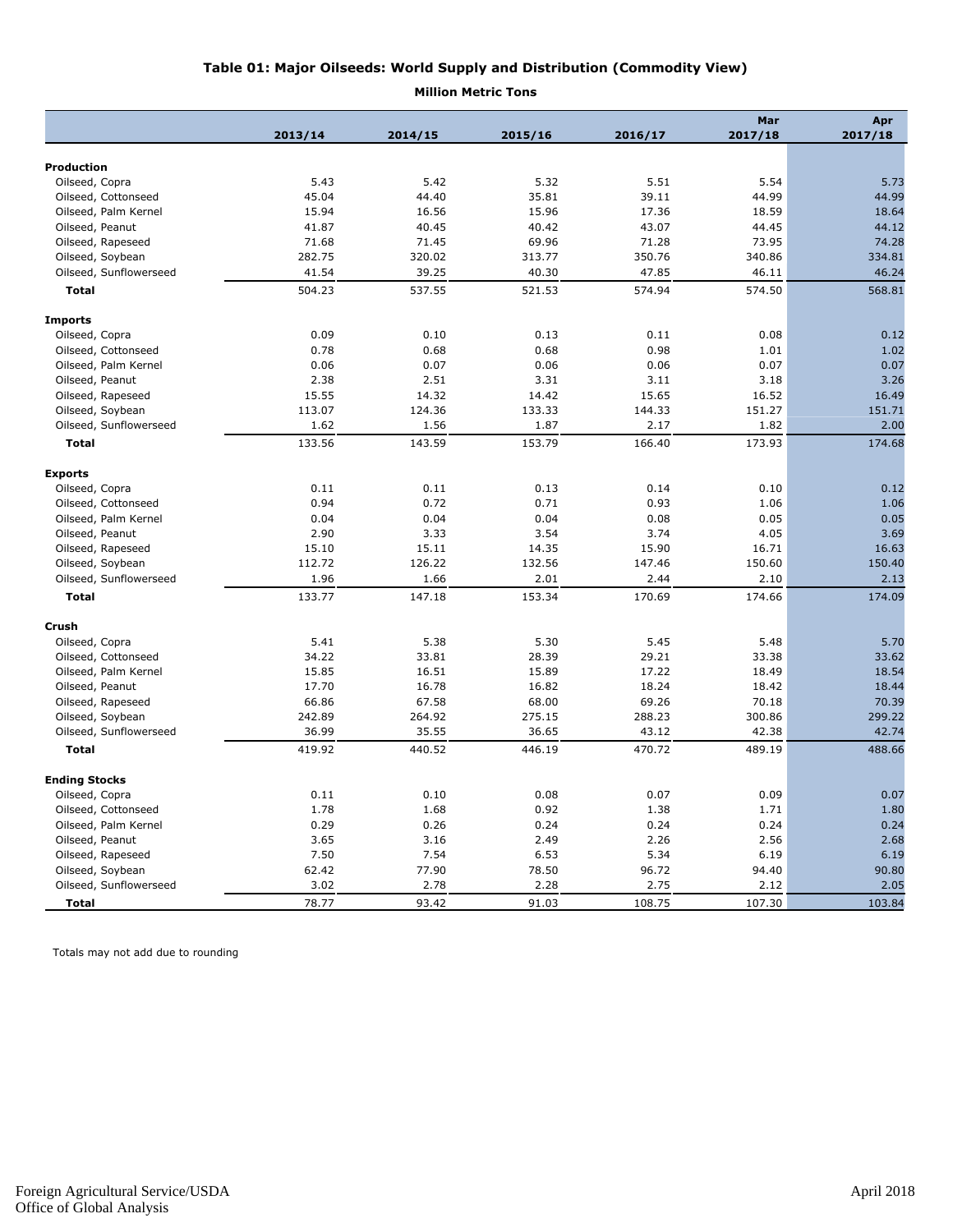# Table 01: Major Oilseeds: World Supply and Distribution (Commodity View)

**Million Metric Tons**

| | 2013/14 | 2014/15 | 2015/16 | 2016/17 | Mar 2017/18 | Apr 2017/18 |
|---|---|---|---|---|---|---|
| **Production** | | | | | | |
| Oilseed, Copra | 5.43 | 5.42 | 5.32 | 5.51 | 5.54 | 5.73 |
| Oilseed, Cottonseed | 45.04 | 44.40 | 35.81 | 39.11 | 44.99 | 44.99 |
| Oilseed, Palm Kernel | 15.94 | 16.56 | 15.96 | 17.36 | 18.59 | 18.64 |
| Oilseed, Peanut | 41.87 | 40.45 | 40.42 | 43.07 | 44.45 | 44.12 |
| Oilseed, Rapeseed | 71.68 | 71.45 | 69.96 | 71.28 | 73.95 | 74.28 |
| Oilseed, Soybean | 282.75 | 320.02 | 313.77 | 350.76 | 340.86 | 334.81 |
| Oilseed, Sunflowerseed | 41.54 | 39.25 | 40.30 | 47.85 | 46.11 | 46.24 |
| **Total** | 504.23 | 537.55 | 521.53 | 574.94 | 574.50 | 568.81 |
| **Imports** | | | | | | |
| Oilseed, Copra | 0.09 | 0.10 | 0.13 | 0.11 | 0.08 | 0.12 |
| Oilseed, Cottonseed | 0.78 | 0.68 | 0.68 | 0.98 | 1.01 | 1.02 |
| Oilseed, Palm Kernel | 0.06 | 0.07 | 0.06 | 0.06 | 0.07 | 0.07 |
| Oilseed, Peanut | 2.38 | 2.51 | 3.31 | 3.11 | 3.18 | 3.26 |
| Oilseed, Rapeseed | 15.55 | 14.32 | 14.42 | 15.65 | 16.52 | 16.49 |
| Oilseed, Soybean | 113.07 | 124.36 | 133.33 | 144.33 | 151.27 | 151.71 |
| Oilseed, Sunflowerseed | 1.62 | 1.56 | 1.87 | 2.17 | 1.82 | 2.00 |
| **Total** | 133.56 | 143.59 | 153.79 | 166.40 | 173.93 | 174.68 |
| **Exports** | | | | | | |
| Oilseed, Copra | 0.11 | 0.11 | 0.13 | 0.14 | 0.10 | 0.12 |
| Oilseed, Cottonseed | 0.94 | 0.72 | 0.71 | 0.93 | 1.06 | 1.06 |
| Oilseed, Palm Kernel | 0.04 | 0.04 | 0.04 | 0.08 | 0.05 | 0.05 |
| Oilseed, Peanut | 2.90 | 3.33 | 3.54 | 3.74 | 4.05 | 3.69 |
| Oilseed, Rapeseed | 15.10 | 15.11 | 14.35 | 15.90 | 16.71 | 16.63 |
| Oilseed, Soybean | 112.72 | 126.22 | 132.56 | 147.46 | 150.60 | 150.40 |
| Oilseed, Sunflowerseed | 1.96 | 1.66 | 2.01 | 2.44 | 2.10 | 2.13 |
| **Total** | 133.77 | 147.18 | 153.34 | 170.69 | 174.66 | 174.09 |
| **Crush** | | | | | | |
| Oilseed, Copra | 5.41 | 5.38 | 5.30 | 5.45 | 5.48 | 5.70 |
| Oilseed, Cottonseed | 34.22 | 33.81 | 28.39 | 29.21 | 33.38 | 33.62 |
| Oilseed, Palm Kernel | 15.85 | 16.51 | 15.89 | 17.22 | 18.49 | 18.54 |
| Oilseed, Peanut | 17.70 | 16.78 | 16.82 | 18.24 | 18.42 | 18.44 |
| Oilseed, Rapeseed | 66.86 | 67.58 | 68.00 | 69.26 | 70.18 | 70.39 |
| Oilseed, Soybean | 242.89 | 264.92 | 275.15 | 288.23 | 300.86 | 299.22 |
| Oilseed, Sunflowerseed | 36.99 | 35.55 | 36.65 | 43.12 | 42.38 | 42.74 |
| **Total** | 419.92 | 440.52 | 446.19 | 470.72 | 489.19 | 488.66 |
| **Ending Stocks** | | | | | | |
| Oilseed, Copra | 0.11 | 0.10 | 0.08 | 0.07 | 0.09 | 0.07 |
| Oilseed, Cottonseed | 1.78 | 1.68 | 0.92 | 1.38 | 1.71 | 1.80 |
| Oilseed, Palm Kernel | 0.29 | 0.26 | 0.24 | 0.24 | 0.24 | 0.24 |
| Oilseed, Peanut | 3.65 | 3.16 | 2.49 | 2.26 | 2.56 | 2.68 |
| Oilseed, Rapeseed | 7.50 | 7.54 | 6.53 | 5.34 | 6.19 | 6.19 |
| Oilseed, Soybean | 62.42 | 77.90 | 78.50 | 96.72 | 94.40 | 90.80 |
| Oilseed, Sunflowerseed | 3.02 | 2.78 | 2.28 | 2.75 | 2.12 | 2.05 |
| **Total** | 78.77 | 93.42 | 91.03 | 108.75 | 107.30 | 103.84 |

Totals may not add due to rounding

Foreign Agricultural Service/USDA
Office of Global Analysis

April 2018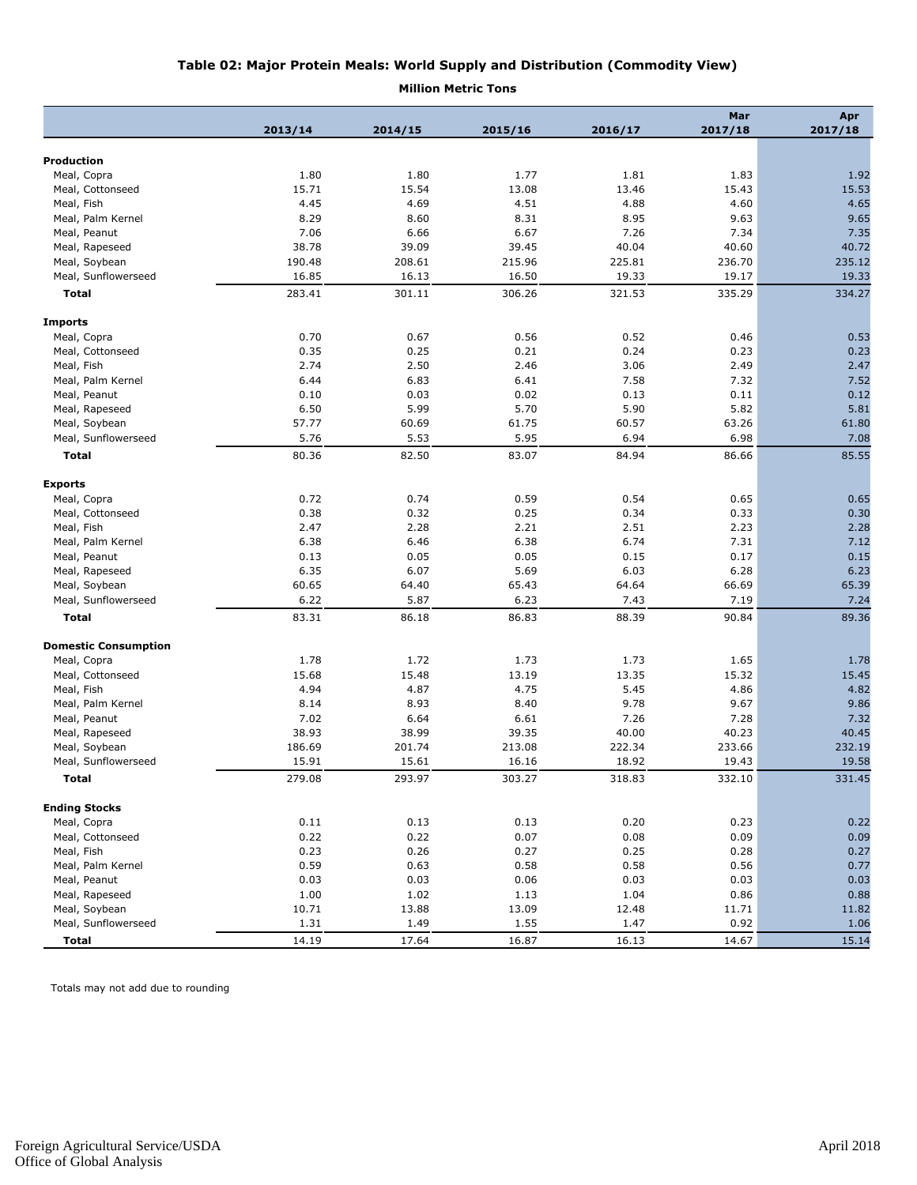## Table 02: Major Protein Meals: World Supply and Distribution (Commodity View)

**Million Metric Tons**

| | 2013/14 | 2014/15 | 2015/16 | 2016/17 | Mar 2017/18 | Apr 2017/18 |
|---|---|---|---|---|---|---|
| **Production** | | | | | | |
| Meal, Copra | 1.80 | 1.80 | 1.77 | 1.81 | 1.83 | 1.92 |
| Meal, Cottonseed | 15.71 | 15.54 | 13.08 | 13.46 | 15.43 | 15.53 |
| Meal, Fish | 4.45 | 4.69 | 4.51 | 4.88 | 4.60 | 4.65 |
| Meal, Palm Kernel | 8.29 | 8.60 | 8.31 | 8.95 | 9.63 | 9.65 |
| Meal, Peanut | 7.06 | 6.66 | 6.67 | 7.26 | 7.34 | 7.35 |
| Meal, Rapeseed | 38.78 | 39.09 | 39.45 | 40.04 | 40.60 | 40.72 |
| Meal, Soybean | 190.48 | 208.61 | 215.96 | 225.81 | 236.70 | 235.12 |
| Meal, Sunflowerseed | 16.85 | 16.13 | 16.50 | 19.33 | 19.17 | 19.33 |
| **Total** | 283.41 | 301.11 | 306.26 | 321.53 | 335.29 | 334.27 |
| **Imports** | | | | | | |
| Meal, Copra | 0.70 | 0.67 | 0.56 | 0.52 | 0.46 | 0.53 |
| Meal, Cottonseed | 0.35 | 0.25 | 0.21 | 0.24 | 0.23 | 0.23 |
| Meal, Fish | 2.74 | 2.50 | 2.46 | 3.06 | 2.49 | 2.47 |
| Meal, Palm Kernel | 6.44 | 6.83 | 6.41 | 7.58 | 7.32 | 7.52 |
| Meal, Peanut | 0.10 | 0.03 | 0.02 | 0.13 | 0.11 | 0.12 |
| Meal, Rapeseed | 6.50 | 5.99 | 5.70 | 5.90 | 5.82 | 5.81 |
| Meal, Soybean | 57.77 | 60.69 | 61.75 | 60.57 | 63.26 | 61.80 |
| Meal, Sunflowerseed | 5.76 | 5.53 | 5.95 | 6.94 | 6.98 | 7.08 |
| **Total** | 80.36 | 82.50 | 83.07 | 84.94 | 86.66 | 85.55 |
| **Exports** | | | | | | |
| Meal, Copra | 0.72 | 0.74 | 0.59 | 0.54 | 0.65 | 0.65 |
| Meal, Cottonseed | 0.38 | 0.32 | 0.25 | 0.34 | 0.33 | 0.30 |
| Meal, Fish | 2.47 | 2.28 | 2.21 | 2.51 | 2.23 | 2.28 |
| Meal, Palm Kernel | 6.38 | 6.46 | 6.38 | 6.74 | 7.31 | 7.12 |
| Meal, Peanut | 0.13 | 0.05 | 0.05 | 0.15 | 0.17 | 0.15 |
| Meal, Rapeseed | 6.35 | 6.07 | 5.69 | 6.03 | 6.28 | 6.23 |
| Meal, Soybean | 60.65 | 64.40 | 65.43 | 64.64 | 66.69 | 65.39 |
| Meal, Sunflowerseed | 6.22 | 5.87 | 6.23 | 7.43 | 7.19 | 7.24 |
| **Total** | 83.31 | 86.18 | 86.83 | 88.39 | 90.84 | 89.36 |
| **Domestic Consumption** | | | | | | |
| Meal, Copra | 1.78 | 1.72 | 1.73 | 1.73 | 1.65 | 1.78 |
| Meal, Cottonseed | 15.68 | 15.48 | 13.19 | 13.35 | 15.32 | 15.45 |
| Meal, Fish | 4.94 | 4.87 | 4.75 | 5.45 | 4.86 | 4.82 |
| Meal, Palm Kernel | 8.14 | 8.93 | 8.40 | 9.78 | 9.67 | 9.86 |
| Meal, Peanut | 7.02 | 6.64 | 6.61 | 7.26 | 7.28 | 7.32 |
| Meal, Rapeseed | 38.93 | 38.99 | 39.35 | 40.00 | 40.23 | 40.45 |
| Meal, Soybean | 186.69 | 201.74 | 213.08 | 222.34 | 233.66 | 232.19 |
| Meal, Sunflowerseed | 15.91 | 15.61 | 16.16 | 18.92 | 19.43 | 19.58 |
| **Total** | 279.08 | 293.97 | 303.27 | 318.83 | 332.10 | 331.45 |
| **Ending Stocks** | | | | | | |
| Meal, Copra | 0.11 | 0.13 | 0.13 | 0.20 | 0.23 | 0.22 |
| Meal, Cottonseed | 0.22 | 0.22 | 0.07 | 0.08 | 0.09 | 0.09 |
| Meal, Fish | 0.23 | 0.26 | 0.27 | 0.25 | 0.28 | 0.27 |
| Meal, Palm Kernel | 0.59 | 0.63 | 0.58 | 0.58 | 0.56 | 0.77 |
| Meal, Peanut | 0.03 | 0.03 | 0.06 | 0.03 | 0.03 | 0.03 |
| Meal, Rapeseed | 1.00 | 1.02 | 1.13 | 1.04 | 0.86 | 0.88 |
| Meal, Soybean | 10.71 | 13.88 | 13.09 | 12.48 | 11.71 | 11.82 |
| Meal, Sunflowerseed | 1.31 | 1.49 | 1.55 | 1.47 | 0.92 | 1.06 |
| **Total** | 14.19 | 17.64 | 16.87 | 16.13 | 14.67 | 15.14 |

Totals may not add due to rounding

Foreign Agricultural Service/USDA
Office of Global Analysis

April 2018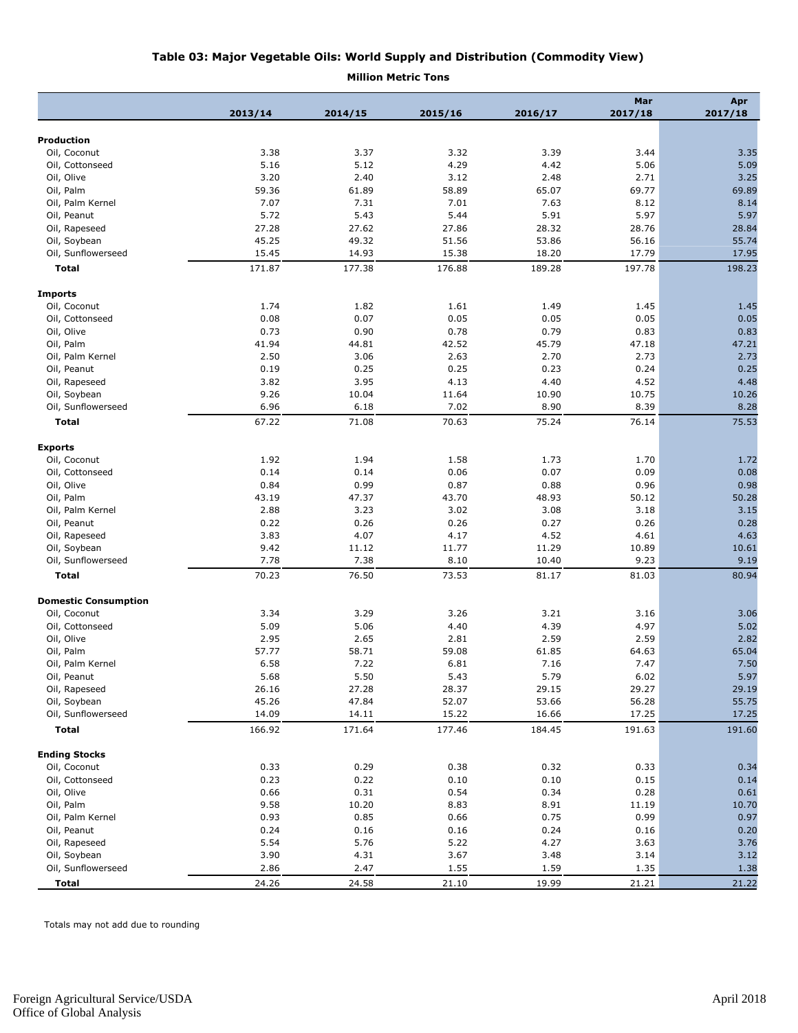## Table 03: Major Vegetable Oils: World Supply and Distribution (Commodity View)

**Million Metric Tons**

| | 2013/14 | 2014/15 | 2015/16 | 2016/17 | Mar 2017/18 | Apr 2017/18 |
|---|---|---|---|---|---|---|
| **Production** | | | | | | |
| Oil, Coconut | 3.38 | 3.37 | 3.32 | 3.39 | 3.44 | 3.35 |
| Oil, Cottonseed | 5.16 | 5.12 | 4.29 | 4.42 | 5.06 | 5.09 |
| Oil, Olive | 3.20 | 2.40 | 3.12 | 2.48 | 2.71 | 3.25 |
| Oil, Palm | 59.36 | 61.89 | 58.89 | 65.07 | 69.77 | 69.89 |
| Oil, Palm Kernel | 7.07 | 7.31 | 7.01 | 7.63 | 8.12 | 8.14 |
| Oil, Peanut | 5.72 | 5.43 | 5.44 | 5.91 | 5.97 | 5.97 |
| Oil, Rapeseed | 27.28 | 27.62 | 27.86 | 28.32 | 28.76 | 28.84 |
| Oil, Soybean | 45.25 | 49.32 | 51.56 | 53.86 | 56.16 | 55.74 |
| Oil, Sunflowerseed | 15.45 | 14.93 | 15.38 | 18.20 | 17.79 | 17.95 |
| **Total** | 171.87 | 177.38 | 176.88 | 189.28 | 197.78 | 198.23 |
| **Imports** | | | | | | |
| Oil, Coconut | 1.74 | 1.82 | 1.61 | 1.49 | 1.45 | 1.45 |
| Oil, Cottonseed | 0.08 | 0.07 | 0.05 | 0.05 | 0.05 | 0.05 |
| Oil, Olive | 0.73 | 0.90 | 0.78 | 0.79 | 0.83 | 0.83 |
| Oil, Palm | 41.94 | 44.81 | 42.52 | 45.79 | 47.18 | 47.21 |
| Oil, Palm Kernel | 2.50 | 3.06 | 2.63 | 2.70 | 2.73 | 2.73 |
| Oil, Peanut | 0.19 | 0.25 | 0.25 | 0.23 | 0.24 | 0.25 |
| Oil, Rapeseed | 3.82 | 3.95 | 4.13 | 4.40 | 4.52 | 4.48 |
| Oil, Soybean | 9.26 | 10.04 | 11.64 | 10.90 | 10.75 | 10.26 |
| Oil, Sunflowerseed | 6.96 | 6.18 | 7.02 | 8.90 | 8.39 | 8.28 |
| **Total** | 67.22 | 71.08 | 70.63 | 75.24 | 76.14 | 75.53 |
| **Exports** | | | | | | |
| Oil, Coconut | 1.92 | 1.94 | 1.58 | 1.73 | 1.70 | 1.72 |
| Oil, Cottonseed | 0.14 | 0.14 | 0.06 | 0.07 | 0.09 | 0.08 |
| Oil, Olive | 0.84 | 0.99 | 0.87 | 0.88 | 0.96 | 0.98 |
| Oil, Palm | 43.19 | 47.37 | 43.70 | 48.93 | 50.12 | 50.28 |
| Oil, Palm Kernel | 2.88 | 3.23 | 3.02 | 3.08 | 3.18 | 3.15 |
| Oil, Peanut | 0.22 | 0.26 | 0.26 | 0.27 | 0.26 | 0.28 |
| Oil, Rapeseed | 3.83 | 4.07 | 4.17 | 4.52 | 4.61 | 4.63 |
| Oil, Soybean | 9.42 | 11.12 | 11.77 | 11.29 | 10.89 | 10.61 |
| Oil, Sunflowerseed | 7.78 | 7.38 | 8.10 | 10.40 | 9.23 | 9.19 |
| **Total** | 70.23 | 76.50 | 73.53 | 81.17 | 81.03 | 80.94 |
| **Domestic Consumption** | | | | | | |
| Oil, Coconut | 3.34 | 3.29 | 3.26 | 3.21 | 3.16 | 3.06 |
| Oil, Cottonseed | 5.09 | 5.06 | 4.40 | 4.39 | 4.97 | 5.02 |
| Oil, Olive | 2.95 | 2.65 | 2.81 | 2.59 | 2.59 | 2.82 |
| Oil, Palm | 57.77 | 58.71 | 59.08 | 61.85 | 64.63 | 65.04 |
| Oil, Palm Kernel | 6.58 | 7.22 | 6.81 | 7.16 | 7.47 | 7.50 |
| Oil, Peanut | 5.68 | 5.50 | 5.43 | 5.79 | 6.02 | 5.97 |
| Oil, Rapeseed | 26.16 | 27.28 | 28.37 | 29.15 | 29.27 | 29.19 |
| Oil, Soybean | 45.26 | 47.84 | 52.07 | 53.66 | 56.28 | 55.75 |
| Oil, Sunflowerseed | 14.09 | 14.11 | 15.22 | 16.66 | 17.25 | 17.25 |
| **Total** | 166.92 | 171.64 | 177.46 | 184.45 | 191.63 | 191.60 |
| **Ending Stocks** | | | | | | |
| Oil, Coconut | 0.33 | 0.29 | 0.38 | 0.32 | 0.33 | 0.34 |
| Oil, Cottonseed | 0.23 | 0.22 | 0.10 | 0.10 | 0.15 | 0.14 |
| Oil, Olive | 0.66 | 0.31 | 0.54 | 0.34 | 0.28 | 0.61 |
| Oil, Palm | 9.58 | 10.20 | 8.83 | 8.91 | 11.19 | 10.70 |
| Oil, Palm Kernel | 0.93 | 0.85 | 0.66 | 0.75 | 0.99 | 0.97 |
| Oil, Peanut | 0.24 | 0.16 | 0.16 | 0.24 | 0.16 | 0.20 |
| Oil, Rapeseed | 5.54 | 5.76 | 5.22 | 4.27 | 3.63 | 3.76 |
| Oil, Soybean | 3.90 | 4.31 | 3.67 | 3.48 | 3.14 | 3.12 |
| Oil, Sunflowerseed | 2.86 | 2.47 | 1.55 | 1.59 | 1.35 | 1.38 |
| **Total** | 24.26 | 24.58 | 21.10 | 19.99 | 21.21 | 21.22 |

Totals may not add due to rounding

Foreign Agricultural Service/USDA
Office of Global Analysis

April 2018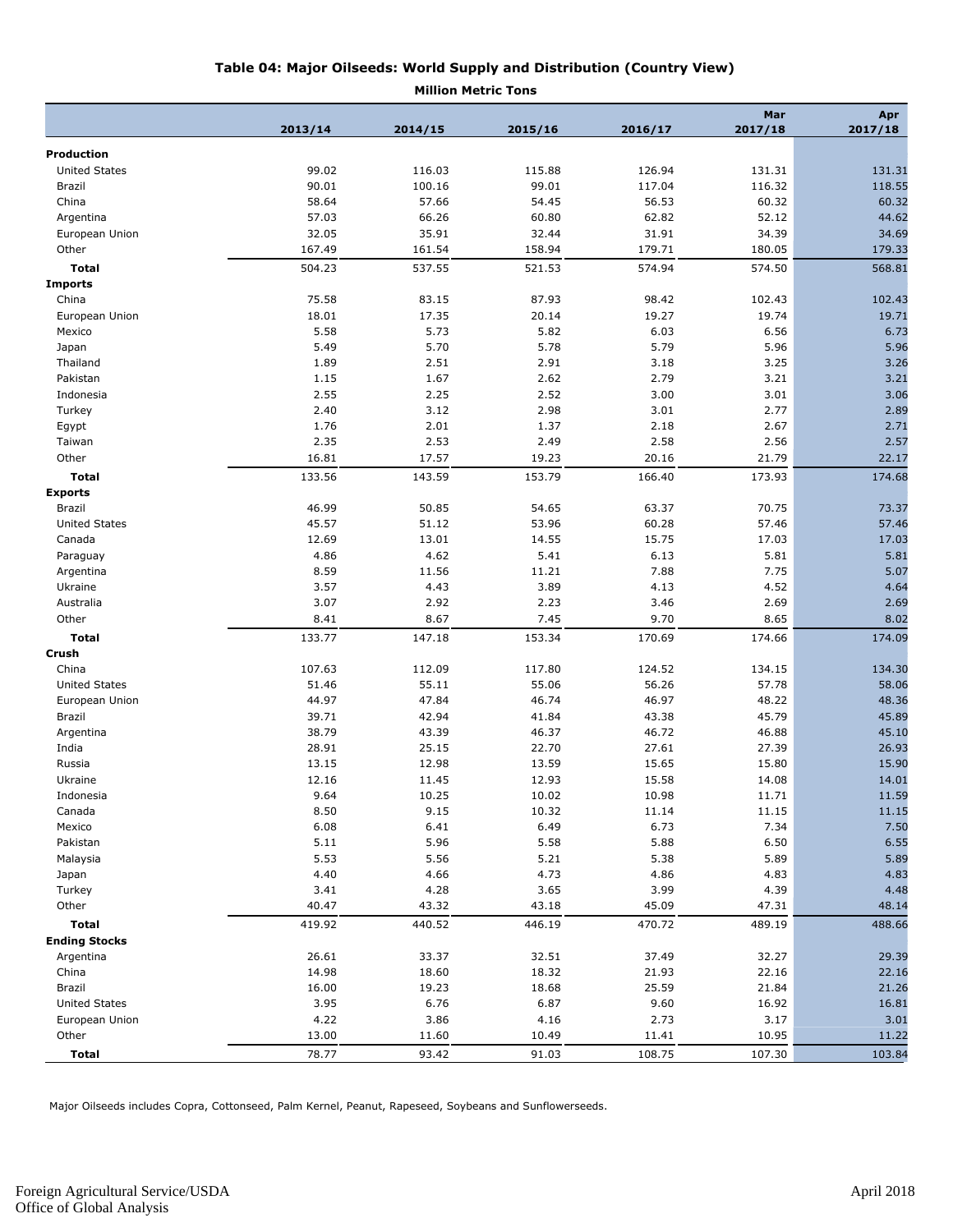## Table 04: Major Oilseeds: World Supply and Distribution (Country View)

**Million Metric Tons**

| | 2013/14 | 2014/15 | 2015/16 | 2016/17 | Mar 2017/18 | Apr 2017/18 |
|---|---|---|---|---|---|---|
| **Production** | | | | | | |
| United States | 99.02 | 116.03 | 115.88 | 126.94 | 131.31 | 131.31 |
| Brazil | 90.01 | 100.16 | 99.01 | 117.04 | 116.32 | 118.55 |
| China | 58.64 | 57.66 | 54.45 | 56.53 | 60.32 | 60.32 |
| Argentina | 57.03 | 66.26 | 60.80 | 62.82 | 52.12 | 44.62 |
| European Union | 32.05 | 35.91 | 32.44 | 31.91 | 34.39 | 34.69 |
| Other | 167.49 | 161.54 | 158.94 | 179.71 | 180.05 | 179.33 |
| **Total** | 504.23 | 537.55 | 521.53 | 574.94 | 574.50 | 568.81 |
| **Imports** | | | | | | |
| China | 75.58 | 83.15 | 87.93 | 98.42 | 102.43 | 102.43 |
| European Union | 18.01 | 17.35 | 20.14 | 19.27 | 19.74 | 19.71 |
| Mexico | 5.58 | 5.73 | 5.82 | 6.03 | 6.56 | 6.73 |
| Japan | 5.49 | 5.70 | 5.78 | 5.79 | 5.96 | 5.96 |
| Thailand | 1.89 | 2.51 | 2.91 | 3.18 | 3.25 | 3.26 |
| Pakistan | 1.15 | 1.67 | 2.62 | 2.79 | 3.21 | 3.21 |
| Indonesia | 2.55 | 2.25 | 2.52 | 3.00 | 3.01 | 3.06 |
| Turkey | 2.40 | 3.12 | 2.98 | 3.01 | 2.77 | 2.89 |
| Egypt | 1.76 | 2.01 | 1.37 | 2.18 | 2.67 | 2.71 |
| Taiwan | 2.35 | 2.53 | 2.49 | 2.58 | 2.56 | 2.57 |
| Other | 16.81 | 17.57 | 19.23 | 20.16 | 21.79 | 22.17 |
| **Total** | 133.56 | 143.59 | 153.79 | 166.40 | 173.93 | 174.68 |
| **Exports** | | | | | | |
| Brazil | 46.99 | 50.85 | 54.65 | 63.37 | 70.75 | 73.37 |
| United States | 45.57 | 51.12 | 53.96 | 60.28 | 57.46 | 57.46 |
| Canada | 12.69 | 13.01 | 14.55 | 15.75 | 17.03 | 17.03 |
| Paraguay | 4.86 | 4.62 | 5.41 | 6.13 | 5.81 | 5.81 |
| Argentina | 8.59 | 11.56 | 11.21 | 7.88 | 7.75 | 5.07 |
| Ukraine | 3.57 | 4.43 | 3.89 | 4.13 | 4.52 | 4.64 |
| Australia | 3.07 | 2.92 | 2.23 | 3.46 | 2.69 | 2.69 |
| Other | 8.41 | 8.67 | 7.45 | 9.70 | 8.65 | 8.02 |
| **Total** | 133.77 | 147.18 | 153.34 | 170.69 | 174.66 | 174.09 |
| **Crush** | | | | | | |
| China | 107.63 | 112.09 | 117.80 | 124.52 | 134.15 | 134.30 |
| United States | 51.46 | 55.11 | 55.06 | 56.26 | 57.78 | 58.06 |
| European Union | 44.97 | 47.84 | 46.74 | 46.97 | 48.22 | 48.36 |
| Brazil | 39.71 | 42.94 | 41.84 | 43.38 | 45.79 | 45.89 |
| Argentina | 38.79 | 43.39 | 46.37 | 46.72 | 46.88 | 45.10 |
| India | 28.91 | 25.15 | 22.70 | 27.61 | 27.39 | 26.93 |
| Russia | 13.15 | 12.98 | 13.59 | 15.65 | 15.80 | 15.90 |
| Ukraine | 12.16 | 11.45 | 12.93 | 15.58 | 14.08 | 14.01 |
| Indonesia | 9.64 | 10.25 | 10.02 | 10.98 | 11.71 | 11.59 |
| Canada | 8.50 | 9.15 | 10.32 | 11.14 | 11.15 | 11.15 |
| Mexico | 6.08 | 6.41 | 6.49 | 6.73 | 7.34 | 7.50 |
| Pakistan | 5.11 | 5.96 | 5.58 | 5.88 | 6.50 | 6.55 |
| Malaysia | 5.53 | 5.56 | 5.21 | 5.38 | 5.89 | 5.89 |
| Japan | 4.40 | 4.66 | 4.73 | 4.86 | 4.83 | 4.83 |
| Turkey | 3.41 | 4.28 | 3.65 | 3.99 | 4.39 | 4.48 |
| Other | 40.47 | 43.32 | 43.18 | 45.09 | 47.31 | 48.14 |
| **Total** | 419.92 | 440.52 | 446.19 | 470.72 | 489.19 | 488.66 |
| **Ending Stocks** | | | | | | |
| Argentina | 26.61 | 33.37 | 32.51 | 37.49 | 32.27 | 29.39 |
| China | 14.98 | 18.60 | 18.32 | 21.93 | 22.16 | 22.16 |
| Brazil | 16.00 | 19.23 | 18.68 | 25.59 | 21.84 | 21.26 |
| United States | 3.95 | 6.76 | 6.87 | 9.60 | 16.92 | 16.81 |
| European Union | 4.22 | 3.86 | 4.16 | 2.73 | 3.17 | 3.01 |
| Other | 13.00 | 11.60 | 10.49 | 11.41 | 10.95 | 11.22 |
| **Total** | 78.77 | 93.42 | 91.03 | 108.75 | 107.30 | 103.84 |

Major Oilseeds includes Copra, Cottonseed, Palm Kernel, Peanut, Rapeseed, Soybeans and Sunflowerseeds.

Foreign Agricultural Service/USDA
Office of Global Analysis

April 2018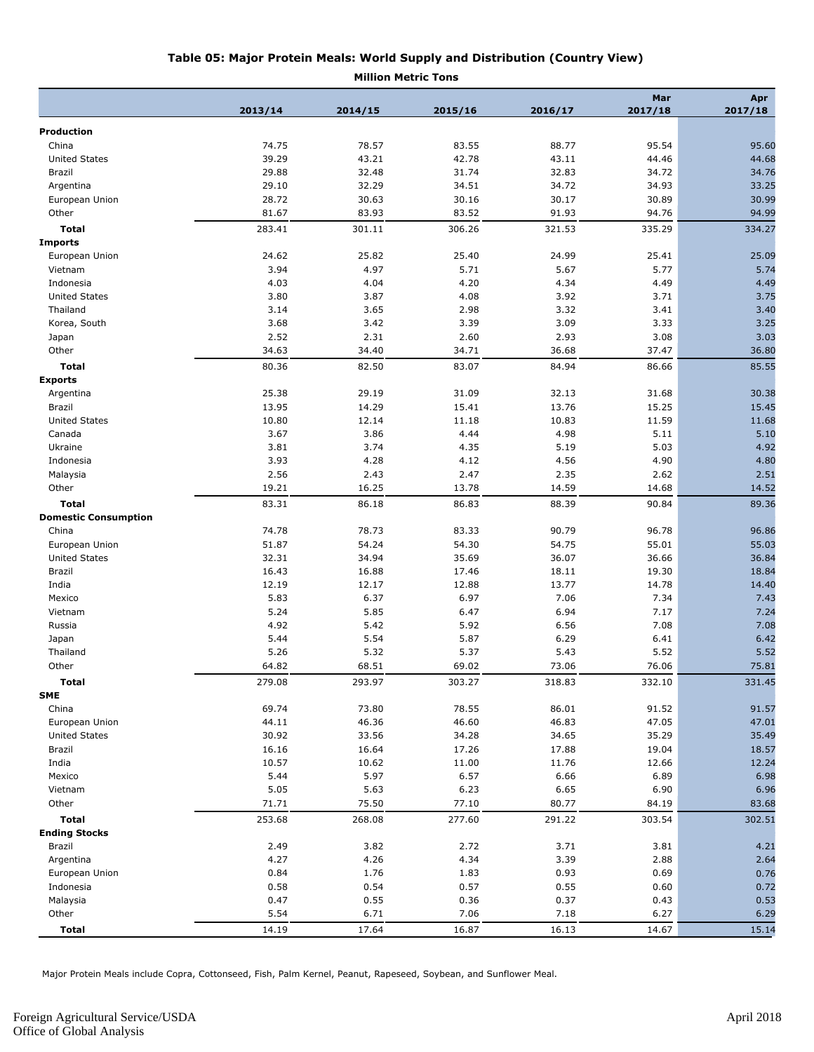## Table 05: Major Protein Meals: World Supply and Distribution (Country View)

**Million Metric Tons**

| | 2013/14 | 2014/15 | 2015/16 | 2016/17 | Mar 2017/18 | Apr 2017/18 |
|---|---|---|---|---|---|---|
| **Production** | | | | | | |
| China | 74.75 | 78.57 | 83.55 | 88.77 | 95.54 | 95.60 |
| United States | 39.29 | 43.21 | 42.78 | 43.11 | 44.46 | 44.68 |
| Brazil | 29.88 | 32.48 | 31.74 | 32.83 | 34.72 | 34.76 |
| Argentina | 29.10 | 32.29 | 34.51 | 34.72 | 34.93 | 33.25 |
| European Union | 28.72 | 30.63 | 30.16 | 30.17 | 30.89 | 30.99 |
| Other | 81.67 | 83.93 | 83.52 | 91.93 | 94.76 | 94.99 |
| **Total** | 283.41 | 301.11 | 306.26 | 321.53 | 335.29 | 334.27 |
| **Imports** | | | | | | |
| European Union | 24.62 | 25.82 | 25.40 | 24.99 | 25.41 | 25.09 |
| Vietnam | 3.94 | 4.97 | 5.71 | 5.67 | 5.77 | 5.74 |
| Indonesia | 4.03 | 4.04 | 4.20 | 4.34 | 4.49 | 4.49 |
| United States | 3.80 | 3.87 | 4.08 | 3.92 | 3.71 | 3.75 |
| Thailand | 3.14 | 3.65 | 2.98 | 3.32 | 3.41 | 3.40 |
| Korea, South | 3.68 | 3.42 | 3.39 | 3.09 | 3.33 | 3.25 |
| Japan | 2.52 | 2.31 | 2.60 | 2.93 | 3.08 | 3.03 |
| Other | 34.63 | 34.40 | 34.71 | 36.68 | 37.47 | 36.80 |
| **Total** | 80.36 | 82.50 | 83.07 | 84.94 | 86.66 | 85.55 |
| **Exports** | | | | | | |
| Argentina | 25.38 | 29.19 | 31.09 | 32.13 | 31.68 | 30.38 |
| Brazil | 13.95 | 14.29 | 15.41 | 13.76 | 15.25 | 15.45 |
| United States | 10.80 | 12.14 | 11.18 | 10.83 | 11.59 | 11.68 |
| Canada | 3.67 | 3.86 | 4.44 | 4.98 | 5.11 | 5.10 |
| Ukraine | 3.81 | 3.74 | 4.35 | 5.19 | 5.03 | 4.92 |
| Indonesia | 3.93 | 4.28 | 4.12 | 4.56 | 4.90 | 4.80 |
| Malaysia | 2.56 | 2.43 | 2.47 | 2.35 | 2.62 | 2.51 |
| Other | 19.21 | 16.25 | 13.78 | 14.59 | 14.68 | 14.52 |
| **Total** | 83.31 | 86.18 | 86.83 | 88.39 | 90.84 | 89.36 |
| **Domestic Consumption** | | | | | | |
| China | 74.78 | 78.73 | 83.33 | 90.79 | 96.78 | 96.86 |
| European Union | 51.87 | 54.24 | 54.30 | 54.75 | 55.01 | 55.03 |
| United States | 32.31 | 34.94 | 35.69 | 36.07 | 36.66 | 36.84 |
| Brazil | 16.43 | 16.88 | 17.46 | 18.11 | 19.30 | 18.84 |
| India | 12.19 | 12.17 | 12.88 | 13.77 | 14.78 | 14.40 |
| Mexico | 5.83 | 6.37 | 6.97 | 7.06 | 7.34 | 7.43 |
| Vietnam | 5.24 | 5.85 | 6.47 | 6.94 | 7.17 | 7.24 |
| Russia | 4.92 | 5.42 | 5.92 | 6.56 | 7.08 | 7.08 |
| Japan | 5.44 | 5.54 | 5.87 | 6.29 | 6.41 | 6.42 |
| Thailand | 5.26 | 5.32 | 5.37 | 5.43 | 5.52 | 5.52 |
| Other | 64.82 | 68.51 | 69.02 | 73.06 | 76.06 | 75.81 |
| **Total** | 279.08 | 293.97 | 303.27 | 318.83 | 332.10 | 331.45 |
| **SME** | | | | | | |
| China | 69.74 | 73.80 | 78.55 | 86.01 | 91.52 | 91.57 |
| European Union | 44.11 | 46.36 | 46.60 | 46.83 | 47.05 | 47.01 |
| United States | 30.92 | 33.56 | 34.28 | 34.65 | 35.29 | 35.49 |
| Brazil | 16.16 | 16.64 | 17.26 | 17.88 | 19.04 | 18.57 |
| India | 10.57 | 10.62 | 11.00 | 11.76 | 12.66 | 12.24 |
| Mexico | 5.44 | 5.97 | 6.57 | 6.66 | 6.89 | 6.98 |
| Vietnam | 5.05 | 5.63 | 6.23 | 6.65 | 6.90 | 6.96 |
| Other | 71.71 | 75.50 | 77.10 | 80.77 | 84.19 | 83.68 |
| **Total** | 253.68 | 268.08 | 277.60 | 291.22 | 303.54 | 302.51 |
| **Ending Stocks** | | | | | | |
| Brazil | 2.49 | 3.82 | 2.72 | 3.71 | 3.81 | 4.21 |
| Argentina | 4.27 | 4.26 | 4.34 | 3.39 | 2.88 | 2.64 |
| European Union | 0.84 | 1.76 | 1.83 | 0.93 | 0.69 | 0.76 |
| Indonesia | 0.58 | 0.54 | 0.57 | 0.55 | 0.60 | 0.72 |
| Malaysia | 0.47 | 0.55 | 0.36 | 0.37 | 0.43 | 0.53 |
| Other | 5.54 | 6.71 | 7.06 | 7.18 | 6.27 | 6.29 |
| **Total** | 14.19 | 17.64 | 16.87 | 16.13 | 14.67 | 15.14 |

Major Protein Meals include Copra, Cottonseed, Fish, Palm Kernel, Peanut, Rapeseed, Soybean, and Sunflower Meal.

Foreign Agricultural Service/USDA
Office of Global Analysis

April 2018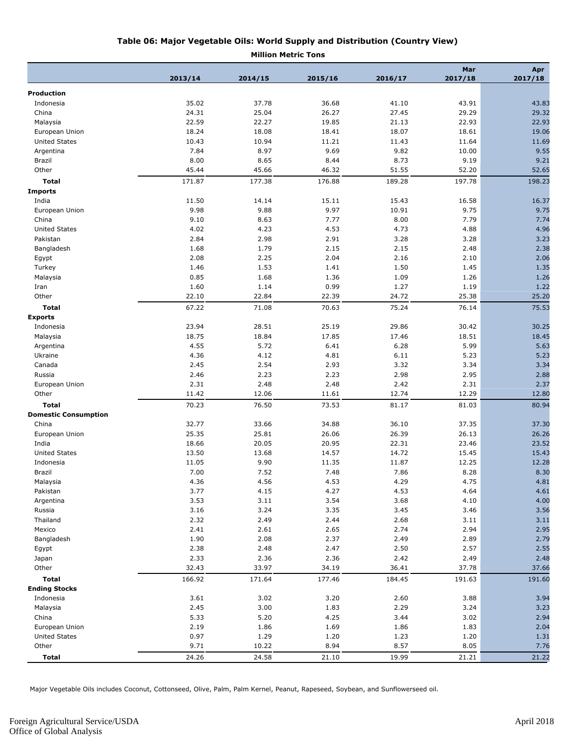## Table 06: Major Vegetable Oils: World Supply and Distribution (Country View)

**Million Metric Tons**

| | 2013/14 | 2014/15 | 2015/16 | 2016/17 | Mar 2017/18 | Apr 2017/18 |
|---|---|---|---|---|---|---|
| **Production** | | | | | | |
| Indonesia | 35.02 | 37.78 | 36.68 | 41.10 | 43.91 | 43.83 |
| China | 24.31 | 25.04 | 26.27 | 27.45 | 29.29 | 29.32 |
| Malaysia | 22.59 | 22.27 | 19.85 | 21.13 | 22.93 | 22.93 |
| European Union | 18.24 | 18.08 | 18.41 | 18.07 | 18.61 | 19.06 |
| United States | 10.43 | 10.94 | 11.21 | 11.43 | 11.64 | 11.69 |
| Argentina | 7.84 | 8.97 | 9.69 | 9.82 | 10.00 | 9.55 |
| Brazil | 8.00 | 8.65 | 8.44 | 8.73 | 9.19 | 9.21 |
| Other | 45.44 | 45.66 | 46.32 | 51.55 | 52.20 | 52.65 |
| **Total** | 171.87 | 177.38 | 176.88 | 189.28 | 197.78 | 198.23 |
| **Imports** | | | | | | |
| India | 11.50 | 14.14 | 15.11 | 15.43 | 16.58 | 16.37 |
| European Union | 9.98 | 9.88 | 9.97 | 10.91 | 9.75 | 9.75 |
| China | 9.10 | 8.63 | 7.77 | 8.00 | 7.79 | 7.74 |
| United States | 4.02 | 4.23 | 4.53 | 4.73 | 4.88 | 4.96 |
| Pakistan | 2.84 | 2.98 | 2.91 | 3.28 | 3.28 | 3.23 |
| Bangladesh | 1.68 | 1.79 | 2.15 | 2.15 | 2.48 | 2.38 |
| Egypt | 2.08 | 2.25 | 2.04 | 2.16 | 2.10 | 2.06 |
| Turkey | 1.46 | 1.53 | 1.41 | 1.50 | 1.45 | 1.35 |
| Malaysia | 0.85 | 1.68 | 1.36 | 1.09 | 1.26 | 1.26 |
| Iran | 1.60 | 1.14 | 0.99 | 1.27 | 1.19 | 1.22 |
| Other | 22.10 | 22.84 | 22.39 | 24.72 | 25.38 | 25.20 |
| **Total** | 67.22 | 71.08 | 70.63 | 75.24 | 76.14 | 75.53 |
| **Exports** | | | | | | |
| Indonesia | 23.94 | 28.51 | 25.19 | 29.86 | 30.42 | 30.25 |
| Malaysia | 18.75 | 18.84 | 17.85 | 17.46 | 18.51 | 18.45 |
| Argentina | 4.55 | 5.72 | 6.41 | 6.28 | 5.99 | 5.63 |
| Ukraine | 4.36 | 4.12 | 4.81 | 6.11 | 5.23 | 5.23 |
| Canada | 2.45 | 2.54 | 2.93 | 3.32 | 3.34 | 3.34 |
| Russia | 2.46 | 2.23 | 2.23 | 2.98 | 2.95 | 2.88 |
| European Union | 2.31 | 2.48 | 2.48 | 2.42 | 2.31 | 2.37 |
| Other | 11.42 | 12.06 | 11.61 | 12.74 | 12.29 | 12.80 |
| **Total** | 70.23 | 76.50 | 73.53 | 81.17 | 81.03 | 80.94 |
| **Domestic Consumption** | | | | | | |
| China | 32.77 | 33.66 | 34.88 | 36.10 | 37.35 | 37.30 |
| European Union | 25.35 | 25.81 | 26.06 | 26.39 | 26.13 | 26.26 |
| India | 18.66 | 20.05 | 20.95 | 22.31 | 23.46 | 23.52 |
| United States | 13.50 | 13.68 | 14.57 | 14.72 | 15.45 | 15.43 |
| Indonesia | 11.05 | 9.90 | 11.35 | 11.87 | 12.25 | 12.28 |
| Brazil | 7.00 | 7.52 | 7.48 | 7.86 | 8.28 | 8.30 |
| Malaysia | 4.36 | 4.56 | 4.53 | 4.29 | 4.75 | 4.81 |
| Pakistan | 3.77 | 4.15 | 4.27 | 4.53 | 4.64 | 4.61 |
| Argentina | 3.53 | 3.11 | 3.54 | 3.68 | 4.10 | 4.00 |
| Russia | 3.16 | 3.24 | 3.35 | 3.45 | 3.46 | 3.56 |
| Thailand | 2.32 | 2.49 | 2.44 | 2.68 | 3.11 | 3.11 |
| Mexico | 2.41 | 2.61 | 2.65 | 2.74 | 2.94 | 2.95 |
| Bangladesh | 1.90 | 2.08 | 2.37 | 2.49 | 2.89 | 2.79 |
| Egypt | 2.38 | 2.48 | 2.47 | 2.50 | 2.57 | 2.55 |
| Japan | 2.33 | 2.36 | 2.36 | 2.42 | 2.49 | 2.48 |
| Other | 32.43 | 33.97 | 34.19 | 36.41 | 37.78 | 37.66 |
| **Total** | 166.92 | 171.64 | 177.46 | 184.45 | 191.63 | 191.60 |
| **Ending Stocks** | | | | | | |
| Indonesia | 3.61 | 3.02 | 3.20 | 2.60 | 3.88 | 3.94 |
| Malaysia | 2.45 | 3.00 | 1.83 | 2.29 | 3.24 | 3.23 |
| China | 5.33 | 5.20 | 4.25 | 3.44 | 3.02 | 2.94 |
| European Union | 2.19 | 1.86 | 1.69 | 1.86 | 1.83 | 2.04 |
| United States | 0.97 | 1.29 | 1.20 | 1.23 | 1.20 | 1.31 |
| Other | 9.71 | 10.22 | 8.94 | 8.57 | 8.05 | 7.76 |
| **Total** | 24.26 | 24.58 | 21.10 | 19.99 | 21.21 | 21.22 |

Major Vegetable Oils includes Coconut, Cottonseed, Olive, Palm, Palm Kernel, Peanut, Rapeseed, Soybean, and Sunflowerseed oil.

Foreign Agricultural Service/USDA
Office of Global Analysis

April 2018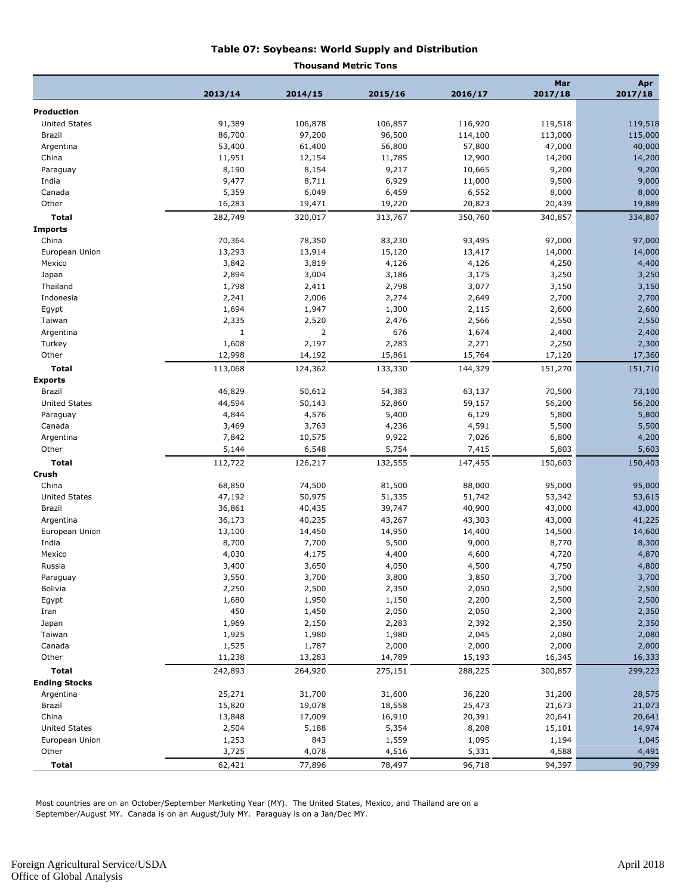# Table 07: Soybeans: World Supply and Distribution

**Thousand Metric Tons**

| | 2013/14 | 2014/15 | 2015/16 | 2016/17 | Mar 2017/18 | Apr 2017/18 |
|---|---|---|---|---|---|---|
| **Production** | | | | | | |
| United States | 91,389 | 106,878 | 106,857 | 116,920 | 119,518 | 119,518 |
| Brazil | 86,700 | 97,200 | 96,500 | 114,100 | 113,000 | 115,000 |
| Argentina | 53,400 | 61,400 | 56,800 | 57,800 | 47,000 | 40,000 |
| China | 11,951 | 12,154 | 11,785 | 12,900 | 14,200 | 14,200 |
| Paraguay | 8,190 | 8,154 | 9,217 | 10,665 | 9,200 | 9,200 |
| India | 9,477 | 8,711 | 6,929 | 11,000 | 9,500 | 9,000 |
| Canada | 5,359 | 6,049 | 6,459 | 6,552 | 8,000 | 8,000 |
| Other | 16,283 | 19,471 | 19,220 | 20,823 | 20,439 | 19,889 |
| **Total** | 282,749 | 320,017 | 313,767 | 350,760 | 340,857 | 334,807 |
| **Imports** | | | | | | |
| China | 70,364 | 78,350 | 83,230 | 93,495 | 97,000 | 97,000 |
| European Union | 13,293 | 13,914 | 15,120 | 13,417 | 14,000 | 14,000 |
| Mexico | 3,842 | 3,819 | 4,126 | 4,126 | 4,250 | 4,400 |
| Japan | 2,894 | 3,004 | 3,186 | 3,175 | 3,250 | 3,250 |
| Thailand | 1,798 | 2,411 | 2,798 | 3,077 | 3,150 | 3,150 |
| Indonesia | 2,241 | 2,006 | 2,274 | 2,649 | 2,700 | 2,700 |
| Egypt | 1,694 | 1,947 | 1,300 | 2,115 | 2,600 | 2,600 |
| Taiwan | 2,335 | 2,520 | 2,476 | 2,566 | 2,550 | 2,550 |
| Argentina | 1 | 2 | 676 | 1,674 | 2,400 | 2,400 |
| Turkey | 1,608 | 2,197 | 2,283 | 2,271 | 2,250 | 2,300 |
| Other | 12,998 | 14,192 | 15,861 | 15,764 | 17,120 | 17,360 |
| **Total** | 113,068 | 124,362 | 133,330 | 144,329 | 151,270 | 151,710 |
| **Exports** | | | | | | |
| Brazil | 46,829 | 50,612 | 54,383 | 63,137 | 70,500 | 73,100 |
| United States | 44,594 | 50,143 | 52,860 | 59,157 | 56,200 | 56,200 |
| Paraguay | 4,844 | 4,576 | 5,400 | 6,129 | 5,800 | 5,800 |
| Canada | 3,469 | 3,763 | 4,236 | 4,591 | 5,500 | 5,500 |
| Argentina | 7,842 | 10,575 | 9,922 | 7,026 | 6,800 | 4,200 |
| Other | 5,144 | 6,548 | 5,754 | 7,415 | 5,803 | 5,603 |
| **Total** | 112,722 | 126,217 | 132,555 | 147,455 | 150,603 | 150,403 |
| **Crush** | | | | | | |
| China | 68,850 | 74,500 | 81,500 | 88,000 | 95,000 | 95,000 |
| United States | 47,192 | 50,975 | 51,335 | 51,742 | 53,342 | 53,615 |
| Brazil | 36,861 | 40,435 | 39,747 | 40,900 | 43,000 | 43,000 |
| Argentina | 36,173 | 40,235 | 43,267 | 43,303 | 43,000 | 41,225 |
| European Union | 13,100 | 14,450 | 14,950 | 14,400 | 14,500 | 14,600 |
| India | 8,700 | 7,700 | 5,500 | 9,000 | 8,770 | 8,300 |
| Mexico | 4,030 | 4,175 | 4,400 | 4,600 | 4,720 | 4,870 |
| Russia | 3,400 | 3,650 | 4,050 | 4,500 | 4,750 | 4,800 |
| Paraguay | 3,550 | 3,700 | 3,800 | 3,850 | 3,700 | 3,700 |
| Bolivia | 2,250 | 2,500 | 2,350 | 2,050 | 2,500 | 2,500 |
| Egypt | 1,680 | 1,950 | 1,150 | 2,200 | 2,500 | 2,500 |
| Iran | 450 | 1,450 | 2,050 | 2,050 | 2,300 | 2,350 |
| Japan | 1,969 | 2,150 | 2,283 | 2,392 | 2,350 | 2,350 |
| Taiwan | 1,925 | 1,980 | 1,980 | 2,045 | 2,080 | 2,080 |
| Canada | 1,525 | 1,787 | 2,000 | 2,000 | 2,000 | 2,000 |
| Other | 11,238 | 13,283 | 14,789 | 15,193 | 16,345 | 16,333 |
| **Total** | 242,893 | 264,920 | 275,151 | 288,225 | 300,857 | 299,223 |
| **Ending Stocks** | | | | | | |
| Argentina | 25,271 | 31,700 | 31,600 | 36,220 | 31,200 | 28,575 |
| Brazil | 15,820 | 19,078 | 18,558 | 25,473 | 21,673 | 21,073 |
| China | 13,848 | 17,009 | 16,910 | 20,391 | 20,641 | 20,641 |
| United States | 2,504 | 5,188 | 5,354 | 8,208 | 15,101 | 14,974 |
| European Union | 1,253 | 843 | 1,559 | 1,095 | 1,194 | 1,045 |
| Other | 3,725 | 4,078 | 4,516 | 5,331 | 4,588 | 4,491 |
| **Total** | 62,421 | 77,896 | 78,497 | 96,718 | 94,397 | 90,799 |

Most countries are on an October/September Marketing Year (MY). The United States, Mexico, and Thailand are on a September/August MY. Canada is on an August/July MY. Paraguay is on a Jan/Dec MY.

Foreign Agricultural Service/USDA
Office of Global Analysis

April 2018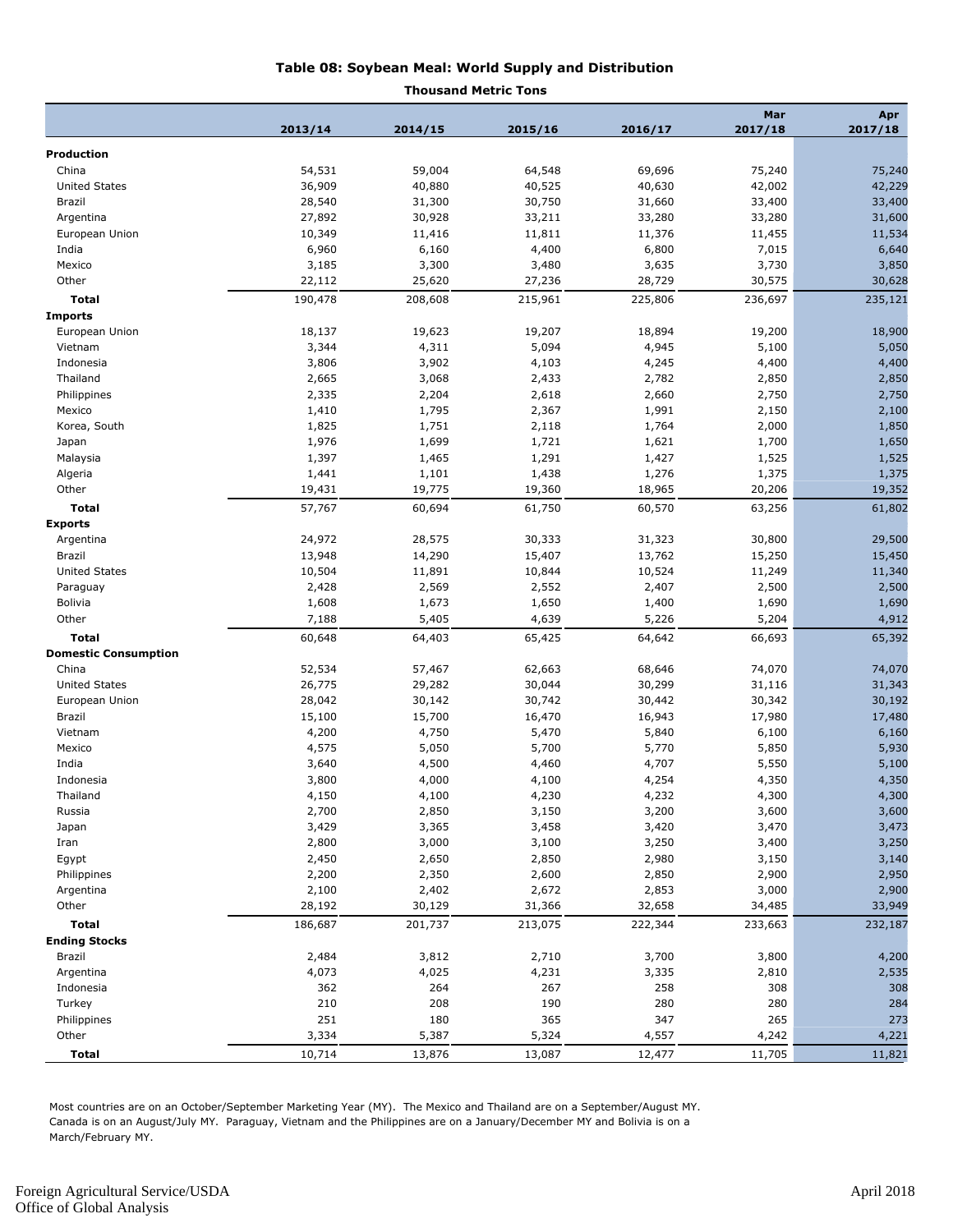# Table 08: Soybean Meal: World Supply and Distribution

**Thousand Metric Tons**

| | 2013/14 | 2014/15 | 2015/16 | 2016/17 | Mar 2017/18 | Apr 2017/18 |
|---|---|---|---|---|---|---|
| **Production** | | | | | | |
| China | 54,531 | 59,004 | 64,548 | 69,696 | 75,240 | 75,240 |
| United States | 36,909 | 40,880 | 40,525 | 40,630 | 42,002 | 42,229 |
| Brazil | 28,540 | 31,300 | 30,750 | 31,660 | 33,400 | 33,400 |
| Argentina | 27,892 | 30,928 | 33,211 | 33,280 | 33,280 | 31,600 |
| European Union | 10,349 | 11,416 | 11,811 | 11,376 | 11,455 | 11,534 |
| India | 6,960 | 6,160 | 4,400 | 6,800 | 7,015 | 6,640 |
| Mexico | 3,185 | 3,300 | 3,480 | 3,635 | 3,730 | 3,850 |
| Other | 22,112 | 25,620 | 27,236 | 28,729 | 30,575 | 30,628 |
| **Total** | 190,478 | 208,608 | 215,961 | 225,806 | 236,697 | 235,121 |
| **Imports** | | | | | | |
| European Union | 18,137 | 19,623 | 19,207 | 18,894 | 19,200 | 18,900 |
| Vietnam | 3,344 | 4,311 | 5,094 | 4,945 | 5,100 | 5,050 |
| Indonesia | 3,806 | 3,902 | 4,103 | 4,245 | 4,400 | 4,400 |
| Thailand | 2,665 | 3,068 | 2,433 | 2,782 | 2,850 | 2,850 |
| Philippines | 2,335 | 2,204 | 2,618 | 2,660 | 2,750 | 2,750 |
| Mexico | 1,410 | 1,795 | 2,367 | 1,991 | 2,150 | 2,100 |
| Korea, South | 1,825 | 1,751 | 2,118 | 1,764 | 2,000 | 1,850 |
| Japan | 1,976 | 1,699 | 1,721 | 1,621 | 1,700 | 1,650 |
| Malaysia | 1,397 | 1,465 | 1,291 | 1,427 | 1,525 | 1,525 |
| Algeria | 1,441 | 1,101 | 1,438 | 1,276 | 1,375 | 1,375 |
| Other | 19,431 | 19,775 | 19,360 | 18,965 | 20,206 | 19,352 |
| **Total** | 57,767 | 60,694 | 61,750 | 60,570 | 63,256 | 61,802 |
| **Exports** | | | | | | |
| Argentina | 24,972 | 28,575 | 30,333 | 31,323 | 30,800 | 29,500 |
| Brazil | 13,948 | 14,290 | 15,407 | 13,762 | 15,250 | 15,450 |
| United States | 10,504 | 11,891 | 10,844 | 10,524 | 11,249 | 11,340 |
| Paraguay | 2,428 | 2,569 | 2,552 | 2,407 | 2,500 | 2,500 |
| Bolivia | 1,608 | 1,673 | 1,650 | 1,400 | 1,690 | 1,690 |
| Other | 7,188 | 5,405 | 4,639 | 5,226 | 5,204 | 4,912 |
| **Total** | 60,648 | 64,403 | 65,425 | 64,642 | 66,693 | 65,392 |
| **Domestic Consumption** | | | | | | |
| China | 52,534 | 57,467 | 62,663 | 68,646 | 74,070 | 74,070 |
| United States | 26,775 | 29,282 | 30,044 | 30,299 | 31,116 | 31,343 |
| European Union | 28,042 | 30,142 | 30,742 | 30,442 | 30,342 | 30,192 |
| Brazil | 15,100 | 15,700 | 16,470 | 16,943 | 17,980 | 17,480 |
| Vietnam | 4,200 | 4,750 | 5,470 | 5,840 | 6,100 | 6,160 |
| Mexico | 4,575 | 5,050 | 5,700 | 5,770 | 5,850 | 5,930 |
| India | 3,640 | 4,500 | 4,460 | 4,707 | 5,550 | 5,100 |
| Indonesia | 3,800 | 4,000 | 4,100 | 4,254 | 4,350 | 4,350 |
| Thailand | 4,150 | 4,100 | 4,230 | 4,232 | 4,300 | 4,300 |
| Russia | 2,700 | 2,850 | 3,150 | 3,200 | 3,600 | 3,600 |
| Japan | 3,429 | 3,365 | 3,458 | 3,420 | 3,470 | 3,473 |
| Iran | 2,800 | 3,000 | 3,100 | 3,250 | 3,400 | 3,250 |
| Egypt | 2,450 | 2,650 | 2,850 | 2,980 | 3,150 | 3,140 |
| Philippines | 2,200 | 2,350 | 2,600 | 2,850 | 2,900 | 2,950 |
| Argentina | 2,100 | 2,402 | 2,672 | 2,853 | 3,000 | 2,900 |
| Other | 28,192 | 30,129 | 31,366 | 32,658 | 34,485 | 33,949 |
| **Total** | 186,687 | 201,737 | 213,075 | 222,344 | 233,663 | 232,187 |
| **Ending Stocks** | | | | | | |
| Brazil | 2,484 | 3,812 | 2,710 | 3,700 | 3,800 | 4,200 |
| Argentina | 4,073 | 4,025 | 4,231 | 3,335 | 2,810 | 2,535 |
| Indonesia | 362 | 264 | 267 | 258 | 308 | 308 |
| Turkey | 210 | 208 | 190 | 280 | 280 | 284 |
| Philippines | 251 | 180 | 365 | 347 | 265 | 273 |
| Other | 3,334 | 5,387 | 5,324 | 4,557 | 4,242 | 4,221 |
| **Total** | 10,714 | 13,876 | 13,087 | 12,477 | 11,705 | 11,821 |

Most countries are on an October/September Marketing Year (MY). The Mexico and Thailand are on a September/August MY. Canada is on an August/July MY. Paraguay, Vietnam and the Philippines are on a January/December MY and Bolivia is on a March/February MY.

Foreign Agricultural Service/USDA
Office of Global Analysis

April 2018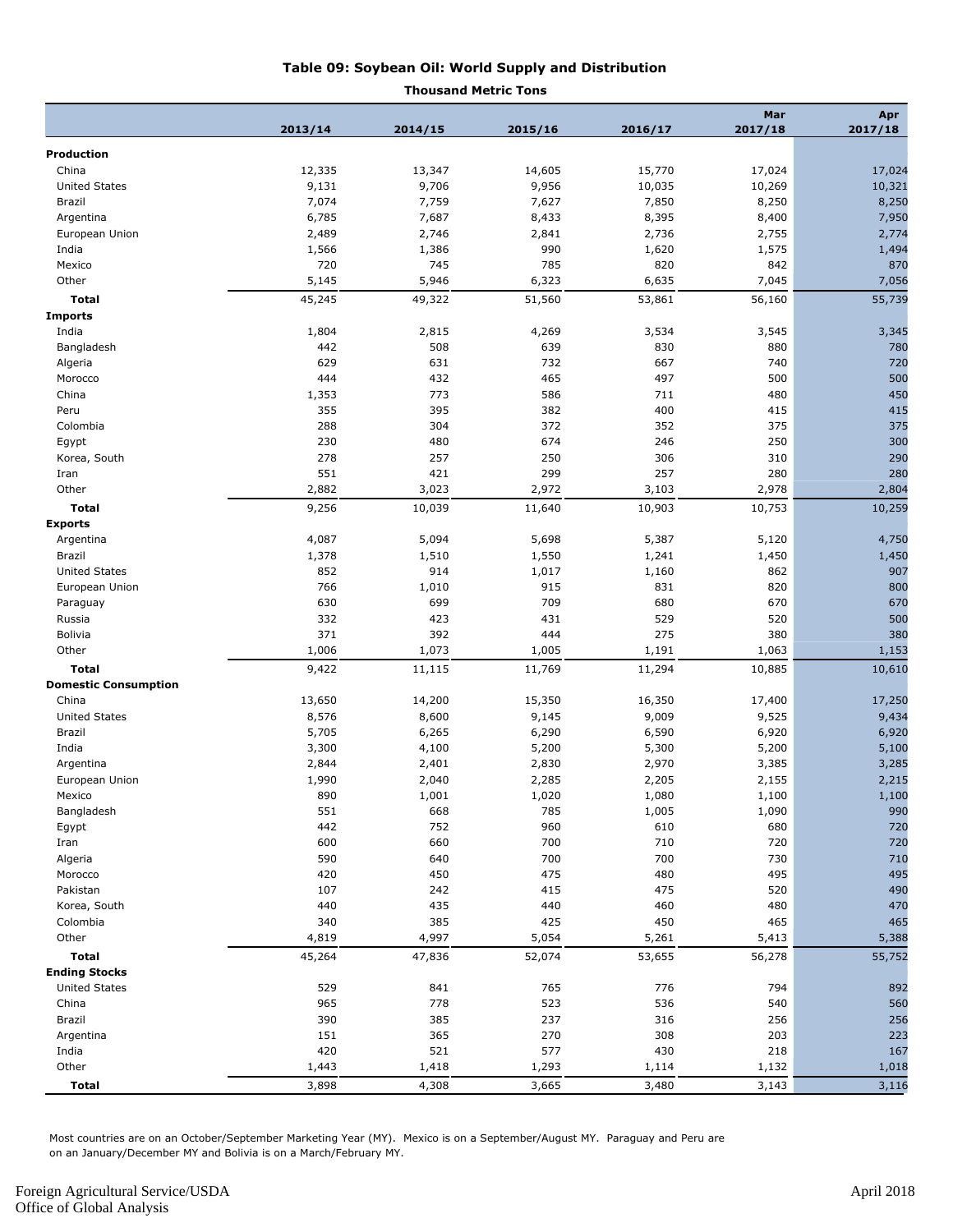# Table 09: Soybean Oil: World Supply and Distribution

**Thousand Metric Tons**

| | 2013/14 | 2014/15 | 2015/16 | 2016/17 | Mar 2017/18 | Apr 2017/18 |
|---|---|---|---|---|---|---|
| **Production** | | | | | | |
| China | 12,335 | 13,347 | 14,605 | 15,770 | 17,024 | 17,024 |
| United States | 9,131 | 9,706 | 9,956 | 10,035 | 10,269 | 10,321 |
| Brazil | 7,074 | 7,759 | 7,627 | 7,850 | 8,250 | 8,250 |
| Argentina | 6,785 | 7,687 | 8,433 | 8,395 | 8,400 | 7,950 |
| European Union | 2,489 | 2,746 | 2,841 | 2,736 | 2,755 | 2,774 |
| India | 1,566 | 1,386 | 990 | 1,620 | 1,575 | 1,494 |
| Mexico | 720 | 745 | 785 | 820 | 842 | 870 |
| Other | 5,145 | 5,946 | 6,323 | 6,635 | 7,045 | 7,056 |
| **Total** | 45,245 | 49,322 | 51,560 | 53,861 | 56,160 | 55,739 |
| **Imports** | | | | | | |
| India | 1,804 | 2,815 | 4,269 | 3,534 | 3,545 | 3,345 |
| Bangladesh | 442 | 508 | 639 | 830 | 880 | 780 |
| Algeria | 629 | 631 | 732 | 667 | 740 | 720 |
| Morocco | 444 | 432 | 465 | 497 | 500 | 500 |
| China | 1,353 | 773 | 586 | 711 | 480 | 450 |
| Peru | 355 | 395 | 382 | 400 | 415 | 415 |
| Colombia | 288 | 304 | 372 | 352 | 375 | 375 |
| Egypt | 230 | 480 | 674 | 246 | 250 | 300 |
| Korea, South | 278 | 257 | 250 | 306 | 310 | 290 |
| Iran | 551 | 421 | 299 | 257 | 280 | 280 |
| Other | 2,882 | 3,023 | 2,972 | 3,103 | 2,978 | 2,804 |
| **Total** | 9,256 | 10,039 | 11,640 | 10,903 | 10,753 | 10,259 |
| **Exports** | | | | | | |
| Argentina | 4,087 | 5,094 | 5,698 | 5,387 | 5,120 | 4,750 |
| Brazil | 1,378 | 1,510 | 1,550 | 1,241 | 1,450 | 1,450 |
| United States | 852 | 914 | 1,017 | 1,160 | 862 | 907 |
| European Union | 766 | 1,010 | 915 | 831 | 820 | 800 |
| Paraguay | 630 | 699 | 709 | 680 | 670 | 670 |
| Russia | 332 | 423 | 431 | 529 | 520 | 500 |
| Bolivia | 371 | 392 | 444 | 275 | 380 | 380 |
| Other | 1,006 | 1,073 | 1,005 | 1,191 | 1,063 | 1,153 |
| **Total** | 9,422 | 11,115 | 11,769 | 11,294 | 10,885 | 10,610 |
| **Domestic Consumption** | | | | | | |
| China | 13,650 | 14,200 | 15,350 | 16,350 | 17,400 | 17,250 |
| United States | 8,576 | 8,600 | 9,145 | 9,009 | 9,525 | 9,434 |
| Brazil | 5,705 | 6,265 | 6,290 | 6,590 | 6,920 | 6,920 |
| India | 3,300 | 4,100 | 5,200 | 5,300 | 5,200 | 5,100 |
| Argentina | 2,844 | 2,401 | 2,830 | 2,970 | 3,385 | 3,285 |
| European Union | 1,990 | 2,040 | 2,285 | 2,205 | 2,155 | 2,215 |
| Mexico | 890 | 1,001 | 1,020 | 1,080 | 1,100 | 1,100 |
| Bangladesh | 551 | 668 | 785 | 1,005 | 1,090 | 990 |
| Egypt | 442 | 752 | 960 | 610 | 680 | 720 |
| Iran | 600 | 660 | 700 | 710 | 720 | 720 |
| Algeria | 590 | 640 | 700 | 700 | 730 | 710 |
| Morocco | 420 | 450 | 475 | 480 | 495 | 495 |
| Pakistan | 107 | 242 | 415 | 475 | 520 | 490 |
| Korea, South | 440 | 435 | 440 | 460 | 480 | 470 |
| Colombia | 340 | 385 | 425 | 450 | 465 | 465 |
| Other | 4,819 | 4,997 | 5,054 | 5,261 | 5,413 | 5,388 |
| **Total** | 45,264 | 47,836 | 52,074 | 53,655 | 56,278 | 55,752 |
| **Ending Stocks** | | | | | | |
| United States | 529 | 841 | 765 | 776 | 794 | 892 |
| China | 965 | 778 | 523 | 536 | 540 | 560 |
| Brazil | 390 | 385 | 237 | 316 | 256 | 256 |
| Argentina | 151 | 365 | 270 | 308 | 203 | 223 |
| India | 420 | 521 | 577 | 430 | 218 | 167 |
| Other | 1,443 | 1,418 | 1,293 | 1,114 | 1,132 | 1,018 |
| **Total** | 3,898 | 4,308 | 3,665 | 3,480 | 3,143 | 3,116 |

Most countries are on an October/September Marketing Year (MY). Mexico is on a September/August MY. Paraguay and Peru are on an January/December MY and Bolivia is on a March/February MY.

Foreign Agricultural Service/USDA
Office of Global Analysis

April 2018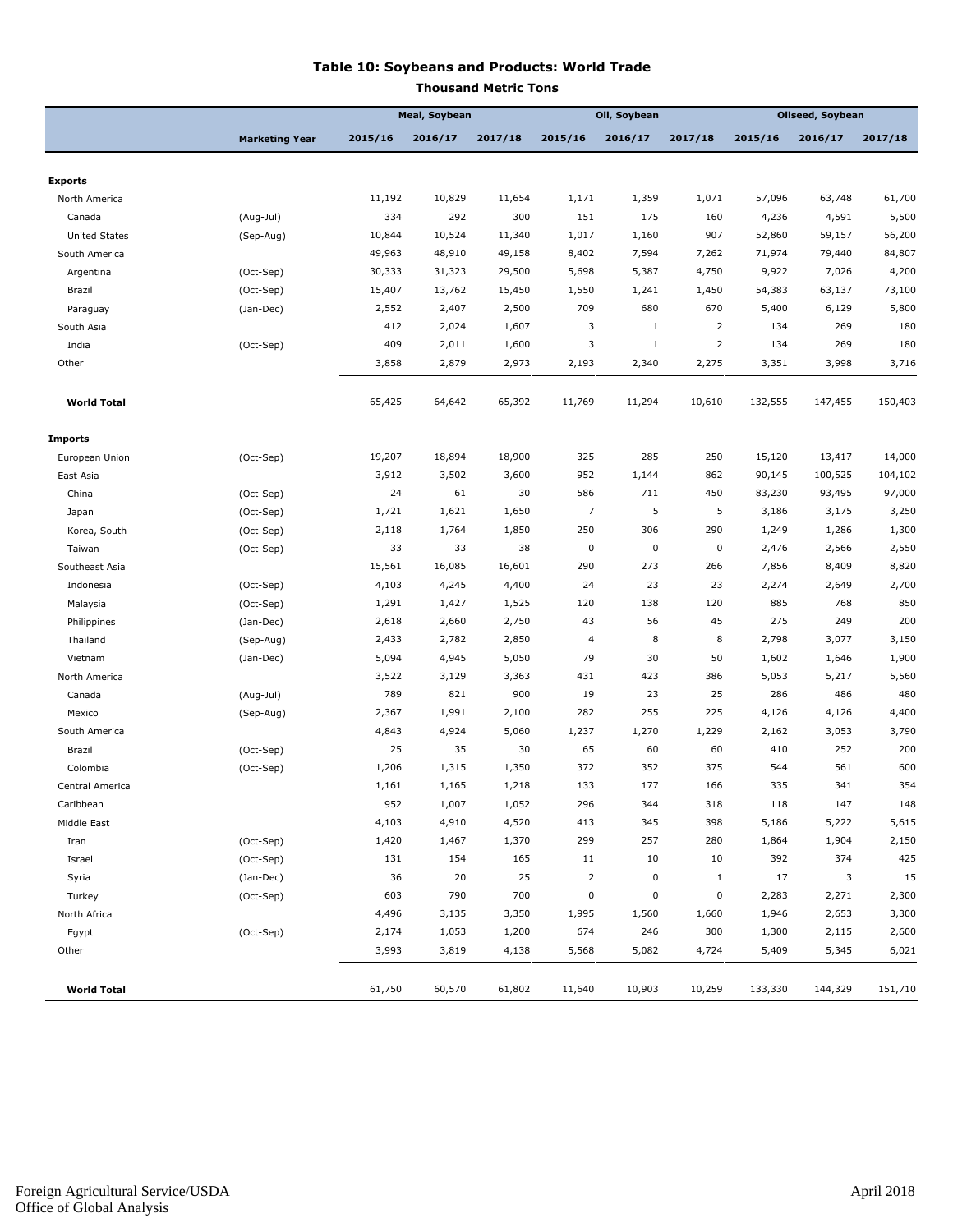## Table 10: Soybeans and Products: World Trade

**Thousand Metric Tons**

| | Marketing Year | Meal, Soybean 2015/16 | Meal, Soybean 2016/17 | Meal, Soybean 2017/18 | Oil, Soybean 2015/16 | Oil, Soybean 2016/17 | Oil, Soybean 2017/18 | Oilseed, Soybean 2015/16 | Oilseed, Soybean 2016/17 | Oilseed, Soybean 2017/18 |
|---|---|---|---|---|---|---|---|---|---|---|
| **Exports** | | | | | | | | | | |
| North America | | 11,192 | 10,829 | 11,654 | 1,171 | 1,359 | 1,071 | 57,096 | 63,748 | 61,700 |
| Canada | (Aug-Jul) | 334 | 292 | 300 | 151 | 175 | 160 | 4,236 | 4,591 | 5,500 |
| United States | (Sep-Aug) | 10,844 | 10,524 | 11,340 | 1,017 | 1,160 | 907 | 52,860 | 59,157 | 56,200 |
| South America | | 49,963 | 48,910 | 49,158 | 8,402 | 7,594 | 7,262 | 71,974 | 79,440 | 84,807 |
| Argentina | (Oct-Sep) | 30,333 | 31,323 | 29,500 | 5,698 | 5,387 | 4,750 | 9,922 | 7,026 | 4,200 |
| Brazil | (Oct-Sep) | 15,407 | 13,762 | 15,450 | 1,550 | 1,241 | 1,450 | 54,383 | 63,137 | 73,100 |
| Paraguay | (Jan-Dec) | 2,552 | 2,407 | 2,500 | 709 | 680 | 670 | 5,400 | 6,129 | 5,800 |
| South Asia | | 412 | 2,024 | 1,607 | 3 | 1 | 2 | 134 | 269 | 180 |
| India | (Oct-Sep) | 409 | 2,011 | 1,600 | 3 | 1 | 2 | 134 | 269 | 180 |
| Other | | 3,858 | 2,879 | 2,973 | 2,193 | 2,340 | 2,275 | 3,351 | 3,998 | 3,716 |
| **World Total** | | 65,425 | 64,642 | 65,392 | 11,769 | 11,294 | 10,610 | 132,555 | 147,455 | 150,403 |
| **Imports** | | | | | | | | | | |
| European Union | (Oct-Sep) | 19,207 | 18,894 | 18,900 | 325 | 285 | 250 | 15,120 | 13,417 | 14,000 |
| East Asia | | 3,912 | 3,502 | 3,600 | 952 | 1,144 | 862 | 90,145 | 100,525 | 104,102 |
| China | (Oct-Sep) | 24 | 61 | 30 | 586 | 711 | 450 | 83,230 | 93,495 | 97,000 |
| Japan | (Oct-Sep) | 1,721 | 1,621 | 1,650 | 7 | 5 | 5 | 3,186 | 3,175 | 3,250 |
| Korea, South | (Oct-Sep) | 2,118 | 1,764 | 1,850 | 250 | 306 | 290 | 1,249 | 1,286 | 1,300 |
| Taiwan | (Oct-Sep) | 33 | 33 | 38 | 0 | 0 | 0 | 2,476 | 2,566 | 2,550 |
| Southeast Asia | | 15,561 | 16,085 | 16,601 | 290 | 273 | 266 | 7,856 | 8,409 | 8,820 |
| Indonesia | (Oct-Sep) | 4,103 | 4,245 | 4,400 | 24 | 23 | 23 | 2,274 | 2,649 | 2,700 |
| Malaysia | (Oct-Sep) | 1,291 | 1,427 | 1,525 | 120 | 138 | 120 | 885 | 768 | 850 |
| Philippines | (Jan-Dec) | 2,618 | 2,660 | 2,750 | 43 | 56 | 45 | 275 | 249 | 200 |
| Thailand | (Sep-Aug) | 2,433 | 2,782 | 2,850 | 4 | 8 | 8 | 2,798 | 3,077 | 3,150 |
| Vietnam | (Jan-Dec) | 5,094 | 4,945 | 5,050 | 79 | 30 | 50 | 1,602 | 1,646 | 1,900 |
| North America | | 3,522 | 3,129 | 3,363 | 431 | 423 | 386 | 5,053 | 5,217 | 5,560 |
| Canada | (Aug-Jul) | 789 | 821 | 900 | 19 | 23 | 25 | 286 | 486 | 480 |
| Mexico | (Sep-Aug) | 2,367 | 1,991 | 2,100 | 282 | 255 | 225 | 4,126 | 4,126 | 4,400 |
| South America | | 4,843 | 4,924 | 5,060 | 1,237 | 1,270 | 1,229 | 2,162 | 3,053 | 3,790 |
| Brazil | (Oct-Sep) | 25 | 35 | 30 | 65 | 60 | 60 | 410 | 252 | 200 |
| Colombia | (Oct-Sep) | 1,206 | 1,315 | 1,350 | 372 | 352 | 375 | 544 | 561 | 600 |
| Central America | | 1,161 | 1,165 | 1,218 | 133 | 177 | 166 | 335 | 341 | 354 |
| Caribbean | | 952 | 1,007 | 1,052 | 296 | 344 | 318 | 118 | 147 | 148 |
| Middle East | | 4,103 | 4,910 | 4,520 | 413 | 345 | 398 | 5,186 | 5,222 | 5,615 |
| Iran | (Oct-Sep) | 1,420 | 1,467 | 1,370 | 299 | 257 | 280 | 1,864 | 1,904 | 2,150 |
| Israel | (Oct-Sep) | 131 | 154 | 165 | 11 | 10 | 10 | 392 | 374 | 425 |
| Syria | (Jan-Dec) | 36 | 20 | 25 | 2 | 0 | 1 | 17 | 3 | 15 |
| Turkey | (Oct-Sep) | 603 | 790 | 700 | 0 | 0 | 0 | 2,283 | 2,271 | 2,300 |
| North Africa | | 4,496 | 3,135 | 3,350 | 1,995 | 1,560 | 1,660 | 1,946 | 2,653 | 3,300 |
| Egypt | (Oct-Sep) | 2,174 | 1,053 | 1,200 | 674 | 246 | 300 | 1,300 | 2,115 | 2,600 |
| Other | | 3,993 | 3,819 | 4,138 | 5,568 | 5,082 | 4,724 | 5,409 | 5,345 | 6,021 |
| **World Total** | | 61,750 | 60,570 | 61,802 | 11,640 | 10,903 | 10,259 | 133,330 | 144,329 | 151,710 |

Foreign Agricultural Service/USDA
Office of Global Analysis

April 2018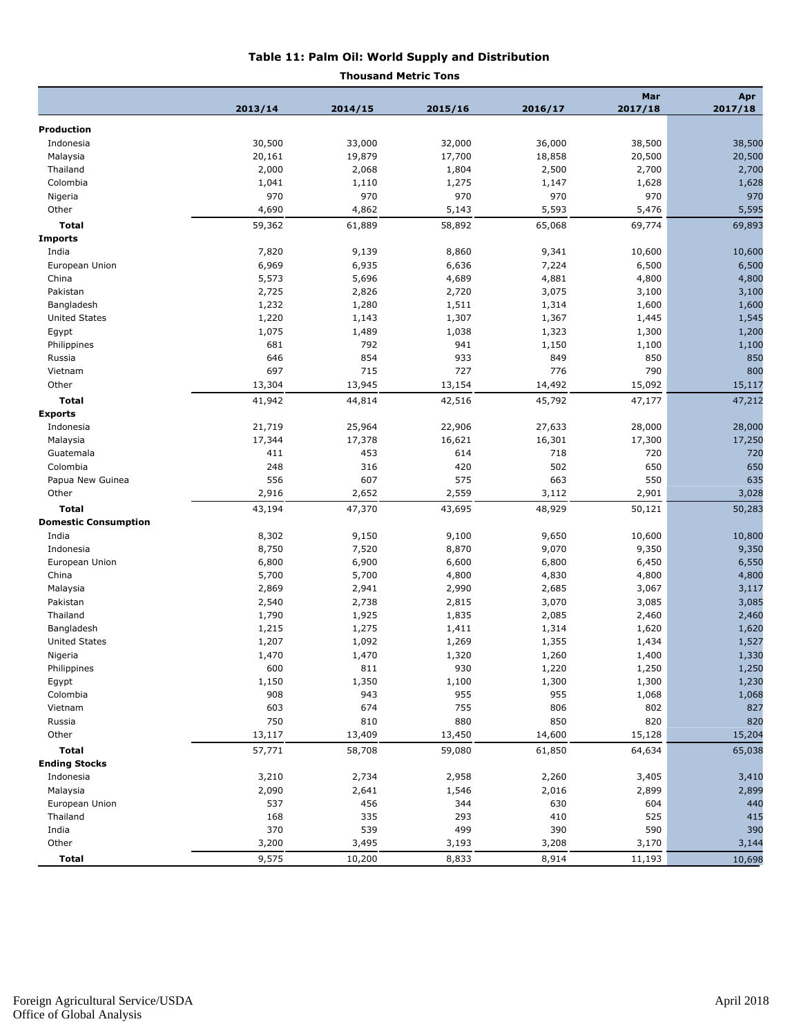# Table 11: Palm Oil: World Supply and Distribution

**Thousand Metric Tons**

| | 2013/14 | 2014/15 | 2015/16 | 2016/17 | Mar 2017/18 | Apr 2017/18 |
|---|---|---|---|---|---|---|
| **Production** | | | | | | |
| Indonesia | 30,500 | 33,000 | 32,000 | 36,000 | 38,500 | 38,500 |
| Malaysia | 20,161 | 19,879 | 17,700 | 18,858 | 20,500 | 20,500 |
| Thailand | 2,000 | 2,068 | 1,804 | 2,500 | 2,700 | 2,700 |
| Colombia | 1,041 | 1,110 | 1,275 | 1,147 | 1,628 | 1,628 |
| Nigeria | 970 | 970 | 970 | 970 | 970 | 970 |
| Other | 4,690 | 4,862 | 5,143 | 5,593 | 5,476 | 5,595 |
| **Total** | 59,362 | 61,889 | 58,892 | 65,068 | 69,774 | 69,893 |
| **Imports** | | | | | | |
| India | 7,820 | 9,139 | 8,860 | 9,341 | 10,600 | 10,600 |
| European Union | 6,969 | 6,935 | 6,636 | 7,224 | 6,500 | 6,500 |
| China | 5,573 | 5,696 | 4,689 | 4,881 | 4,800 | 4,800 |
| Pakistan | 2,725 | 2,826 | 2,720 | 3,075 | 3,100 | 3,100 |
| Bangladesh | 1,232 | 1,280 | 1,511 | 1,314 | 1,600 | 1,600 |
| United States | 1,220 | 1,143 | 1,307 | 1,367 | 1,445 | 1,545 |
| Egypt | 1,075 | 1,489 | 1,038 | 1,323 | 1,300 | 1,200 |
| Philippines | 681 | 792 | 941 | 1,150 | 1,100 | 1,100 |
| Russia | 646 | 854 | 933 | 849 | 850 | 850 |
| Vietnam | 697 | 715 | 727 | 776 | 790 | 800 |
| Other | 13,304 | 13,945 | 13,154 | 14,492 | 15,092 | 15,117 |
| **Total** | 41,942 | 44,814 | 42,516 | 45,792 | 47,177 | 47,212 |
| **Exports** | | | | | | |
| Indonesia | 21,719 | 25,964 | 22,906 | 27,633 | 28,000 | 28,000 |
| Malaysia | 17,344 | 17,378 | 16,621 | 16,301 | 17,300 | 17,250 |
| Guatemala | 411 | 453 | 614 | 718 | 720 | 720 |
| Colombia | 248 | 316 | 420 | 502 | 650 | 650 |
| Papua New Guinea | 556 | 607 | 575 | 663 | 550 | 635 |
| Other | 2,916 | 2,652 | 2,559 | 3,112 | 2,901 | 3,028 |
| **Total** | 43,194 | 47,370 | 43,695 | 48,929 | 50,121 | 50,283 |
| **Domestic Consumption** | | | | | | |
| India | 8,302 | 9,150 | 9,100 | 9,650 | 10,600 | 10,800 |
| Indonesia | 8,750 | 7,520 | 8,870 | 9,070 | 9,350 | 9,350 |
| European Union | 6,800 | 6,900 | 6,600 | 6,800 | 6,450 | 6,550 |
| China | 5,700 | 5,700 | 4,800 | 4,830 | 4,800 | 4,800 |
| Malaysia | 2,869 | 2,941 | 2,990 | 2,685 | 3,067 | 3,117 |
| Pakistan | 2,540 | 2,738 | 2,815 | 3,070 | 3,085 | 3,085 |
| Thailand | 1,790 | 1,925 | 1,835 | 2,085 | 2,460 | 2,460 |
| Bangladesh | 1,215 | 1,275 | 1,411 | 1,314 | 1,620 | 1,620 |
| United States | 1,207 | 1,092 | 1,269 | 1,355 | 1,434 | 1,527 |
| Nigeria | 1,470 | 1,470 | 1,320 | 1,260 | 1,400 | 1,330 |
| Philippines | 600 | 811 | 930 | 1,220 | 1,250 | 1,250 |
| Egypt | 1,150 | 1,350 | 1,100 | 1,300 | 1,300 | 1,230 |
| Colombia | 908 | 943 | 955 | 955 | 1,068 | 1,068 |
| Vietnam | 603 | 674 | 755 | 806 | 802 | 827 |
| Russia | 750 | 810 | 880 | 850 | 820 | 820 |
| Other | 13,117 | 13,409 | 13,450 | 14,600 | 15,128 | 15,204 |
| **Total** | 57,771 | 58,708 | 59,080 | 61,850 | 64,634 | 65,038 |
| **Ending Stocks** | | | | | | |
| Indonesia | 3,210 | 2,734 | 2,958 | 2,260 | 3,405 | 3,410 |
| Malaysia | 2,090 | 2,641 | 1,546 | 2,016 | 2,899 | 2,899 |
| European Union | 537 | 456 | 344 | 630 | 604 | 440 |
| Thailand | 168 | 335 | 293 | 410 | 525 | 415 |
| India | 370 | 539 | 499 | 390 | 590 | 390 |
| Other | 3,200 | 3,495 | 3,193 | 3,208 | 3,170 | 3,144 |
| **Total** | 9,575 | 10,200 | 8,833 | 8,914 | 11,193 | 10,698 |

Foreign Agricultural Service/USDA
Office of Global Analysis

April 2018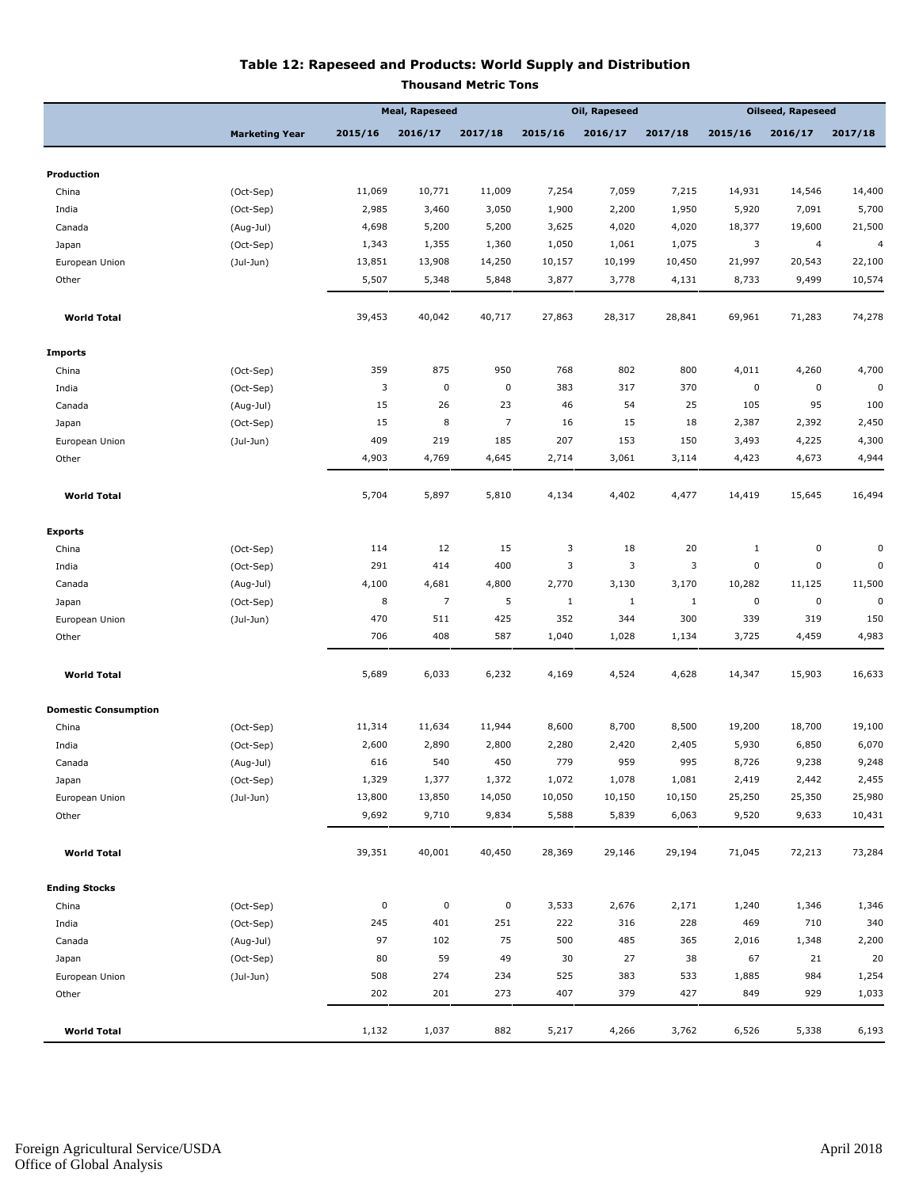# Table 12: Rapeseed and Products: World Supply and Distribution

**Thousand Metric Tons**

| | | Meal, Rapeseed | | | Oil, Rapeseed | | | Oilseed, Rapeseed | | |
|---|---|---|---|---|---|---|---|---|---|---|
| | **Marketing Year** | **2015/16** | **2016/17** | **2017/18** | **2015/16** | **2016/17** | **2017/18** | **2015/16** | **2016/17** | **2017/18** |
| **Production** | | | | | | | | | | |
| China | (Oct-Sep) | 11,069 | 10,771 | 11,009 | 7,254 | 7,059 | 7,215 | 14,931 | 14,546 | 14,400 |
| India | (Oct-Sep) | 2,985 | 3,460 | 3,050 | 1,900 | 2,200 | 1,950 | 5,920 | 7,091 | 5,700 |
| Canada | (Aug-Jul) | 4,698 | 5,200 | 5,200 | 3,625 | 4,020 | 4,020 | 18,377 | 19,600 | 21,500 |
| Japan | (Oct-Sep) | 1,343 | 1,355 | 1,360 | 1,050 | 1,061 | 1,075 | 3 | 4 | 4 |
| European Union | (Jul-Jun) | 13,851 | 13,908 | 14,250 | 10,157 | 10,199 | 10,450 | 21,997 | 20,543 | 22,100 |
| Other | | 5,507 | 5,348 | 5,848 | 3,877 | 3,778 | 4,131 | 8,733 | 9,499 | 10,574 |
| **World Total** | | 39,453 | 40,042 | 40,717 | 27,863 | 28,317 | 28,841 | 69,961 | 71,283 | 74,278 |
| **Imports** | | | | | | | | | | |
| China | (Oct-Sep) | 359 | 875 | 950 | 768 | 802 | 800 | 4,011 | 4,260 | 4,700 |
| India | (Oct-Sep) | 3 | 0 | 0 | 383 | 317 | 370 | 0 | 0 | 0 |
| Canada | (Aug-Jul) | 15 | 26 | 23 | 46 | 54 | 25 | 105 | 95 | 100 |
| Japan | (Oct-Sep) | 15 | 8 | 7 | 16 | 15 | 18 | 2,387 | 2,392 | 2,450 |
| European Union | (Jul-Jun) | 409 | 219 | 185 | 207 | 153 | 150 | 3,493 | 4,225 | 4,300 |
| Other | | 4,903 | 4,769 | 4,645 | 2,714 | 3,061 | 3,114 | 4,423 | 4,673 | 4,944 |
| **World Total** | | 5,704 | 5,897 | 5,810 | 4,134 | 4,402 | 4,477 | 14,419 | 15,645 | 16,494 |
| **Exports** | | | | | | | | | | |
| China | (Oct-Sep) | 114 | 12 | 15 | 3 | 18 | 20 | 1 | 0 | 0 |
| India | (Oct-Sep) | 291 | 414 | 400 | 3 | 3 | 3 | 0 | 0 | 0 |
| Canada | (Aug-Jul) | 4,100 | 4,681 | 4,800 | 2,770 | 3,130 | 3,170 | 10,282 | 11,125 | 11,500 |
| Japan | (Oct-Sep) | 8 | 7 | 5 | 1 | 1 | 1 | 0 | 0 | 0 |
| European Union | (Jul-Jun) | 470 | 511 | 425 | 352 | 344 | 300 | 339 | 319 | 150 |
| Other | | 706 | 408 | 587 | 1,040 | 1,028 | 1,134 | 3,725 | 4,459 | 4,983 |
| **World Total** | | 5,689 | 6,033 | 6,232 | 4,169 | 4,524 | 4,628 | 14,347 | 15,903 | 16,633 |
| **Domestic Consumption** | | | | | | | | | | |
| China | (Oct-Sep) | 11,314 | 11,634 | 11,944 | 8,600 | 8,700 | 8,500 | 19,200 | 18,700 | 19,100 |
| India | (Oct-Sep) | 2,600 | 2,890 | 2,800 | 2,280 | 2,420 | 2,405 | 5,930 | 6,850 | 6,070 |
| Canada | (Aug-Jul) | 616 | 540 | 450 | 779 | 959 | 995 | 8,726 | 9,238 | 9,248 |
| Japan | (Oct-Sep) | 1,329 | 1,377 | 1,372 | 1,072 | 1,078 | 1,081 | 2,419 | 2,442 | 2,455 |
| European Union | (Jul-Jun) | 13,800 | 13,850 | 14,050 | 10,050 | 10,150 | 10,150 | 25,250 | 25,350 | 25,980 |
| Other | | 9,692 | 9,710 | 9,834 | 5,588 | 5,839 | 6,063 | 9,520 | 9,633 | 10,431 |
| **World Total** | | 39,351 | 40,001 | 40,450 | 28,369 | 29,146 | 29,194 | 71,045 | 72,213 | 73,284 |
| **Ending Stocks** | | | | | | | | | | |
| China | (Oct-Sep) | 0 | 0 | 0 | 3,533 | 2,676 | 2,171 | 1,240 | 1,346 | 1,346 |
| India | (Oct-Sep) | 245 | 401 | 251 | 222 | 316 | 228 | 469 | 710 | 340 |
| Canada | (Aug-Jul) | 97 | 102 | 75 | 500 | 485 | 365 | 2,016 | 1,348 | 2,200 |
| Japan | (Oct-Sep) | 80 | 59 | 49 | 30 | 27 | 38 | 67 | 21 | 20 |
| European Union | (Jul-Jun) | 508 | 274 | 234 | 525 | 383 | 533 | 1,885 | 984 | 1,254 |
| Other | | 202 | 201 | 273 | 407 | 379 | 427 | 849 | 929 | 1,033 |
| **World Total** | | 1,132 | 1,037 | 882 | 5,217 | 4,266 | 3,762 | 6,526 | 5,338 | 6,193 |

Foreign Agricultural Service/USDA
Office of Global Analysis

April 2018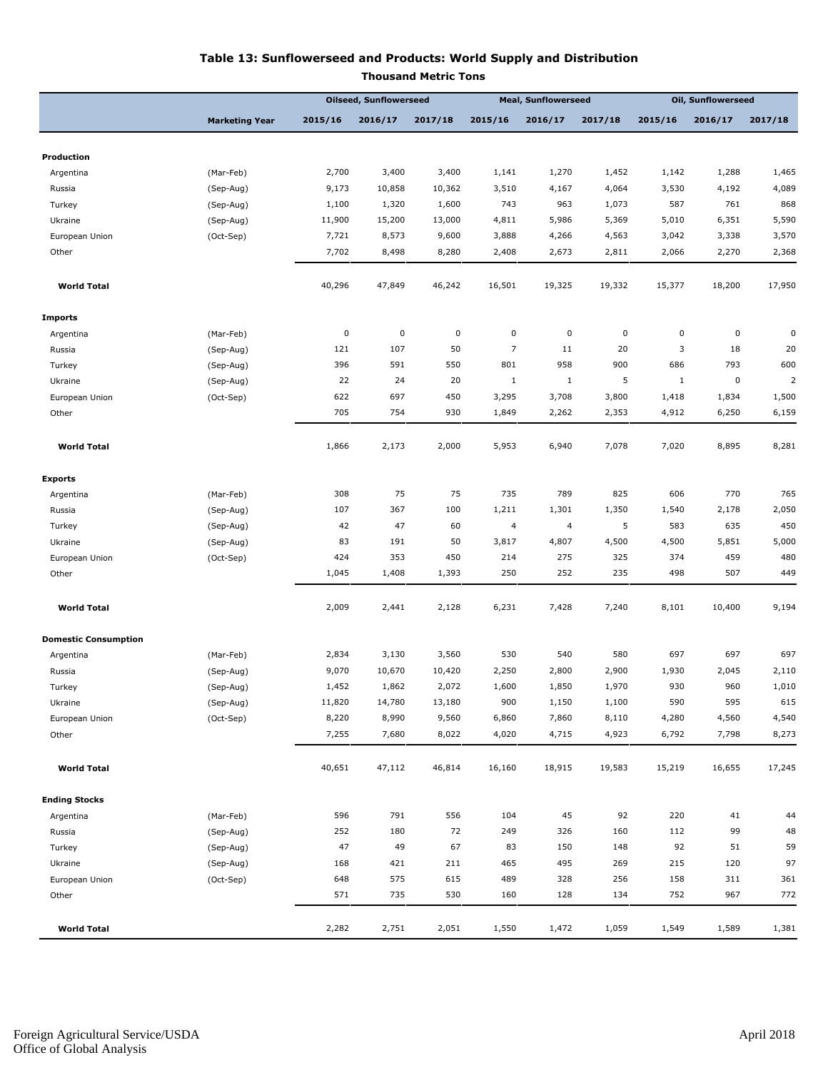# Table 13: Sunflowerseed and Products: World Supply and Distribution

**Thousand Metric Tons**

| | | Oilseed, Sunflowerseed | | | Meal, Sunflowerseed | | | Oil, Sunflowerseed | | |
|---|---|---|---|---|---|---|---|---|---|---|
| | **Marketing Year** | **2015/16** | **2016/17** | **2017/18** | **2015/16** | **2016/17** | **2017/18** | **2015/16** | **2016/17** | **2017/18** |
| **Production** | | | | | | | | | | |
| Argentina | (Mar-Feb) | 2,700 | 3,400 | 3,400 | 1,141 | 1,270 | 1,452 | 1,142 | 1,288 | 1,465 |
| Russia | (Sep-Aug) | 9,173 | 10,858 | 10,362 | 3,510 | 4,167 | 4,064 | 3,530 | 4,192 | 4,089 |
| Turkey | (Sep-Aug) | 1,100 | 1,320 | 1,600 | 743 | 963 | 1,073 | 587 | 761 | 868 |
| Ukraine | (Sep-Aug) | 11,900 | 15,200 | 13,000 | 4,811 | 5,986 | 5,369 | 5,010 | 6,351 | 5,590 |
| European Union | (Oct-Sep) | 7,721 | 8,573 | 9,600 | 3,888 | 4,266 | 4,563 | 3,042 | 3,338 | 3,570 |
| Other | | 7,702 | 8,498 | 8,280 | 2,408 | 2,673 | 2,811 | 2,066 | 2,270 | 2,368 |
| **World Total** | | 40,296 | 47,849 | 46,242 | 16,501 | 19,325 | 19,332 | 15,377 | 18,200 | 17,950 |
| **Imports** | | | | | | | | | | |
| Argentina | (Mar-Feb) | 0 | 0 | 0 | 0 | 0 | 0 | 0 | 0 | 0 |
| Russia | (Sep-Aug) | 121 | 107 | 50 | 7 | 11 | 20 | 3 | 18 | 20 |
| Turkey | (Sep-Aug) | 396 | 591 | 550 | 801 | 958 | 900 | 686 | 793 | 600 |
| Ukraine | (Sep-Aug) | 22 | 24 | 20 | 1 | 1 | 5 | 1 | 0 | 2 |
| European Union | (Oct-Sep) | 622 | 697 | 450 | 3,295 | 3,708 | 3,800 | 1,418 | 1,834 | 1,500 |
| Other | | 705 | 754 | 930 | 1,849 | 2,262 | 2,353 | 4,912 | 6,250 | 6,159 |
| **World Total** | | 1,866 | 2,173 | 2,000 | 5,953 | 6,940 | 7,078 | 7,020 | 8,895 | 8,281 |
| **Exports** | | | | | | | | | | |
| Argentina | (Mar-Feb) | 308 | 75 | 75 | 735 | 789 | 825 | 606 | 770 | 765 |
| Russia | (Sep-Aug) | 107 | 367 | 100 | 1,211 | 1,301 | 1,350 | 1,540 | 2,178 | 2,050 |
| Turkey | (Sep-Aug) | 42 | 47 | 60 | 4 | 4 | 5 | 583 | 635 | 450 |
| Ukraine | (Sep-Aug) | 83 | 191 | 50 | 3,817 | 4,807 | 4,500 | 4,500 | 5,851 | 5,000 |
| European Union | (Oct-Sep) | 424 | 353 | 450 | 214 | 275 | 325 | 374 | 459 | 480 |
| Other | | 1,045 | 1,408 | 1,393 | 250 | 252 | 235 | 498 | 507 | 449 |
| **World Total** | | 2,009 | 2,441 | 2,128 | 6,231 | 7,428 | 7,240 | 8,101 | 10,400 | 9,194 |
| **Domestic Consumption** | | | | | | | | | | |
| Argentina | (Mar-Feb) | 2,834 | 3,130 | 3,560 | 530 | 540 | 580 | 697 | 697 | 697 |
| Russia | (Sep-Aug) | 9,070 | 10,670 | 10,420 | 2,250 | 2,800 | 2,900 | 1,930 | 2,045 | 2,110 |
| Turkey | (Sep-Aug) | 1,452 | 1,862 | 2,072 | 1,600 | 1,850 | 1,970 | 930 | 960 | 1,010 |
| Ukraine | (Sep-Aug) | 11,820 | 14,780 | 13,180 | 900 | 1,150 | 1,100 | 590 | 595 | 615 |
| European Union | (Oct-Sep) | 8,220 | 8,990 | 9,560 | 6,860 | 7,860 | 8,110 | 4,280 | 4,560 | 4,540 |
| Other | | 7,255 | 7,680 | 8,022 | 4,020 | 4,715 | 4,923 | 6,792 | 7,798 | 8,273 |
| **World Total** | | 40,651 | 47,112 | 46,814 | 16,160 | 18,915 | 19,583 | 15,219 | 16,655 | 17,245 |
| **Ending Stocks** | | | | | | | | | | |
| Argentina | (Mar-Feb) | 596 | 791 | 556 | 104 | 45 | 92 | 220 | 41 | 44 |
| Russia | (Sep-Aug) | 252 | 180 | 72 | 249 | 326 | 160 | 112 | 99 | 48 |
| Turkey | (Sep-Aug) | 47 | 49 | 67 | 83 | 150 | 148 | 92 | 51 | 59 |
| Ukraine | (Sep-Aug) | 168 | 421 | 211 | 465 | 495 | 269 | 215 | 120 | 97 |
| European Union | (Oct-Sep) | 648 | 575 | 615 | 489 | 328 | 256 | 158 | 311 | 361 |
| Other | | 571 | 735 | 530 | 160 | 128 | 134 | 752 | 967 | 772 |
| **World Total** | | 2,282 | 2,751 | 2,051 | 1,550 | 1,472 | 1,059 | 1,549 | 1,589 | 1,381 |

Foreign Agricultural Service/USDA
Office of Global Analysis

April 2018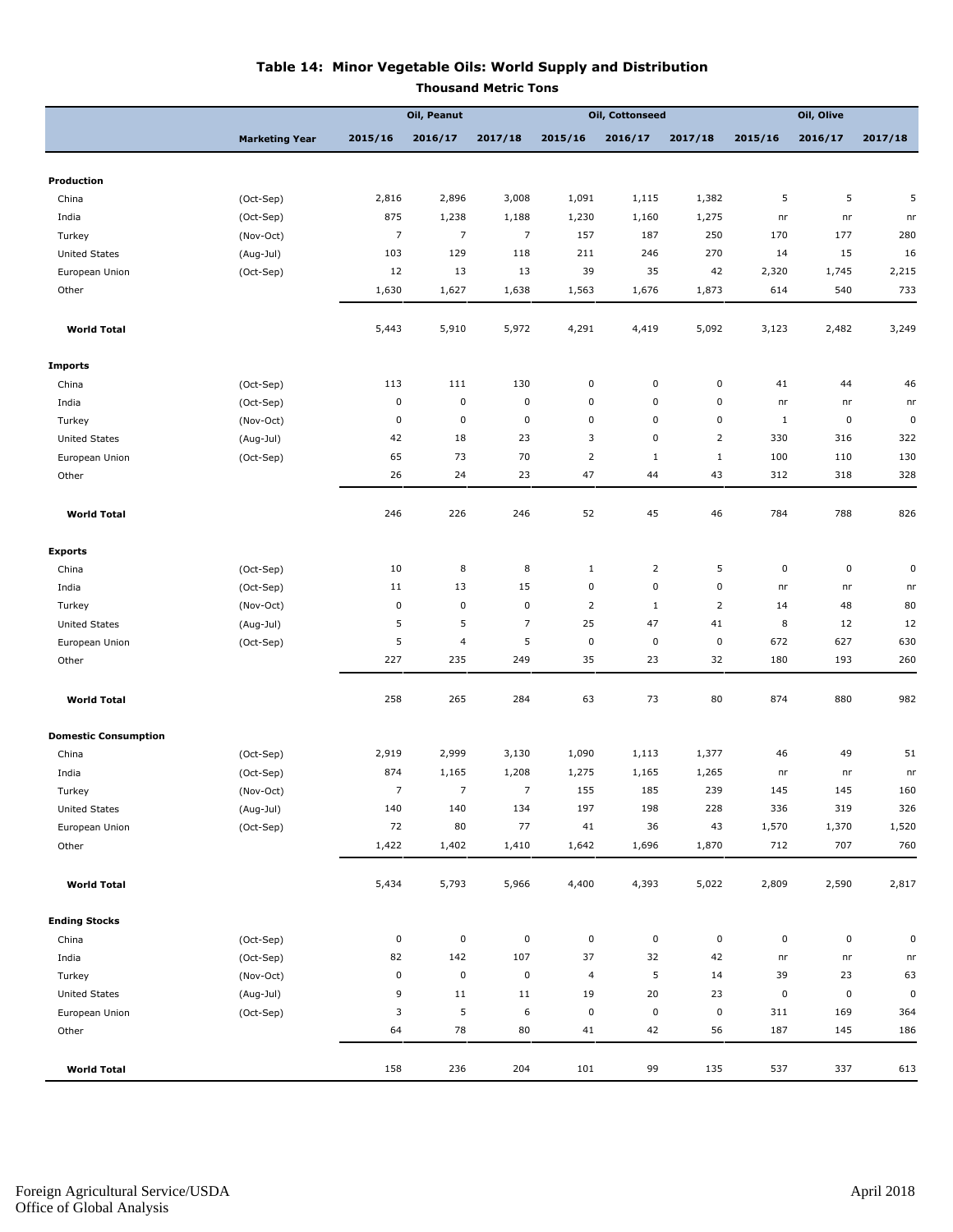# Table 14: Minor Vegetable Oils: World Supply and Distribution

**Thousand Metric Tons**

| | | Oil, Peanut | | | Oil, Cottonseed | | | Oil, Olive | | |
|---|---|---|---|---|---|---|---|---|---|---|
| | **Marketing Year** | **2015/16** | **2016/17** | **2017/18** | **2015/16** | **2016/17** | **2017/18** | **2015/16** | **2016/17** | **2017/18** |
| **Production** | | | | | | | | | | |
| China | (Oct-Sep) | 2,816 | 2,896 | 3,008 | 1,091 | 1,115 | 1,382 | 5 | 5 | 5 |
| India | (Oct-Sep) | 875 | 1,238 | 1,188 | 1,230 | 1,160 | 1,275 | nr | nr | nr |
| Turkey | (Nov-Oct) | 7 | 7 | 7 | 157 | 187 | 250 | 170 | 177 | 280 |
| United States | (Aug-Jul) | 103 | 129 | 118 | 211 | 246 | 270 | 14 | 15 | 16 |
| European Union | (Oct-Sep) | 12 | 13 | 13 | 39 | 35 | 42 | 2,320 | 1,745 | 2,215 |
| Other | | 1,630 | 1,627 | 1,638 | 1,563 | 1,676 | 1,873 | 614 | 540 | 733 |
| **World Total** | | 5,443 | 5,910 | 5,972 | 4,291 | 4,419 | 5,092 | 3,123 | 2,482 | 3,249 |
| **Imports** | | | | | | | | | | |
| China | (Oct-Sep) | 113 | 111 | 130 | 0 | 0 | 0 | 41 | 44 | 46 |
| India | (Oct-Sep) | 0 | 0 | 0 | 0 | 0 | 0 | nr | nr | nr |
| Turkey | (Nov-Oct) | 0 | 0 | 0 | 0 | 0 | 0 | 1 | 0 | 0 |
| United States | (Aug-Jul) | 42 | 18 | 23 | 3 | 0 | 2 | 330 | 316 | 322 |
| European Union | (Oct-Sep) | 65 | 73 | 70 | 2 | 1 | 1 | 100 | 110 | 130 |
| Other | | 26 | 24 | 23 | 47 | 44 | 43 | 312 | 318 | 328 |
| **World Total** | | 246 | 226 | 246 | 52 | 45 | 46 | 784 | 788 | 826 |
| **Exports** | | | | | | | | | | |
| China | (Oct-Sep) | 10 | 8 | 8 | 1 | 2 | 5 | 0 | 0 | 0 |
| India | (Oct-Sep) | 11 | 13 | 15 | 0 | 0 | 0 | nr | nr | nr |
| Turkey | (Nov-Oct) | 0 | 0 | 0 | 2 | 1 | 2 | 14 | 48 | 80 |
| United States | (Aug-Jul) | 5 | 5 | 7 | 25 | 47 | 41 | 8 | 12 | 12 |
| European Union | (Oct-Sep) | 5 | 4 | 5 | 0 | 0 | 0 | 672 | 627 | 630 |
| Other | | 227 | 235 | 249 | 35 | 23 | 32 | 180 | 193 | 260 |
| **World Total** | | 258 | 265 | 284 | 63 | 73 | 80 | 874 | 880 | 982 |
| **Domestic Consumption** | | | | | | | | | | |
| China | (Oct-Sep) | 2,919 | 2,999 | 3,130 | 1,090 | 1,113 | 1,377 | 46 | 49 | 51 |
| India | (Oct-Sep) | 874 | 1,165 | 1,208 | 1,275 | 1,165 | 1,265 | nr | nr | nr |
| Turkey | (Nov-Oct) | 7 | 7 | 7 | 155 | 185 | 239 | 145 | 145 | 160 |
| United States | (Aug-Jul) | 140 | 140 | 134 | 197 | 198 | 228 | 336 | 319 | 326 |
| European Union | (Oct-Sep) | 72 | 80 | 77 | 41 | 36 | 43 | 1,570 | 1,370 | 1,520 |
| Other | | 1,422 | 1,402 | 1,410 | 1,642 | 1,696 | 1,870 | 712 | 707 | 760 |
| **World Total** | | 5,434 | 5,793 | 5,966 | 4,400 | 4,393 | 5,022 | 2,809 | 2,590 | 2,817 |
| **Ending Stocks** | | | | | | | | | | |
| China | (Oct-Sep) | 0 | 0 | 0 | 0 | 0 | 0 | 0 | 0 | 0 |
| India | (Oct-Sep) | 82 | 142 | 107 | 37 | 32 | 42 | nr | nr | nr |
| Turkey | (Nov-Oct) | 0 | 0 | 0 | 4 | 5 | 14 | 39 | 23 | 63 |
| United States | (Aug-Jul) | 9 | 11 | 11 | 19 | 20 | 23 | 0 | 0 | 0 |
| European Union | (Oct-Sep) | 3 | 5 | 6 | 0 | 0 | 0 | 311 | 169 | 364 |
| Other | | 64 | 78 | 80 | 41 | 42 | 56 | 187 | 145 | 186 |
| **World Total** | | 158 | 236 | 204 | 101 | 99 | 135 | 537 | 337 | 613 |

Foreign Agricultural Service/USDA
Office of Global Analysis

April 2018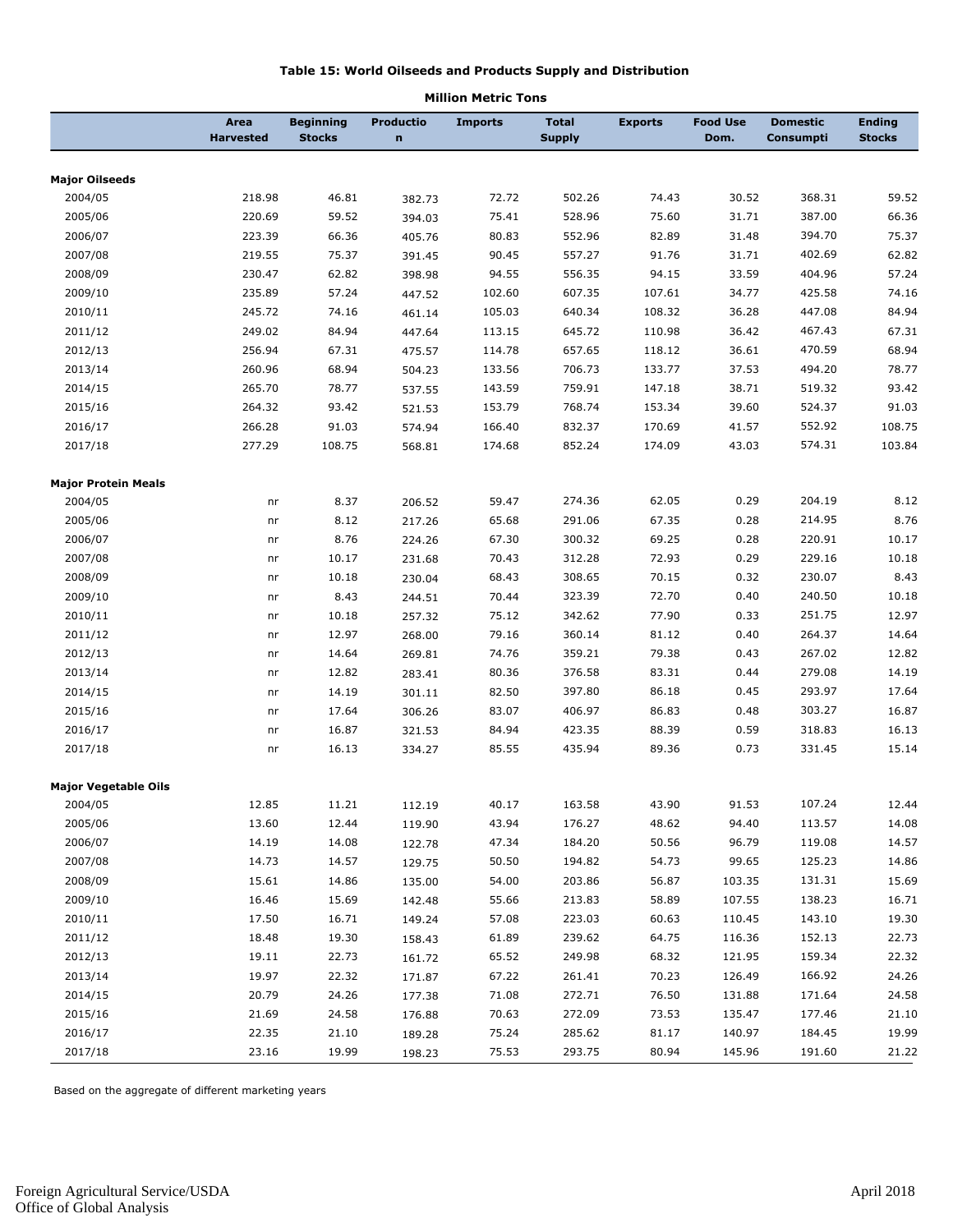### Table 15: World Oilseeds and Products Supply and Distribution

**Million Metric Tons**

| | Area Harvested | Beginning Stocks | Production | Imports | Total Supply | Exports | Food Use Dom. | Domestic Consumpti | Ending Stocks |
|---|---|---|---|---|---|---|---|---|---|
| **Major Oilseeds** | | | | | | | | | |
| 2004/05 | 218.98 | 46.81 | 382.73 | 72.72 | 502.26 | 74.43 | 30.52 | 368.31 | 59.52 |
| 2005/06 | 220.69 | 59.52 | 394.03 | 75.41 | 528.96 | 75.60 | 31.71 | 387.00 | 66.36 |
| 2006/07 | 223.39 | 66.36 | 405.76 | 80.83 | 552.96 | 82.89 | 31.48 | 394.70 | 75.37 |
| 2007/08 | 219.55 | 75.37 | 391.45 | 90.45 | 557.27 | 91.76 | 31.71 | 402.69 | 62.82 |
| 2008/09 | 230.47 | 62.82 | 398.98 | 94.55 | 556.35 | 94.15 | 33.59 | 404.96 | 57.24 |
| 2009/10 | 235.89 | 57.24 | 447.52 | 102.60 | 607.35 | 107.61 | 34.77 | 425.58 | 74.16 |
| 2010/11 | 245.72 | 74.16 | 461.14 | 105.03 | 640.34 | 108.32 | 36.28 | 447.08 | 84.94 |
| 2011/12 | 249.02 | 84.94 | 447.64 | 113.15 | 645.72 | 110.98 | 36.42 | 467.43 | 67.31 |
| 2012/13 | 256.94 | 67.31 | 475.57 | 114.78 | 657.65 | 118.12 | 36.61 | 470.59 | 68.94 |
| 2013/14 | 260.96 | 68.94 | 504.23 | 133.56 | 706.73 | 133.77 | 37.53 | 494.20 | 78.77 |
| 2014/15 | 265.70 | 78.77 | 537.55 | 143.59 | 759.91 | 147.18 | 38.71 | 519.32 | 93.42 |
| 2015/16 | 264.32 | 93.42 | 521.53 | 153.79 | 768.74 | 153.34 | 39.60 | 524.37 | 91.03 |
| 2016/17 | 266.28 | 91.03 | 574.94 | 166.40 | 832.37 | 170.69 | 41.57 | 552.92 | 108.75 |
| 2017/18 | 277.29 | 108.75 | 568.81 | 174.68 | 852.24 | 174.09 | 43.03 | 574.31 | 103.84 |
| **Major Protein Meals** | | | | | | | | | |
| 2004/05 | nr | 8.37 | 206.52 | 59.47 | 274.36 | 62.05 | 0.29 | 204.19 | 8.12 |
| 2005/06 | nr | 8.12 | 217.26 | 65.68 | 291.06 | 67.35 | 0.28 | 214.95 | 8.76 |
| 2006/07 | nr | 8.76 | 224.26 | 67.30 | 300.32 | 69.25 | 0.28 | 220.91 | 10.17 |
| 2007/08 | nr | 10.17 | 231.68 | 70.43 | 312.28 | 72.93 | 0.29 | 229.16 | 10.18 |
| 2008/09 | nr | 10.18 | 230.04 | 68.43 | 308.65 | 70.15 | 0.32 | 230.07 | 8.43 |
| 2009/10 | nr | 8.43 | 244.51 | 70.44 | 323.39 | 72.70 | 0.40 | 240.50 | 10.18 |
| 2010/11 | nr | 10.18 | 257.32 | 75.12 | 342.62 | 77.90 | 0.33 | 251.75 | 12.97 |
| 2011/12 | nr | 12.97 | 268.00 | 79.16 | 360.14 | 81.12 | 0.40 | 264.37 | 14.64 |
| 2012/13 | nr | 14.64 | 269.81 | 74.76 | 359.21 | 79.38 | 0.43 | 267.02 | 12.82 |
| 2013/14 | nr | 12.82 | 283.41 | 80.36 | 376.58 | 83.31 | 0.44 | 279.08 | 14.19 |
| 2014/15 | nr | 14.19 | 301.11 | 82.50 | 397.80 | 86.18 | 0.45 | 293.97 | 17.64 |
| 2015/16 | nr | 17.64 | 306.26 | 83.07 | 406.97 | 86.83 | 0.48 | 303.27 | 16.87 |
| 2016/17 | nr | 16.87 | 321.53 | 84.94 | 423.35 | 88.39 | 0.59 | 318.83 | 16.13 |
| 2017/18 | nr | 16.13 | 334.27 | 85.55 | 435.94 | 89.36 | 0.73 | 331.45 | 15.14 |
| **Major Vegetable Oils** | | | | | | | | | |
| 2004/05 | 12.85 | 11.21 | 112.19 | 40.17 | 163.58 | 43.90 | 91.53 | 107.24 | 12.44 |
| 2005/06 | 13.60 | 12.44 | 119.90 | 43.94 | 176.27 | 48.62 | 94.40 | 113.57 | 14.08 |
| 2006/07 | 14.19 | 14.08 | 122.78 | 47.34 | 184.20 | 50.56 | 96.79 | 119.08 | 14.57 |
| 2007/08 | 14.73 | 14.57 | 129.75 | 50.50 | 194.82 | 54.73 | 99.65 | 125.23 | 14.86 |
| 2008/09 | 15.61 | 14.86 | 135.00 | 54.00 | 203.86 | 56.87 | 103.35 | 131.31 | 15.69 |
| 2009/10 | 16.46 | 15.69 | 142.48 | 55.66 | 213.83 | 58.89 | 107.55 | 138.23 | 16.71 |
| 2010/11 | 17.50 | 16.71 | 149.24 | 57.08 | 223.03 | 60.63 | 110.45 | 143.10 | 19.30 |
| 2011/12 | 18.48 | 19.30 | 158.43 | 61.89 | 239.62 | 64.75 | 116.36 | 152.13 | 22.73 |
| 2012/13 | 19.11 | 22.73 | 161.72 | 65.52 | 249.98 | 68.32 | 121.95 | 159.34 | 22.32 |
| 2013/14 | 19.97 | 22.32 | 171.87 | 67.22 | 261.41 | 70.23 | 126.49 | 166.92 | 24.26 |
| 2014/15 | 20.79 | 24.26 | 177.38 | 71.08 | 272.71 | 76.50 | 131.88 | 171.64 | 24.58 |
| 2015/16 | 21.69 | 24.58 | 176.88 | 70.63 | 272.09 | 73.53 | 135.47 | 177.46 | 21.10 |
| 2016/17 | 22.35 | 21.10 | 189.28 | 75.24 | 285.62 | 81.17 | 140.97 | 184.45 | 19.99 |
| 2017/18 | 23.16 | 19.99 | 198.23 | 75.53 | 293.75 | 80.94 | 145.96 | 191.60 | 21.22 |

Based on the aggregate of different marketing years

Foreign Agricultural Service/USDA
Office of Global Analysis

April 2018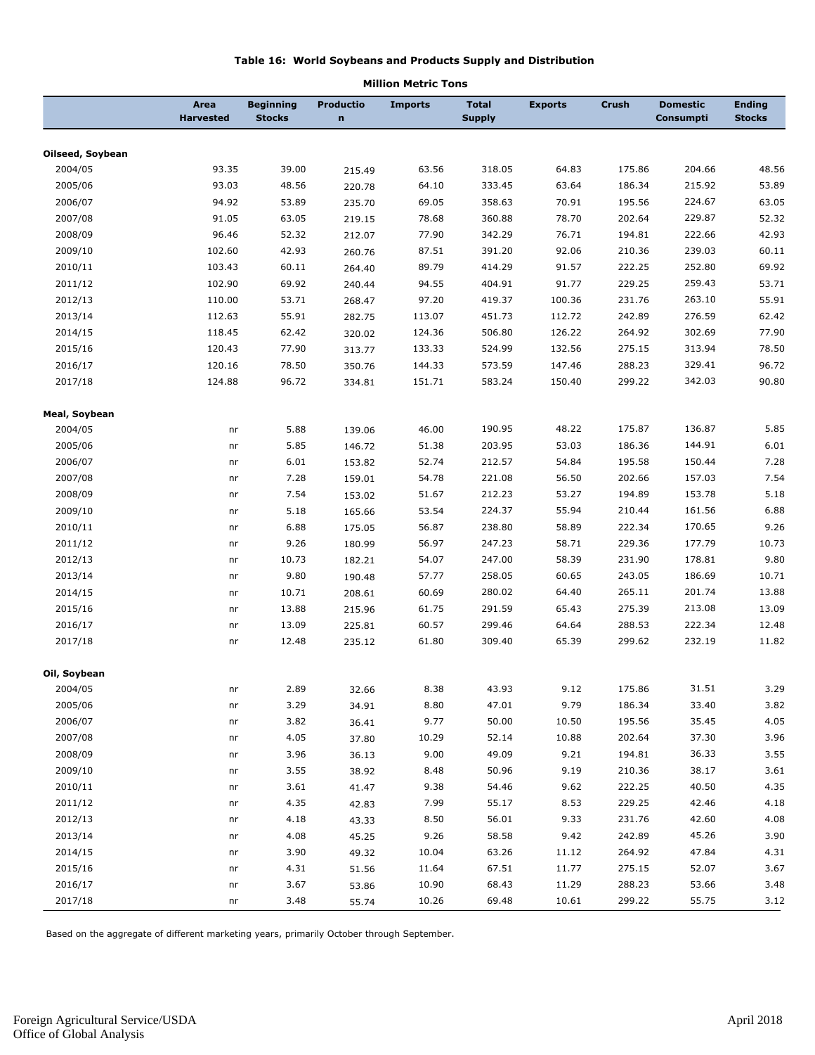**Table 16: World Soybeans and Products Supply and Distribution**

**Million Metric Tons**

| | Area Harvested | Beginning Stocks | Production | Imports | Total Supply | Exports | Crush | Domestic Consumption | Ending Stocks |
|---|---|---|---|---|---|---|---|---|---|
| **Oilseed, Soybean** | | | | | | | | | |
| 2004/05 | 93.35 | 39.00 | 215.49 | 63.56 | 318.05 | 64.83 | 175.86 | 204.66 | 48.56 |
| 2005/06 | 93.03 | 48.56 | 220.78 | 64.10 | 333.45 | 63.64 | 186.34 | 215.92 | 53.89 |
| 2006/07 | 94.92 | 53.89 | 235.70 | 69.05 | 358.63 | 70.91 | 195.56 | 224.67 | 63.05 |
| 2007/08 | 91.05 | 63.05 | 219.15 | 78.68 | 360.88 | 78.70 | 202.64 | 229.87 | 52.32 |
| 2008/09 | 96.46 | 52.32 | 212.07 | 77.90 | 342.29 | 76.71 | 194.81 | 222.66 | 42.93 |
| 2009/10 | 102.60 | 42.93 | 260.76 | 87.51 | 391.20 | 92.06 | 210.36 | 239.03 | 60.11 |
| 2010/11 | 103.43 | 60.11 | 264.40 | 89.79 | 414.29 | 91.57 | 222.25 | 252.80 | 69.92 |
| 2011/12 | 102.90 | 69.92 | 240.44 | 94.55 | 404.91 | 91.77 | 229.25 | 259.43 | 53.71 |
| 2012/13 | 110.00 | 53.71 | 268.47 | 97.20 | 419.37 | 100.36 | 231.76 | 263.10 | 55.91 |
| 2013/14 | 112.63 | 55.91 | 282.75 | 113.07 | 451.73 | 112.72 | 242.89 | 276.59 | 62.42 |
| 2014/15 | 118.45 | 62.42 | 320.02 | 124.36 | 506.80 | 126.22 | 264.92 | 302.69 | 77.90 |
| 2015/16 | 120.43 | 77.90 | 313.77 | 133.33 | 524.99 | 132.56 | 275.15 | 313.94 | 78.50 |
| 2016/17 | 120.16 | 78.50 | 350.76 | 144.33 | 573.59 | 147.46 | 288.23 | 329.41 | 96.72 |
| 2017/18 | 124.88 | 96.72 | 334.81 | 151.71 | 583.24 | 150.40 | 299.22 | 342.03 | 90.80 |
| **Meal, Soybean** | | | | | | | | | |
| 2004/05 | nr | 5.88 | 139.06 | 46.00 | 190.95 | 48.22 | 175.87 | 136.87 | 5.85 |
| 2005/06 | nr | 5.85 | 146.72 | 51.38 | 203.95 | 53.03 | 186.36 | 144.91 | 6.01 |
| 2006/07 | nr | 6.01 | 153.82 | 52.74 | 212.57 | 54.84 | 195.58 | 150.44 | 7.28 |
| 2007/08 | nr | 7.28 | 159.01 | 54.78 | 221.08 | 56.50 | 202.66 | 157.03 | 7.54 |
| 2008/09 | nr | 7.54 | 153.02 | 51.67 | 212.23 | 53.27 | 194.89 | 153.78 | 5.18 |
| 2009/10 | nr | 5.18 | 165.66 | 53.54 | 224.37 | 55.94 | 210.44 | 161.56 | 6.88 |
| 2010/11 | nr | 6.88 | 175.05 | 56.87 | 238.80 | 58.89 | 222.34 | 170.65 | 9.26 |
| 2011/12 | nr | 9.26 | 180.99 | 56.97 | 247.23 | 58.71 | 229.36 | 177.79 | 10.73 |
| 2012/13 | nr | 10.73 | 182.21 | 54.07 | 247.00 | 58.39 | 231.90 | 178.81 | 9.80 |
| 2013/14 | nr | 9.80 | 190.48 | 57.77 | 258.05 | 60.65 | 243.05 | 186.69 | 10.71 |
| 2014/15 | nr | 10.71 | 208.61 | 60.69 | 280.02 | 64.40 | 265.11 | 201.74 | 13.88 |
| 2015/16 | nr | 13.88 | 215.96 | 61.75 | 291.59 | 65.43 | 275.39 | 213.08 | 13.09 |
| 2016/17 | nr | 13.09 | 225.81 | 60.57 | 299.46 | 64.64 | 288.53 | 222.34 | 12.48 |
| 2017/18 | nr | 12.48 | 235.12 | 61.80 | 309.40 | 65.39 | 299.62 | 232.19 | 11.82 |
| **Oil, Soybean** | | | | | | | | | |
| 2004/05 | nr | 2.89 | 32.66 | 8.38 | 43.93 | 9.12 | 175.86 | 31.51 | 3.29 |
| 2005/06 | nr | 3.29 | 34.91 | 8.80 | 47.01 | 9.79 | 186.34 | 33.40 | 3.82 |
| 2006/07 | nr | 3.82 | 36.41 | 9.77 | 50.00 | 10.50 | 195.56 | 35.45 | 4.05 |
| 2007/08 | nr | 4.05 | 37.80 | 10.29 | 52.14 | 10.88 | 202.64 | 37.30 | 3.96 |
| 2008/09 | nr | 3.96 | 36.13 | 9.00 | 49.09 | 9.21 | 194.81 | 36.33 | 3.55 |
| 2009/10 | nr | 3.55 | 38.92 | 8.48 | 50.96 | 9.19 | 210.36 | 38.17 | 3.61 |
| 2010/11 | nr | 3.61 | 41.47 | 9.38 | 54.46 | 9.62 | 222.25 | 40.50 | 4.35 |
| 2011/12 | nr | 4.35 | 42.83 | 7.99 | 55.17 | 8.53 | 229.25 | 42.46 | 4.18 |
| 2012/13 | nr | 4.18 | 43.33 | 8.50 | 56.01 | 9.33 | 231.76 | 42.60 | 4.08 |
| 2013/14 | nr | 4.08 | 45.25 | 9.26 | 58.58 | 9.42 | 242.89 | 45.26 | 3.90 |
| 2014/15 | nr | 3.90 | 49.32 | 10.04 | 63.26 | 11.12 | 264.92 | 47.84 | 4.31 |
| 2015/16 | nr | 4.31 | 51.56 | 11.64 | 67.51 | 11.77 | 275.15 | 52.07 | 3.67 |
| 2016/17 | nr | 3.67 | 53.86 | 10.90 | 68.43 | 11.29 | 288.23 | 53.66 | 3.48 |
| 2017/18 | nr | 3.48 | 55.74 | 10.26 | 69.48 | 10.61 | 299.22 | 55.75 | 3.12 |

Based on the aggregate of different marketing years, primarily October through September.

Foreign Agricultural Service/USDA
Office of Global Analysis

April 2018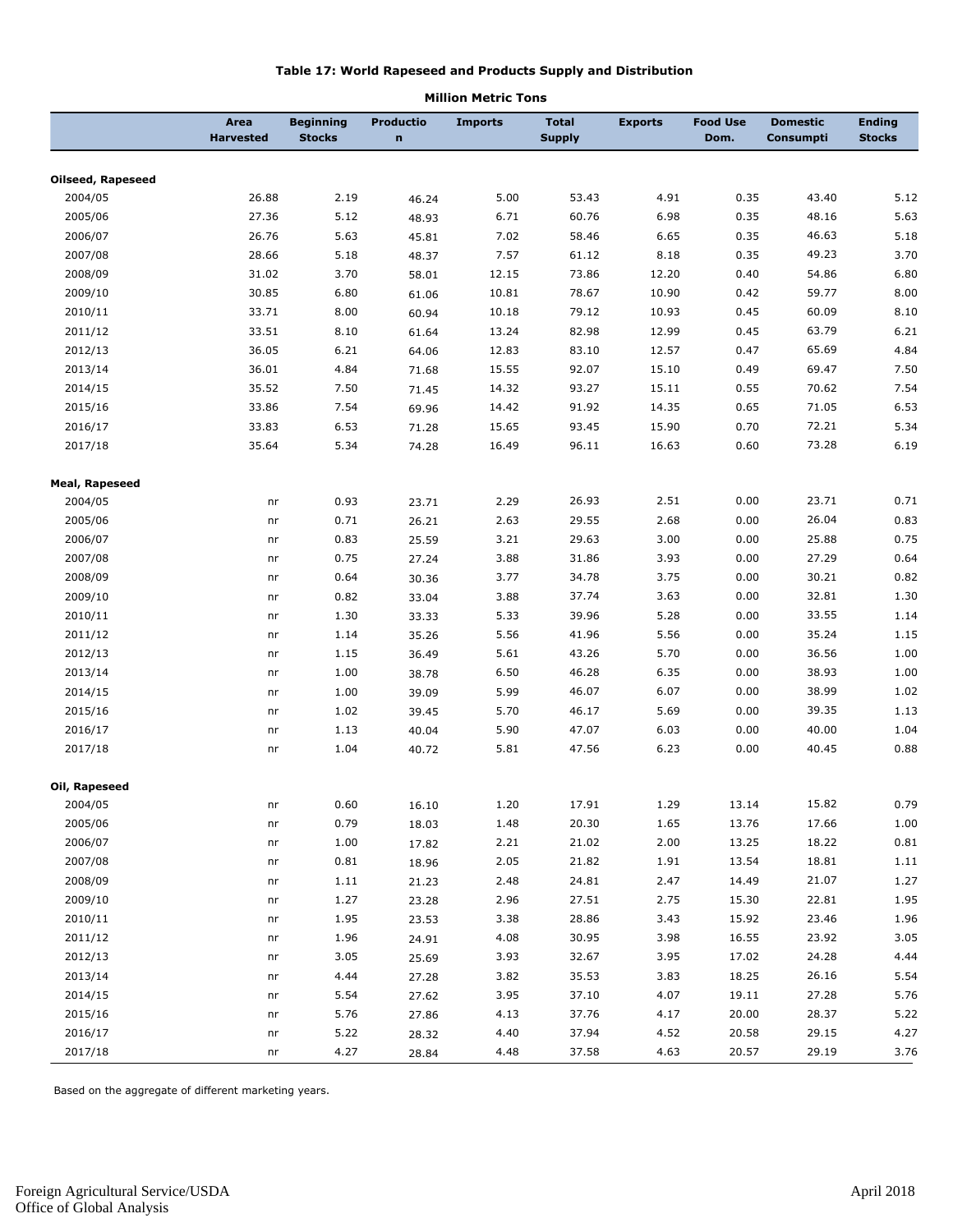**Table 17: World Rapeseed and Products Supply and Distribution**

**Million Metric Tons**

| | Area Harvested | Beginning Stocks | Production | Imports | Total Supply | Exports | Food Use Dom. | Domestic Consumpti | Ending Stocks |
|---|---|---|---|---|---|---|---|---|---|
| **Oilseed, Rapeseed** | | | | | | | | | |
| 2004/05 | 26.88 | 2.19 | 46.24 | 5.00 | 53.43 | 4.91 | 0.35 | 43.40 | 5.12 |
| 2005/06 | 27.36 | 5.12 | 48.93 | 6.71 | 60.76 | 6.98 | 0.35 | 48.16 | 5.63 |
| 2006/07 | 26.76 | 5.63 | 45.81 | 7.02 | 58.46 | 6.65 | 0.35 | 46.63 | 5.18 |
| 2007/08 | 28.66 | 5.18 | 48.37 | 7.57 | 61.12 | 8.18 | 0.35 | 49.23 | 3.70 |
| 2008/09 | 31.02 | 3.70 | 58.01 | 12.15 | 73.86 | 12.20 | 0.40 | 54.86 | 6.80 |
| 2009/10 | 30.85 | 6.80 | 61.06 | 10.81 | 78.67 | 10.90 | 0.42 | 59.77 | 8.00 |
| 2010/11 | 33.71 | 8.00 | 60.94 | 10.18 | 79.12 | 10.93 | 0.45 | 60.09 | 8.10 |
| 2011/12 | 33.51 | 8.10 | 61.64 | 13.24 | 82.98 | 12.99 | 0.45 | 63.79 | 6.21 |
| 2012/13 | 36.05 | 6.21 | 64.06 | 12.83 | 83.10 | 12.57 | 0.47 | 65.69 | 4.84 |
| 2013/14 | 36.01 | 4.84 | 71.68 | 15.55 | 92.07 | 15.10 | 0.49 | 69.47 | 7.50 |
| 2014/15 | 35.52 | 7.50 | 71.45 | 14.32 | 93.27 | 15.11 | 0.55 | 70.62 | 7.54 |
| 2015/16 | 33.86 | 7.54 | 69.96 | 14.42 | 91.92 | 14.35 | 0.65 | 71.05 | 6.53 |
| 2016/17 | 33.83 | 6.53 | 71.28 | 15.65 | 93.45 | 15.90 | 0.70 | 72.21 | 5.34 |
| 2017/18 | 35.64 | 5.34 | 74.28 | 16.49 | 96.11 | 16.63 | 0.60 | 73.28 | 6.19 |
| **Meal, Rapeseed** | | | | | | | | | |
| 2004/05 | nr | 0.93 | 23.71 | 2.29 | 26.93 | 2.51 | 0.00 | 23.71 | 0.71 |
| 2005/06 | nr | 0.71 | 26.21 | 2.63 | 29.55 | 2.68 | 0.00 | 26.04 | 0.83 |
| 2006/07 | nr | 0.83 | 25.59 | 3.21 | 29.63 | 3.00 | 0.00 | 25.88 | 0.75 |
| 2007/08 | nr | 0.75 | 27.24 | 3.88 | 31.86 | 3.93 | 0.00 | 27.29 | 0.64 |
| 2008/09 | nr | 0.64 | 30.36 | 3.77 | 34.78 | 3.75 | 0.00 | 30.21 | 0.82 |
| 2009/10 | nr | 0.82 | 33.04 | 3.88 | 37.74 | 3.63 | 0.00 | 32.81 | 1.30 |
| 2010/11 | nr | 1.30 | 33.33 | 5.33 | 39.96 | 5.28 | 0.00 | 33.55 | 1.14 |
| 2011/12 | nr | 1.14 | 35.26 | 5.56 | 41.96 | 5.56 | 0.00 | 35.24 | 1.15 |
| 2012/13 | nr | 1.15 | 36.49 | 5.61 | 43.26 | 5.70 | 0.00 | 36.56 | 1.00 |
| 2013/14 | nr | 1.00 | 38.78 | 6.50 | 46.28 | 6.35 | 0.00 | 38.93 | 1.00 |
| 2014/15 | nr | 1.00 | 39.09 | 5.99 | 46.07 | 6.07 | 0.00 | 38.99 | 1.02 |
| 2015/16 | nr | 1.02 | 39.45 | 5.70 | 46.17 | 5.69 | 0.00 | 39.35 | 1.13 |
| 2016/17 | nr | 1.13 | 40.04 | 5.90 | 47.07 | 6.03 | 0.00 | 40.00 | 1.04 |
| 2017/18 | nr | 1.04 | 40.72 | 5.81 | 47.56 | 6.23 | 0.00 | 40.45 | 0.88 |
| **Oil, Rapeseed** | | | | | | | | | |
| 2004/05 | nr | 0.60 | 16.10 | 1.20 | 17.91 | 1.29 | 13.14 | 15.82 | 0.79 |
| 2005/06 | nr | 0.79 | 18.03 | 1.48 | 20.30 | 1.65 | 13.76 | 17.66 | 1.00 |
| 2006/07 | nr | 1.00 | 17.82 | 2.21 | 21.02 | 2.00 | 13.25 | 18.22 | 0.81 |
| 2007/08 | nr | 0.81 | 18.96 | 2.05 | 21.82 | 1.91 | 13.54 | 18.81 | 1.11 |
| 2008/09 | nr | 1.11 | 21.23 | 2.48 | 24.81 | 2.47 | 14.49 | 21.07 | 1.27 |
| 2009/10 | nr | 1.27 | 23.28 | 2.96 | 27.51 | 2.75 | 15.30 | 22.81 | 1.95 |
| 2010/11 | nr | 1.95 | 23.53 | 3.38 | 28.86 | 3.43 | 15.92 | 23.46 | 1.96 |
| 2011/12 | nr | 1.96 | 24.91 | 4.08 | 30.95 | 3.98 | 16.55 | 23.92 | 3.05 |
| 2012/13 | nr | 3.05 | 25.69 | 3.93 | 32.67 | 3.95 | 17.02 | 24.28 | 4.44 |
| 2013/14 | nr | 4.44 | 27.28 | 3.82 | 35.53 | 3.83 | 18.25 | 26.16 | 5.54 |
| 2014/15 | nr | 5.54 | 27.62 | 3.95 | 37.10 | 4.07 | 19.11 | 27.28 | 5.76 |
| 2015/16 | nr | 5.76 | 27.86 | 4.13 | 37.76 | 4.17 | 20.00 | 28.37 | 5.22 |
| 2016/17 | nr | 5.22 | 28.32 | 4.40 | 37.94 | 4.52 | 20.58 | 29.15 | 4.27 |
| 2017/18 | nr | 4.27 | 28.84 | 4.48 | 37.58 | 4.63 | 20.57 | 29.19 | 3.76 |

Based on the aggregate of different marketing years.

Foreign Agricultural Service/USDA
Office of Global Analysis

April 2018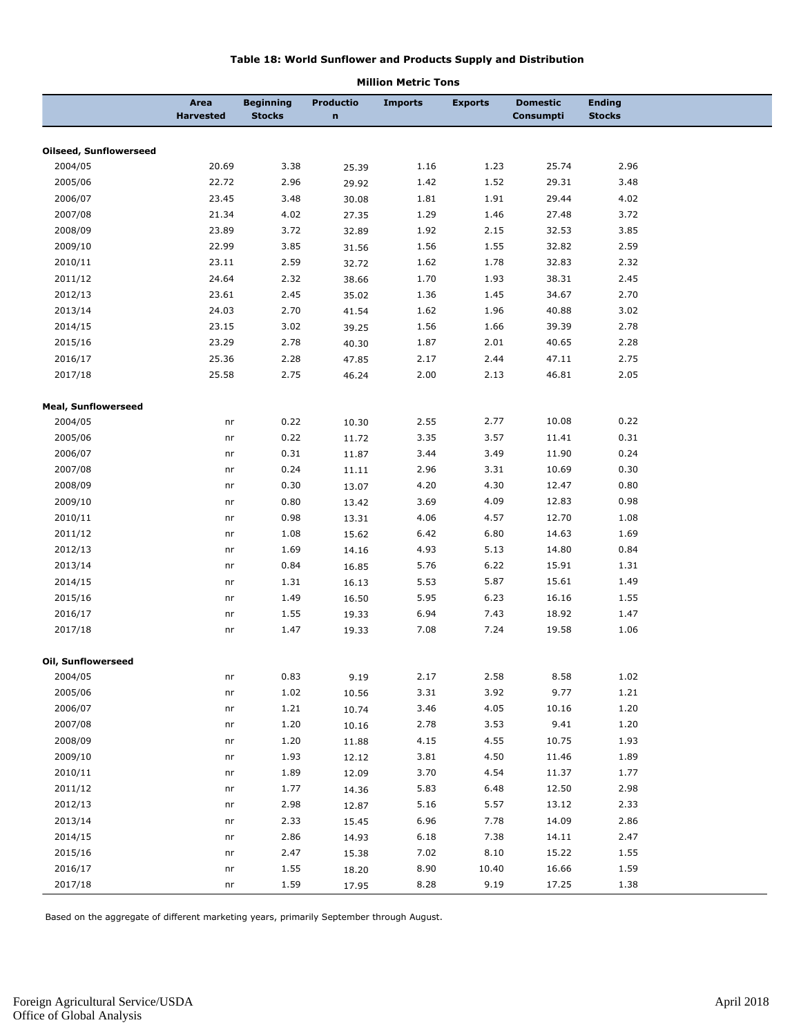**Table 18: World Sunflower and Products Supply and Distribution**

**Million Metric Tons**

| | Area Harvested | Beginning Stocks | Production | Imports | Exports | Domestic Consumption | Ending Stocks |
|---|---|---|---|---|---|---|---|
| **Oilseed, Sunflowerseed** | | | | | | | |
| 2004/05 | 20.69 | 3.38 | 25.39 | 1.16 | 1.23 | 25.74 | 2.96 |
| 2005/06 | 22.72 | 2.96 | 29.92 | 1.42 | 1.52 | 29.31 | 3.48 |
| 2006/07 | 23.45 | 3.48 | 30.08 | 1.81 | 1.91 | 29.44 | 4.02 |
| 2007/08 | 21.34 | 4.02 | 27.35 | 1.29 | 1.46 | 27.48 | 3.72 |
| 2008/09 | 23.89 | 3.72 | 32.89 | 1.92 | 2.15 | 32.53 | 3.85 |
| 2009/10 | 22.99 | 3.85 | 31.56 | 1.56 | 1.55 | 32.82 | 2.59 |
| 2010/11 | 23.11 | 2.59 | 32.72 | 1.62 | 1.78 | 32.83 | 2.32 |
| 2011/12 | 24.64 | 2.32 | 38.66 | 1.70 | 1.93 | 38.31 | 2.45 |
| 2012/13 | 23.61 | 2.45 | 35.02 | 1.36 | 1.45 | 34.67 | 2.70 |
| 2013/14 | 24.03 | 2.70 | 41.54 | 1.62 | 1.96 | 40.88 | 3.02 |
| 2014/15 | 23.15 | 3.02 | 39.25 | 1.56 | 1.66 | 39.39 | 2.78 |
| 2015/16 | 23.29 | 2.78 | 40.30 | 1.87 | 2.01 | 40.65 | 2.28 |
| 2016/17 | 25.36 | 2.28 | 47.85 | 2.17 | 2.44 | 47.11 | 2.75 |
| 2017/18 | 25.58 | 2.75 | 46.24 | 2.00 | 2.13 | 46.81 | 2.05 |
| **Meal, Sunflowerseed** | | | | | | | |
| 2004/05 | nr | 0.22 | 10.30 | 2.55 | 2.77 | 10.08 | 0.22 |
| 2005/06 | nr | 0.22 | 11.72 | 3.35 | 3.57 | 11.41 | 0.31 |
| 2006/07 | nr | 0.31 | 11.87 | 3.44 | 3.49 | 11.90 | 0.24 |
| 2007/08 | nr | 0.24 | 11.11 | 2.96 | 3.31 | 10.69 | 0.30 |
| 2008/09 | nr | 0.30 | 13.07 | 4.20 | 4.30 | 12.47 | 0.80 |
| 2009/10 | nr | 0.80 | 13.42 | 3.69 | 4.09 | 12.83 | 0.98 |
| 2010/11 | nr | 0.98 | 13.31 | 4.06 | 4.57 | 12.70 | 1.08 |
| 2011/12 | nr | 1.08 | 15.62 | 6.42 | 6.80 | 14.63 | 1.69 |
| 2012/13 | nr | 1.69 | 14.16 | 4.93 | 5.13 | 14.80 | 0.84 |
| 2013/14 | nr | 0.84 | 16.85 | 5.76 | 6.22 | 15.91 | 1.31 |
| 2014/15 | nr | 1.31 | 16.13 | 5.53 | 5.87 | 15.61 | 1.49 |
| 2015/16 | nr | 1.49 | 16.50 | 5.95 | 6.23 | 16.16 | 1.55 |
| 2016/17 | nr | 1.55 | 19.33 | 6.94 | 7.43 | 18.92 | 1.47 |
| 2017/18 | nr | 1.47 | 19.33 | 7.08 | 7.24 | 19.58 | 1.06 |
| **Oil, Sunflowerseed** | | | | | | | |
| 2004/05 | nr | 0.83 | 9.19 | 2.17 | 2.58 | 8.58 | 1.02 |
| 2005/06 | nr | 1.02 | 10.56 | 3.31 | 3.92 | 9.77 | 1.21 |
| 2006/07 | nr | 1.21 | 10.74 | 3.46 | 4.05 | 10.16 | 1.20 |
| 2007/08 | nr | 1.20 | 10.16 | 2.78 | 3.53 | 9.41 | 1.20 |
| 2008/09 | nr | 1.20 | 11.88 | 4.15 | 4.55 | 10.75 | 1.93 |
| 2009/10 | nr | 1.93 | 12.12 | 3.81 | 4.50 | 11.46 | 1.89 |
| 2010/11 | nr | 1.89 | 12.09 | 3.70 | 4.54 | 11.37 | 1.77 |
| 2011/12 | nr | 1.77 | 14.36 | 5.83 | 6.48 | 12.50 | 2.98 |
| 2012/13 | nr | 2.98 | 12.87 | 5.16 | 5.57 | 13.12 | 2.33 |
| 2013/14 | nr | 2.33 | 15.45 | 6.96 | 7.78 | 14.09 | 2.86 |
| 2014/15 | nr | 2.86 | 14.93 | 6.18 | 7.38 | 14.11 | 2.47 |
| 2015/16 | nr | 2.47 | 15.38 | 7.02 | 8.10 | 15.22 | 1.55 |
| 2016/17 | nr | 1.55 | 18.20 | 8.90 | 10.40 | 16.66 | 1.59 |
| 2017/18 | nr | 1.59 | 17.95 | 8.28 | 9.19 | 17.25 | 1.38 |

Based on the aggregate of different marketing years, primarily September through August.

Foreign Agricultural Service/USDA
Office of Global Analysis

April 2018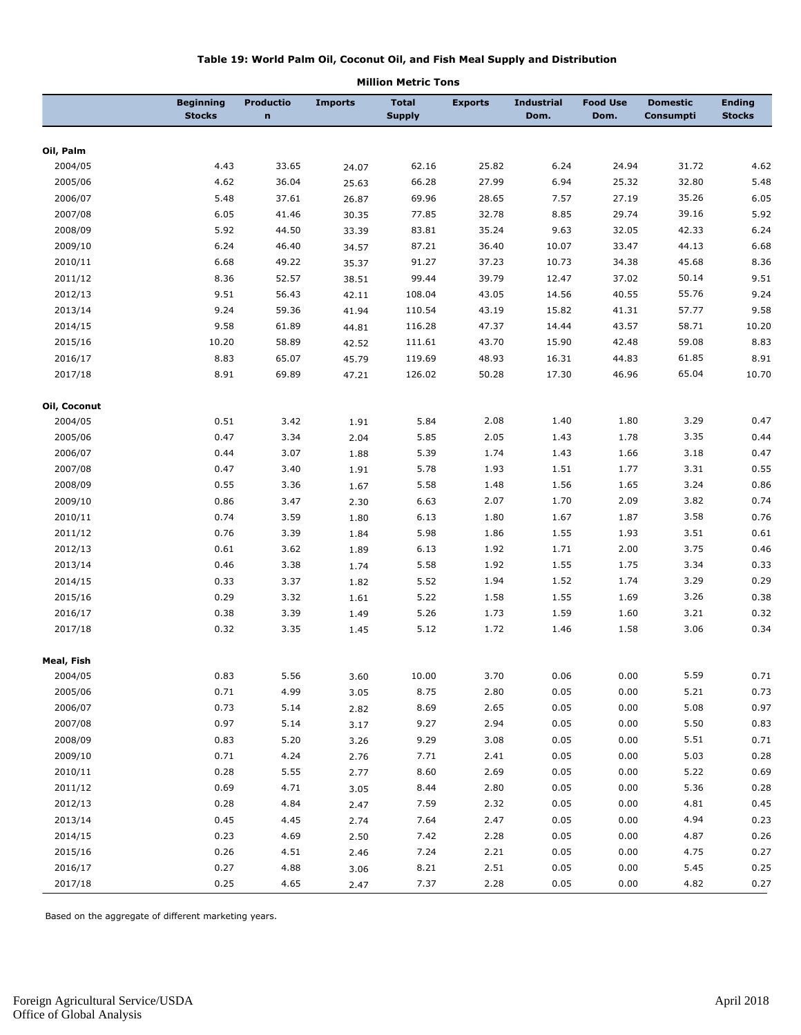# Table 19: World Palm Oil, Coconut Oil, and Fish Meal Supply and Distribution

**Million Metric Tons**

| | Beginning Stocks | Production | Imports | Total Supply | Exports | Industrial Dom. | Food Use Dom. | Domestic Consumpti | Ending Stocks |
|---|---|---|---|---|---|---|---|---|---|
| **Oil, Palm** | | | | | | | | | |
| 2004/05 | 4.43 | 33.65 | 24.07 | 62.16 | 25.82 | 6.24 | 24.94 | 31.72 | 4.62 |
| 2005/06 | 4.62 | 36.04 | 25.63 | 66.28 | 27.99 | 6.94 | 25.32 | 32.80 | 5.48 |
| 2006/07 | 5.48 | 37.61 | 26.87 | 69.96 | 28.65 | 7.57 | 27.19 | 35.26 | 6.05 |
| 2007/08 | 6.05 | 41.46 | 30.35 | 77.85 | 32.78 | 8.85 | 29.74 | 39.16 | 5.92 |
| 2008/09 | 5.92 | 44.50 | 33.39 | 83.81 | 35.24 | 9.63 | 32.05 | 42.33 | 6.24 |
| 2009/10 | 6.24 | 46.40 | 34.57 | 87.21 | 36.40 | 10.07 | 33.47 | 44.13 | 6.68 |
| 2010/11 | 6.68 | 49.22 | 35.37 | 91.27 | 37.23 | 10.73 | 34.38 | 45.68 | 8.36 |
| 2011/12 | 8.36 | 52.57 | 38.51 | 99.44 | 39.79 | 12.47 | 37.02 | 50.14 | 9.51 |
| 2012/13 | 9.51 | 56.43 | 42.11 | 108.04 | 43.05 | 14.56 | 40.55 | 55.76 | 9.24 |
| 2013/14 | 9.24 | 59.36 | 41.94 | 110.54 | 43.19 | 15.82 | 41.31 | 57.77 | 9.58 |
| 2014/15 | 9.58 | 61.89 | 44.81 | 116.28 | 47.37 | 14.44 | 43.57 | 58.71 | 10.20 |
| 2015/16 | 10.20 | 58.89 | 42.52 | 111.61 | 43.70 | 15.90 | 42.48 | 59.08 | 8.83 |
| 2016/17 | 8.83 | 65.07 | 45.79 | 119.69 | 48.93 | 16.31 | 44.83 | 61.85 | 8.91 |
| 2017/18 | 8.91 | 69.89 | 47.21 | 126.02 | 50.28 | 17.30 | 46.96 | 65.04 | 10.70 |
| **Oil, Coconut** | | | | | | | | | |
| 2004/05 | 0.51 | 3.42 | 1.91 | 5.84 | 2.08 | 1.40 | 1.80 | 3.29 | 0.47 |
| 2005/06 | 0.47 | 3.34 | 2.04 | 5.85 | 2.05 | 1.43 | 1.78 | 3.35 | 0.44 |
| 2006/07 | 0.44 | 3.07 | 1.88 | 5.39 | 1.74 | 1.43 | 1.66 | 3.18 | 0.47 |
| 2007/08 | 0.47 | 3.40 | 1.91 | 5.78 | 1.93 | 1.51 | 1.77 | 3.31 | 0.55 |
| 2008/09 | 0.55 | 3.36 | 1.67 | 5.58 | 1.48 | 1.56 | 1.65 | 3.24 | 0.86 |
| 2009/10 | 0.86 | 3.47 | 2.30 | 6.63 | 2.07 | 1.70 | 2.09 | 3.82 | 0.74 |
| 2010/11 | 0.74 | 3.59 | 1.80 | 6.13 | 1.80 | 1.67 | 1.87 | 3.58 | 0.76 |
| 2011/12 | 0.76 | 3.39 | 1.84 | 5.98 | 1.86 | 1.55 | 1.93 | 3.51 | 0.61 |
| 2012/13 | 0.61 | 3.62 | 1.89 | 6.13 | 1.92 | 1.71 | 2.00 | 3.75 | 0.46 |
| 2013/14 | 0.46 | 3.38 | 1.74 | 5.58 | 1.92 | 1.55 | 1.75 | 3.34 | 0.33 |
| 2014/15 | 0.33 | 3.37 | 1.82 | 5.52 | 1.94 | 1.52 | 1.74 | 3.29 | 0.29 |
| 2015/16 | 0.29 | 3.32 | 1.61 | 5.22 | 1.58 | 1.55 | 1.69 | 3.26 | 0.38 |
| 2016/17 | 0.38 | 3.39 | 1.49 | 5.26 | 1.73 | 1.59 | 1.60 | 3.21 | 0.32 |
| 2017/18 | 0.32 | 3.35 | 1.45 | 5.12 | 1.72 | 1.46 | 1.58 | 3.06 | 0.34 |
| **Meal, Fish** | | | | | | | | | |
| 2004/05 | 0.83 | 5.56 | 3.60 | 10.00 | 3.70 | 0.06 | 0.00 | 5.59 | 0.71 |
| 2005/06 | 0.71 | 4.99 | 3.05 | 8.75 | 2.80 | 0.05 | 0.00 | 5.21 | 0.73 |
| 2006/07 | 0.73 | 5.14 | 2.82 | 8.69 | 2.65 | 0.05 | 0.00 | 5.08 | 0.97 |
| 2007/08 | 0.97 | 5.14 | 3.17 | 9.27 | 2.94 | 0.05 | 0.00 | 5.50 | 0.83 |
| 2008/09 | 0.83 | 5.20 | 3.26 | 9.29 | 3.08 | 0.05 | 0.00 | 5.51 | 0.71 |
| 2009/10 | 0.71 | 4.24 | 2.76 | 7.71 | 2.41 | 0.05 | 0.00 | 5.03 | 0.28 |
| 2010/11 | 0.28 | 5.55 | 2.77 | 8.60 | 2.69 | 0.05 | 0.00 | 5.22 | 0.69 |
| 2011/12 | 0.69 | 4.71 | 3.05 | 8.44 | 2.80 | 0.05 | 0.00 | 5.36 | 0.28 |
| 2012/13 | 0.28 | 4.84 | 2.47 | 7.59 | 2.32 | 0.05 | 0.00 | 4.81 | 0.45 |
| 2013/14 | 0.45 | 4.45 | 2.74 | 7.64 | 2.47 | 0.05 | 0.00 | 4.94 | 0.23 |
| 2014/15 | 0.23 | 4.69 | 2.50 | 7.42 | 2.28 | 0.05 | 0.00 | 4.87 | 0.26 |
| 2015/16 | 0.26 | 4.51 | 2.46 | 7.24 | 2.21 | 0.05 | 0.00 | 4.75 | 0.27 |
| 2016/17 | 0.27 | 4.88 | 3.06 | 8.21 | 2.51 | 0.05 | 0.00 | 5.45 | 0.25 |
| 2017/18 | 0.25 | 4.65 | 2.47 | 7.37 | 2.28 | 0.05 | 0.00 | 4.82 | 0.27 |

Based on the aggregate of different marketing years.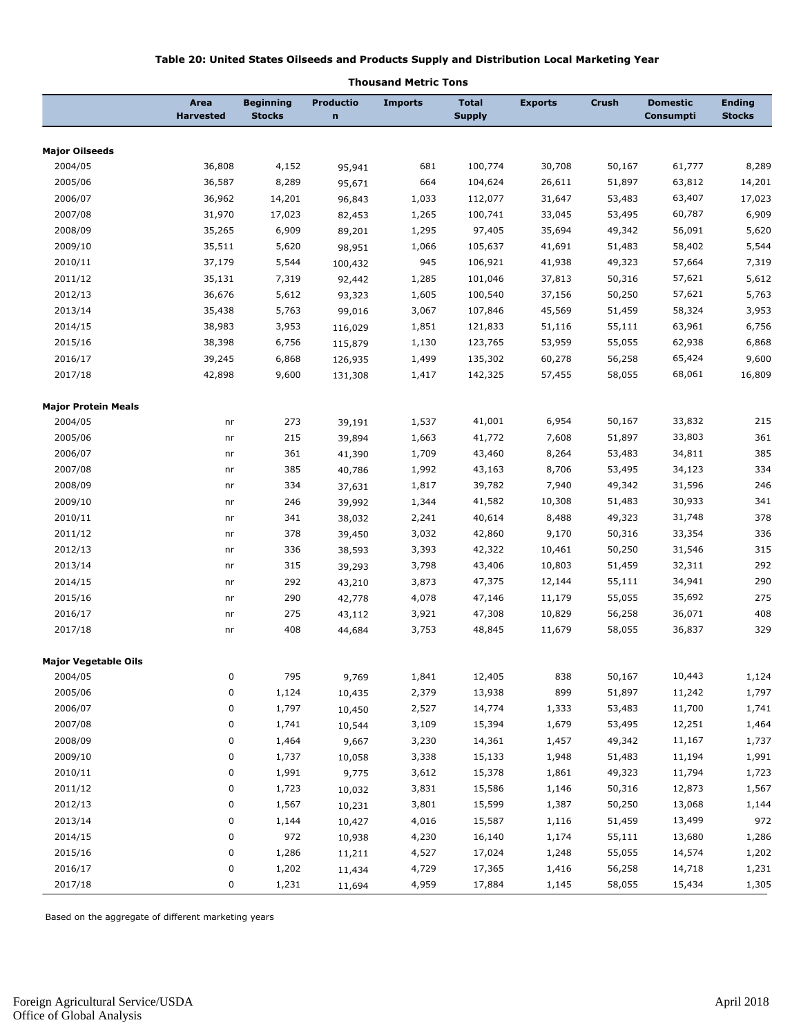**Table 20: United States Oilseeds and Products Supply and Distribution Local Marketing Year**

**Thousand Metric Tons**

| | Area Harvested | Beginning Stocks | Production | Imports | Total Supply | Exports | Crush | Domestic Consumpti | Ending Stocks |
|---|---|---|---|---|---|---|---|---|---|
| **Major Oilseeds** | | | | | | | | | |
| 2004/05 | 36,808 | 4,152 | 95,941 | 681 | 100,774 | 30,708 | 50,167 | 61,777 | 8,289 |
| 2005/06 | 36,587 | 8,289 | 95,671 | 664 | 104,624 | 26,611 | 51,897 | 63,812 | 14,201 |
| 2006/07 | 36,962 | 14,201 | 96,843 | 1,033 | 112,077 | 31,647 | 53,483 | 63,407 | 17,023 |
| 2007/08 | 31,970 | 17,023 | 82,453 | 1,265 | 100,741 | 33,045 | 53,495 | 60,787 | 6,909 |
| 2008/09 | 35,265 | 6,909 | 89,201 | 1,295 | 97,405 | 35,694 | 49,342 | 56,091 | 5,620 |
| 2009/10 | 35,511 | 5,620 | 98,951 | 1,066 | 105,637 | 41,691 | 51,483 | 58,402 | 5,544 |
| 2010/11 | 37,179 | 5,544 | 100,432 | 945 | 106,921 | 41,938 | 49,323 | 57,664 | 7,319 |
| 2011/12 | 35,131 | 7,319 | 92,442 | 1,285 | 101,046 | 37,813 | 50,316 | 57,621 | 5,612 |
| 2012/13 | 36,676 | 5,612 | 93,323 | 1,605 | 100,540 | 37,156 | 50,250 | 57,621 | 5,763 |
| 2013/14 | 35,438 | 5,763 | 99,016 | 3,067 | 107,846 | 45,569 | 51,459 | 58,324 | 3,953 |
| 2014/15 | 38,983 | 3,953 | 116,029 | 1,851 | 121,833 | 51,116 | 55,111 | 63,961 | 6,756 |
| 2015/16 | 38,398 | 6,756 | 115,879 | 1,130 | 123,765 | 53,959 | 55,055 | 62,938 | 6,868 |
| 2016/17 | 39,245 | 6,868 | 126,935 | 1,499 | 135,302 | 60,278 | 56,258 | 65,424 | 9,600 |
| 2017/18 | 42,898 | 9,600 | 131,308 | 1,417 | 142,325 | 57,455 | 58,055 | 68,061 | 16,809 |
| **Major Protein Meals** | | | | | | | | | |
| 2004/05 | nr | 273 | 39,191 | 1,537 | 41,001 | 6,954 | 50,167 | 33,832 | 215 |
| 2005/06 | nr | 215 | 39,894 | 1,663 | 41,772 | 7,608 | 51,897 | 33,803 | 361 |
| 2006/07 | nr | 361 | 41,390 | 1,709 | 43,460 | 8,264 | 53,483 | 34,811 | 385 |
| 2007/08 | nr | 385 | 40,786 | 1,992 | 43,163 | 8,706 | 53,495 | 34,123 | 334 |
| 2008/09 | nr | 334 | 37,631 | 1,817 | 39,782 | 7,940 | 49,342 | 31,596 | 246 |
| 2009/10 | nr | 246 | 39,992 | 1,344 | 41,582 | 10,308 | 51,483 | 30,933 | 341 |
| 2010/11 | nr | 341 | 38,032 | 2,241 | 40,614 | 8,488 | 49,323 | 31,748 | 378 |
| 2011/12 | nr | 378 | 39,450 | 3,032 | 42,860 | 9,170 | 50,316 | 33,354 | 336 |
| 2012/13 | nr | 336 | 38,593 | 3,393 | 42,322 | 10,461 | 50,250 | 31,546 | 315 |
| 2013/14 | nr | 315 | 39,293 | 3,798 | 43,406 | 10,803 | 51,459 | 32,311 | 292 |
| 2014/15 | nr | 292 | 43,210 | 3,873 | 47,375 | 12,144 | 55,111 | 34,941 | 290 |
| 2015/16 | nr | 290 | 42,778 | 4,078 | 47,146 | 11,179 | 55,055 | 35,692 | 275 |
| 2016/17 | nr | 275 | 43,112 | 3,921 | 47,308 | 10,829 | 56,258 | 36,071 | 408 |
| 2017/18 | nr | 408 | 44,684 | 3,753 | 48,845 | 11,679 | 58,055 | 36,837 | 329 |
| **Major Vegetable Oils** | | | | | | | | | |
| 2004/05 | 0 | 795 | 9,769 | 1,841 | 12,405 | 838 | 50,167 | 10,443 | 1,124 |
| 2005/06 | 0 | 1,124 | 10,435 | 2,379 | 13,938 | 899 | 51,897 | 11,242 | 1,797 |
| 2006/07 | 0 | 1,797 | 10,450 | 2,527 | 14,774 | 1,333 | 53,483 | 11,700 | 1,741 |
| 2007/08 | 0 | 1,741 | 10,544 | 3,109 | 15,394 | 1,679 | 53,495 | 12,251 | 1,464 |
| 2008/09 | 0 | 1,464 | 9,667 | 3,230 | 14,361 | 1,457 | 49,342 | 11,167 | 1,737 |
| 2009/10 | 0 | 1,737 | 10,058 | 3,338 | 15,133 | 1,948 | 51,483 | 11,194 | 1,991 |
| 2010/11 | 0 | 1,991 | 9,775 | 3,612 | 15,378 | 1,861 | 49,323 | 11,794 | 1,723 |
| 2011/12 | 0 | 1,723 | 10,032 | 3,831 | 15,586 | 1,146 | 50,316 | 12,873 | 1,567 |
| 2012/13 | 0 | 1,567 | 10,231 | 3,801 | 15,599 | 1,387 | 50,250 | 13,068 | 1,144 |
| 2013/14 | 0 | 1,144 | 10,427 | 4,016 | 15,587 | 1,116 | 51,459 | 13,499 | 972 |
| 2014/15 | 0 | 972 | 10,938 | 4,230 | 16,140 | 1,174 | 55,111 | 13,680 | 1,286 |
| 2015/16 | 0 | 1,286 | 11,211 | 4,527 | 17,024 | 1,248 | 55,055 | 14,574 | 1,202 |
| 2016/17 | 0 | 1,202 | 11,434 | 4,729 | 17,365 | 1,416 | 56,258 | 14,718 | 1,231 |
| 2017/18 | 0 | 1,231 | 11,694 | 4,959 | 17,884 | 1,145 | 58,055 | 15,434 | 1,305 |

Based on the aggregate of different marketing years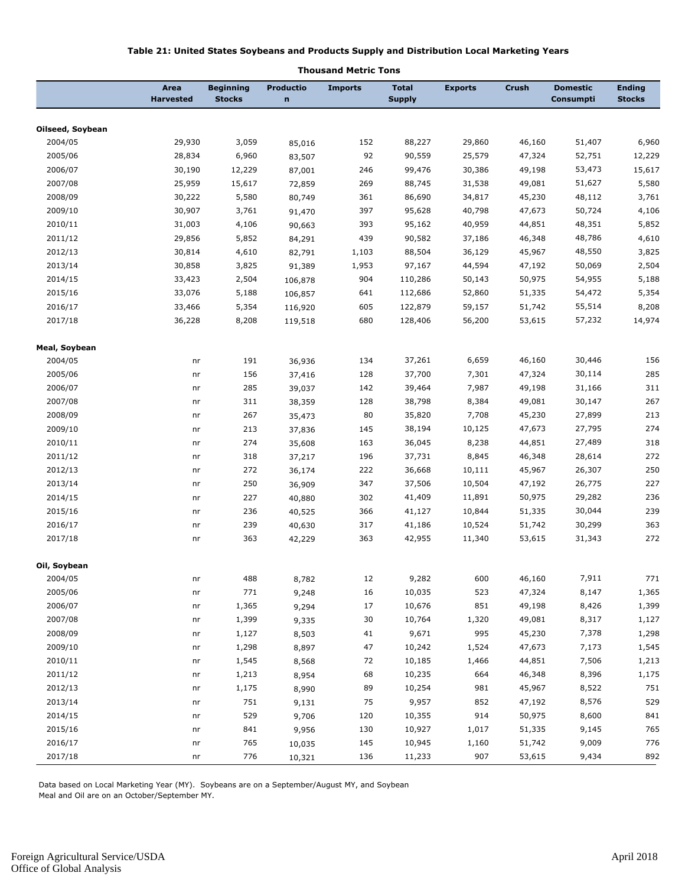**Table 21: United States Soybeans and Products Supply and Distribution Local Marketing Years**

**Thousand Metric Tons**

| | Area Harvested | Beginning Stocks | Production | Imports | Total Supply | Exports | Crush | Domestic Consumpti | Ending Stocks |
|---|---|---|---|---|---|---|---|---|---|
| **Oilseed, Soybean** | | | | | | | | | |
| 2004/05 | 29,930 | 3,059 | 85,016 | 152 | 88,227 | 29,860 | 46,160 | 51,407 | 6,960 |
| 2005/06 | 28,834 | 6,960 | 83,507 | 92 | 90,559 | 25,579 | 47,324 | 52,751 | 12,229 |
| 2006/07 | 30,190 | 12,229 | 87,001 | 246 | 99,476 | 30,386 | 49,198 | 53,473 | 15,617 |
| 2007/08 | 25,959 | 15,617 | 72,859 | 269 | 88,745 | 31,538 | 49,081 | 51,627 | 5,580 |
| 2008/09 | 30,222 | 5,580 | 80,749 | 361 | 86,690 | 34,817 | 45,230 | 48,112 | 3,761 |
| 2009/10 | 30,907 | 3,761 | 91,470 | 397 | 95,628 | 40,798 | 47,673 | 50,724 | 4,106 |
| 2010/11 | 31,003 | 4,106 | 90,663 | 393 | 95,162 | 40,959 | 44,851 | 48,351 | 5,852 |
| 2011/12 | 29,856 | 5,852 | 84,291 | 439 | 90,582 | 37,186 | 46,348 | 48,786 | 4,610 |
| 2012/13 | 30,814 | 4,610 | 82,791 | 1,103 | 88,504 | 36,129 | 45,967 | 48,550 | 3,825 |
| 2013/14 | 30,858 | 3,825 | 91,389 | 1,953 | 97,167 | 44,594 | 47,192 | 50,069 | 2,504 |
| 2014/15 | 33,423 | 2,504 | 106,878 | 904 | 110,286 | 50,143 | 50,975 | 54,955 | 5,188 |
| 2015/16 | 33,076 | 5,188 | 106,857 | 641 | 112,686 | 52,860 | 51,335 | 54,472 | 5,354 |
| 2016/17 | 33,466 | 5,354 | 116,920 | 605 | 122,879 | 59,157 | 51,742 | 55,514 | 8,208 |
| 2017/18 | 36,228 | 8,208 | 119,518 | 680 | 128,406 | 56,200 | 53,615 | 57,232 | 14,974 |
| **Meal, Soybean** | | | | | | | | | |
| 2004/05 | nr | 191 | 36,936 | 134 | 37,261 | 6,659 | 46,160 | 30,446 | 156 |
| 2005/06 | nr | 156 | 37,416 | 128 | 37,700 | 7,301 | 47,324 | 30,114 | 285 |
| 2006/07 | nr | 285 | 39,037 | 142 | 39,464 | 7,987 | 49,198 | 31,166 | 311 |
| 2007/08 | nr | 311 | 38,359 | 128 | 38,798 | 8,384 | 49,081 | 30,147 | 267 |
| 2008/09 | nr | 267 | 35,473 | 80 | 35,820 | 7,708 | 45,230 | 27,899 | 213 |
| 2009/10 | nr | 213 | 37,836 | 145 | 38,194 | 10,125 | 47,673 | 27,795 | 274 |
| 2010/11 | nr | 274 | 35,608 | 163 | 36,045 | 8,238 | 44,851 | 27,489 | 318 |
| 2011/12 | nr | 318 | 37,217 | 196 | 37,731 | 8,845 | 46,348 | 28,614 | 272 |
| 2012/13 | nr | 272 | 36,174 | 222 | 36,668 | 10,111 | 45,967 | 26,307 | 250 |
| 2013/14 | nr | 250 | 36,909 | 347 | 37,506 | 10,504 | 47,192 | 26,775 | 227 |
| 2014/15 | nr | 227 | 40,880 | 302 | 41,409 | 11,891 | 50,975 | 29,282 | 236 |
| 2015/16 | nr | 236 | 40,525 | 366 | 41,127 | 10,844 | 51,335 | 30,044 | 239 |
| 2016/17 | nr | 239 | 40,630 | 317 | 41,186 | 10,524 | 51,742 | 30,299 | 363 |
| 2017/18 | nr | 363 | 42,229 | 363 | 42,955 | 11,340 | 53,615 | 31,343 | 272 |
| **Oil, Soybean** | | | | | | | | | |
| 2004/05 | nr | 488 | 8,782 | 12 | 9,282 | 600 | 46,160 | 7,911 | 771 |
| 2005/06 | nr | 771 | 9,248 | 16 | 10,035 | 523 | 47,324 | 8,147 | 1,365 |
| 2006/07 | nr | 1,365 | 9,294 | 17 | 10,676 | 851 | 49,198 | 8,426 | 1,399 |
| 2007/08 | nr | 1,399 | 9,335 | 30 | 10,764 | 1,320 | 49,081 | 8,317 | 1,127 |
| 2008/09 | nr | 1,127 | 8,503 | 41 | 9,671 | 995 | 45,230 | 7,378 | 1,298 |
| 2009/10 | nr | 1,298 | 8,897 | 47 | 10,242 | 1,524 | 47,673 | 7,173 | 1,545 |
| 2010/11 | nr | 1,545 | 8,568 | 72 | 10,185 | 1,466 | 44,851 | 7,506 | 1,213 |
| 2011/12 | nr | 1,213 | 8,954 | 68 | 10,235 | 664 | 46,348 | 8,396 | 1,175 |
| 2012/13 | nr | 1,175 | 8,990 | 89 | 10,254 | 981 | 45,967 | 8,522 | 751 |
| 2013/14 | nr | 751 | 9,131 | 75 | 9,957 | 852 | 47,192 | 8,576 | 529 |
| 2014/15 | nr | 529 | 9,706 | 120 | 10,355 | 914 | 50,975 | 8,600 | 841 |
| 2015/16 | nr | 841 | 9,956 | 130 | 10,927 | 1,017 | 51,335 | 9,145 | 765 |
| 2016/17 | nr | 765 | 10,035 | 145 | 10,945 | 1,160 | 51,742 | 9,009 | 776 |
| 2017/18 | nr | 776 | 10,321 | 136 | 11,233 | 907 | 53,615 | 9,434 | 892 |

Data based on Local Marketing Year (MY). Soybeans are on a September/August MY, and Soybean Meal and Oil are on an October/September MY.

Foreign Agricultural Service/USDA
Office of Global Analysis

April 2018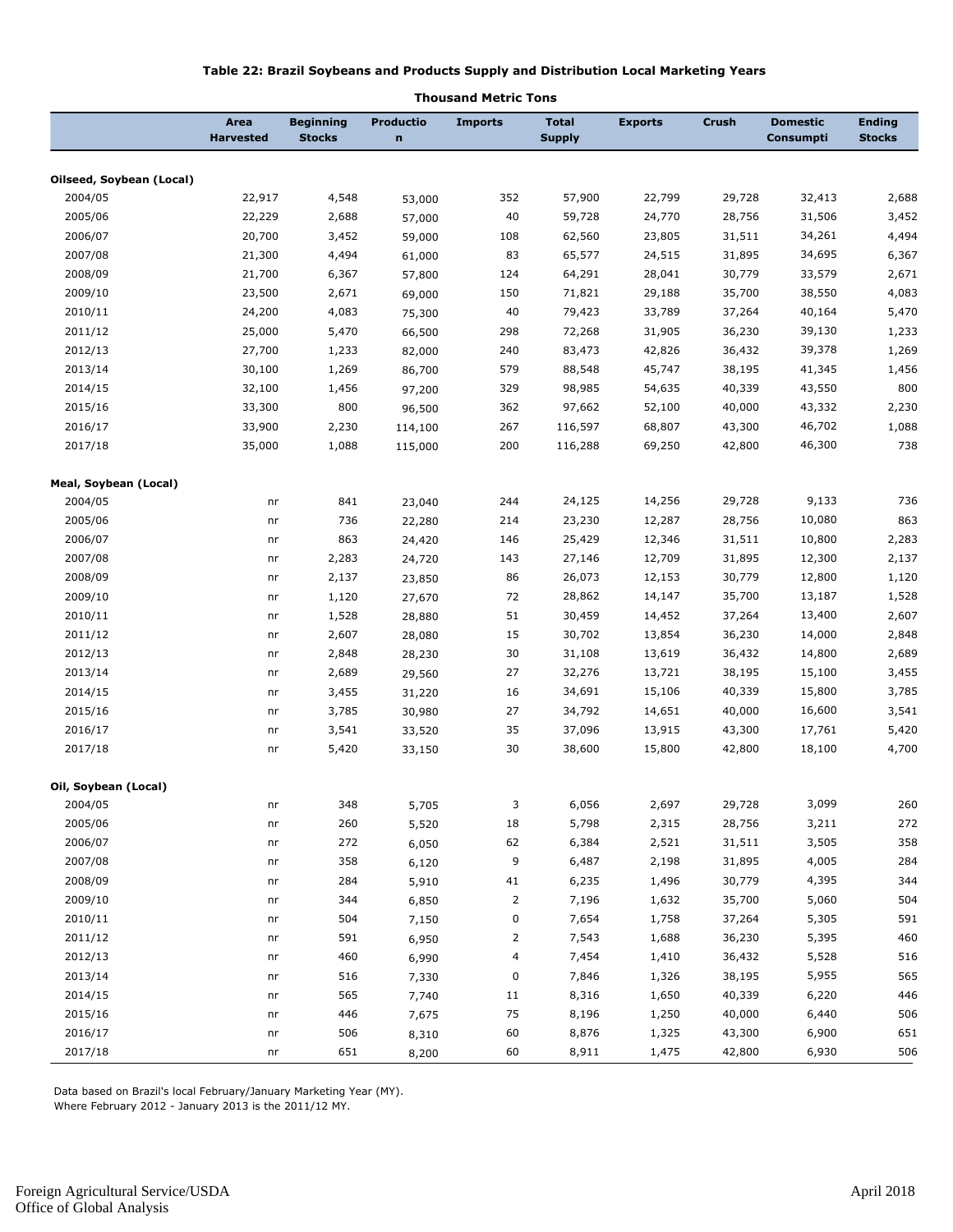**Table 22: Brazil Soybeans and Products Supply and Distribution Local Marketing Years**

**Thousand Metric Tons**

| | Area Harvested | Beginning Stocks | Production | Imports | Total Supply | Exports | Crush | Domestic Consumpti | Ending Stocks |
|---|---|---|---|---|---|---|---|---|---|
| **Oilseed, Soybean (Local)** | | | | | | | | | |
| 2004/05 | 22,917 | 4,548 | 53,000 | 352 | 57,900 | 22,799 | 29,728 | 32,413 | 2,688 |
| 2005/06 | 22,229 | 2,688 | 57,000 | 40 | 59,728 | 24,770 | 28,756 | 31,506 | 3,452 |
| 2006/07 | 20,700 | 3,452 | 59,000 | 108 | 62,560 | 23,805 | 31,511 | 34,261 | 4,494 |
| 2007/08 | 21,300 | 4,494 | 61,000 | 83 | 65,577 | 24,515 | 31,895 | 34,695 | 6,367 |
| 2008/09 | 21,700 | 6,367 | 57,800 | 124 | 64,291 | 28,041 | 30,779 | 33,579 | 2,671 |
| 2009/10 | 23,500 | 2,671 | 69,000 | 150 | 71,821 | 29,188 | 35,700 | 38,550 | 4,083 |
| 2010/11 | 24,200 | 4,083 | 75,300 | 40 | 79,423 | 33,789 | 37,264 | 40,164 | 5,470 |
| 2011/12 | 25,000 | 5,470 | 66,500 | 298 | 72,268 | 31,905 | 36,230 | 39,130 | 1,233 |
| 2012/13 | 27,700 | 1,233 | 82,000 | 240 | 83,473 | 42,826 | 36,432 | 39,378 | 1,269 |
| 2013/14 | 30,100 | 1,269 | 86,700 | 579 | 88,548 | 45,747 | 38,195 | 41,345 | 1,456 |
| 2014/15 | 32,100 | 1,456 | 97,200 | 329 | 98,985 | 54,635 | 40,339 | 43,550 | 800 |
| 2015/16 | 33,300 | 800 | 96,500 | 362 | 97,662 | 52,100 | 40,000 | 43,332 | 2,230 |
| 2016/17 | 33,900 | 2,230 | 114,100 | 267 | 116,597 | 68,807 | 43,300 | 46,702 | 1,088 |
| 2017/18 | 35,000 | 1,088 | 115,000 | 200 | 116,288 | 69,250 | 42,800 | 46,300 | 738 |
| **Meal, Soybean (Local)** | | | | | | | | | |
| 2004/05 | nr | 841 | 23,040 | 244 | 24,125 | 14,256 | 29,728 | 9,133 | 736 |
| 2005/06 | nr | 736 | 22,280 | 214 | 23,230 | 12,287 | 28,756 | 10,080 | 863 |
| 2006/07 | nr | 863 | 24,420 | 146 | 25,429 | 12,346 | 31,511 | 10,800 | 2,283 |
| 2007/08 | nr | 2,283 | 24,720 | 143 | 27,146 | 12,709 | 31,895 | 12,300 | 2,137 |
| 2008/09 | nr | 2,137 | 23,850 | 86 | 26,073 | 12,153 | 30,779 | 12,800 | 1,120 |
| 2009/10 | nr | 1,120 | 27,670 | 72 | 28,862 | 14,147 | 35,700 | 13,187 | 1,528 |
| 2010/11 | nr | 1,528 | 28,880 | 51 | 30,459 | 14,452 | 37,264 | 13,400 | 2,607 |
| 2011/12 | nr | 2,607 | 28,080 | 15 | 30,702 | 13,854 | 36,230 | 14,000 | 2,848 |
| 2012/13 | nr | 2,848 | 28,230 | 30 | 31,108 | 13,619 | 36,432 | 14,800 | 2,689 |
| 2013/14 | nr | 2,689 | 29,560 | 27 | 32,276 | 13,721 | 38,195 | 15,100 | 3,455 |
| 2014/15 | nr | 3,455 | 31,220 | 16 | 34,691 | 15,106 | 40,339 | 15,800 | 3,785 |
| 2015/16 | nr | 3,785 | 30,980 | 27 | 34,792 | 14,651 | 40,000 | 16,600 | 3,541 |
| 2016/17 | nr | 3,541 | 33,520 | 35 | 37,096 | 13,915 | 43,300 | 17,761 | 5,420 |
| 2017/18 | nr | 5,420 | 33,150 | 30 | 38,600 | 15,800 | 42,800 | 18,100 | 4,700 |
| **Oil, Soybean (Local)** | | | | | | | | | |
| 2004/05 | nr | 348 | 5,705 | 3 | 6,056 | 2,697 | 29,728 | 3,099 | 260 |
| 2005/06 | nr | 260 | 5,520 | 18 | 5,798 | 2,315 | 28,756 | 3,211 | 272 |
| 2006/07 | nr | 272 | 6,050 | 62 | 6,384 | 2,521 | 31,511 | 3,505 | 358 |
| 2007/08 | nr | 358 | 6,120 | 9 | 6,487 | 2,198 | 31,895 | 4,005 | 284 |
| 2008/09 | nr | 284 | 5,910 | 41 | 6,235 | 1,496 | 30,779 | 4,395 | 344 |
| 2009/10 | nr | 344 | 6,850 | 2 | 7,196 | 1,632 | 35,700 | 5,060 | 504 |
| 2010/11 | nr | 504 | 7,150 | 0 | 7,654 | 1,758 | 37,264 | 5,305 | 591 |
| 2011/12 | nr | 591 | 6,950 | 2 | 7,543 | 1,688 | 36,230 | 5,395 | 460 |
| 2012/13 | nr | 460 | 6,990 | 4 | 7,454 | 1,410 | 36,432 | 5,528 | 516 |
| 2013/14 | nr | 516 | 7,330 | 0 | 7,846 | 1,326 | 38,195 | 5,955 | 565 |
| 2014/15 | nr | 565 | 7,740 | 11 | 8,316 | 1,650 | 40,339 | 6,220 | 446 |
| 2015/16 | nr | 446 | 7,675 | 75 | 8,196 | 1,250 | 40,000 | 6,440 | 506 |
| 2016/17 | nr | 506 | 8,310 | 60 | 8,876 | 1,325 | 43,300 | 6,900 | 651 |
| 2017/18 | nr | 651 | 8,200 | 60 | 8,911 | 1,475 | 42,800 | 6,930 | 506 |

Data based on Brazil's local February/January Marketing Year (MY).
Where February 2012 - January 2013 is the 2011/12 MY.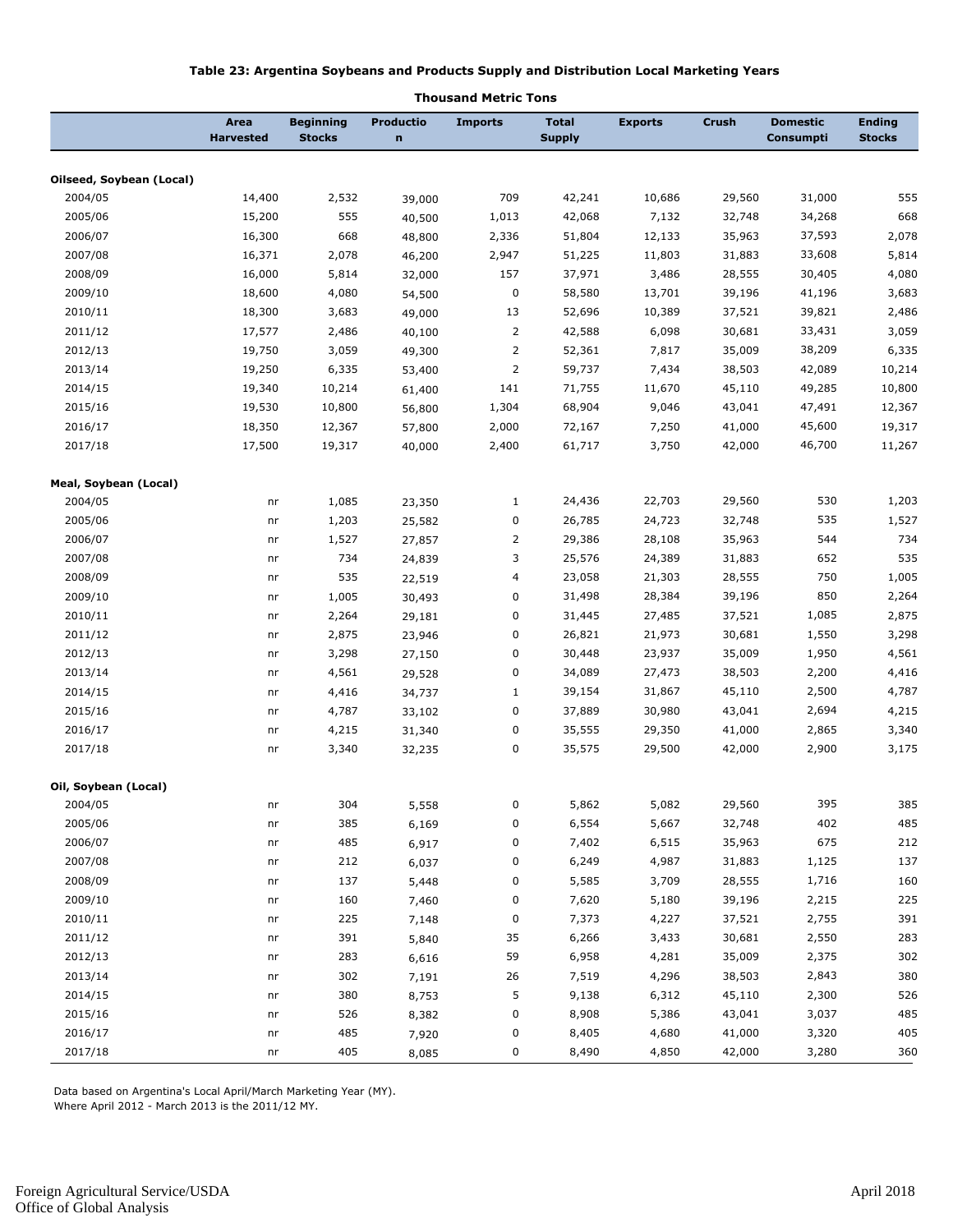**Table 23: Argentina Soybeans and Products Supply and Distribution Local Marketing Years**

**Thousand Metric Tons**

| | Area Harvested | Beginning Stocks | Production | Imports | Total Supply | Exports | Crush | Domestic Consumpti | Ending Stocks |
|---|---|---|---|---|---|---|---|---|---|
| **Oilseed, Soybean (Local)** | | | | | | | | | |
| 2004/05 | 14,400 | 2,532 | 39,000 | 709 | 42,241 | 10,686 | 29,560 | 31,000 | 555 |
| 2005/06 | 15,200 | 555 | 40,500 | 1,013 | 42,068 | 7,132 | 32,748 | 34,268 | 668 |
| 2006/07 | 16,300 | 668 | 48,800 | 2,336 | 51,804 | 12,133 | 35,963 | 37,593 | 2,078 |
| 2007/08 | 16,371 | 2,078 | 46,200 | 2,947 | 51,225 | 11,803 | 31,883 | 33,608 | 5,814 |
| 2008/09 | 16,000 | 5,814 | 32,000 | 157 | 37,971 | 3,486 | 28,555 | 30,405 | 4,080 |
| 2009/10 | 18,600 | 4,080 | 54,500 | 0 | 58,580 | 13,701 | 39,196 | 41,196 | 3,683 |
| 2010/11 | 18,300 | 3,683 | 49,000 | 13 | 52,696 | 10,389 | 37,521 | 39,821 | 2,486 |
| 2011/12 | 17,577 | 2,486 | 40,100 | 2 | 42,588 | 6,098 | 30,681 | 33,431 | 3,059 |
| 2012/13 | 19,750 | 3,059 | 49,300 | 2 | 52,361 | 7,817 | 35,009 | 38,209 | 6,335 |
| 2013/14 | 19,250 | 6,335 | 53,400 | 2 | 59,737 | 7,434 | 38,503 | 42,089 | 10,214 |
| 2014/15 | 19,340 | 10,214 | 61,400 | 141 | 71,755 | 11,670 | 45,110 | 49,285 | 10,800 |
| 2015/16 | 19,530 | 10,800 | 56,800 | 1,304 | 68,904 | 9,046 | 43,041 | 47,491 | 12,367 |
| 2016/17 | 18,350 | 12,367 | 57,800 | 2,000 | 72,167 | 7,250 | 41,000 | 45,600 | 19,317 |
| 2017/18 | 17,500 | 19,317 | 40,000 | 2,400 | 61,717 | 3,750 | 42,000 | 46,700 | 11,267 |
| **Meal, Soybean (Local)** | | | | | | | | | |
| 2004/05 | nr | 1,085 | 23,350 | 1 | 24,436 | 22,703 | 29,560 | 530 | 1,203 |
| 2005/06 | nr | 1,203 | 25,582 | 0 | 26,785 | 24,723 | 32,748 | 535 | 1,527 |
| 2006/07 | nr | 1,527 | 27,857 | 2 | 29,386 | 28,108 | 35,963 | 544 | 734 |
| 2007/08 | nr | 734 | 24,839 | 3 | 25,576 | 24,389 | 31,883 | 652 | 535 |
| 2008/09 | nr | 535 | 22,519 | 4 | 23,058 | 21,303 | 28,555 | 750 | 1,005 |
| 2009/10 | nr | 1,005 | 30,493 | 0 | 31,498 | 28,384 | 39,196 | 850 | 2,264 |
| 2010/11 | nr | 2,264 | 29,181 | 0 | 31,445 | 27,485 | 37,521 | 1,085 | 2,875 |
| 2011/12 | nr | 2,875 | 23,946 | 0 | 26,821 | 21,973 | 30,681 | 1,550 | 3,298 |
| 2012/13 | nr | 3,298 | 27,150 | 0 | 30,448 | 23,937 | 35,009 | 1,950 | 4,561 |
| 2013/14 | nr | 4,561 | 29,528 | 0 | 34,089 | 27,473 | 38,503 | 2,200 | 4,416 |
| 2014/15 | nr | 4,416 | 34,737 | 1 | 39,154 | 31,867 | 45,110 | 2,500 | 4,787 |
| 2015/16 | nr | 4,787 | 33,102 | 0 | 37,889 | 30,980 | 43,041 | 2,694 | 4,215 |
| 2016/17 | nr | 4,215 | 31,340 | 0 | 35,555 | 29,350 | 41,000 | 2,865 | 3,340 |
| 2017/18 | nr | 3,340 | 32,235 | 0 | 35,575 | 29,500 | 42,000 | 2,900 | 3,175 |
| **Oil, Soybean (Local)** | | | | | | | | | |
| 2004/05 | nr | 304 | 5,558 | 0 | 5,862 | 5,082 | 29,560 | 395 | 385 |
| 2005/06 | nr | 385 | 6,169 | 0 | 6,554 | 5,667 | 32,748 | 402 | 485 |
| 2006/07 | nr | 485 | 6,917 | 0 | 7,402 | 6,515 | 35,963 | 675 | 212 |
| 2007/08 | nr | 212 | 6,037 | 0 | 6,249 | 4,987 | 31,883 | 1,125 | 137 |
| 2008/09 | nr | 137 | 5,448 | 0 | 5,585 | 3,709 | 28,555 | 1,716 | 160 |
| 2009/10 | nr | 160 | 7,460 | 0 | 7,620 | 5,180 | 39,196 | 2,215 | 225 |
| 2010/11 | nr | 225 | 7,148 | 0 | 7,373 | 4,227 | 37,521 | 2,755 | 391 |
| 2011/12 | nr | 391 | 5,840 | 35 | 6,266 | 3,433 | 30,681 | 2,550 | 283 |
| 2012/13 | nr | 283 | 6,616 | 59 | 6,958 | 4,281 | 35,009 | 2,375 | 302 |
| 2013/14 | nr | 302 | 7,191 | 26 | 7,519 | 4,296 | 38,503 | 2,843 | 380 |
| 2014/15 | nr | 380 | 8,753 | 5 | 9,138 | 6,312 | 45,110 | 2,300 | 526 |
| 2015/16 | nr | 526 | 8,382 | 0 | 8,908 | 5,386 | 43,041 | 3,037 | 485 |
| 2016/17 | nr | 485 | 7,920 | 0 | 8,405 | 4,680 | 41,000 | 3,320 | 405 |
| 2017/18 | nr | 405 | 8,085 | 0 | 8,490 | 4,850 | 42,000 | 3,280 | 360 |

Data based on Argentina's Local April/March Marketing Year (MY).
Where April 2012 - March 2013 is the 2011/12 MY.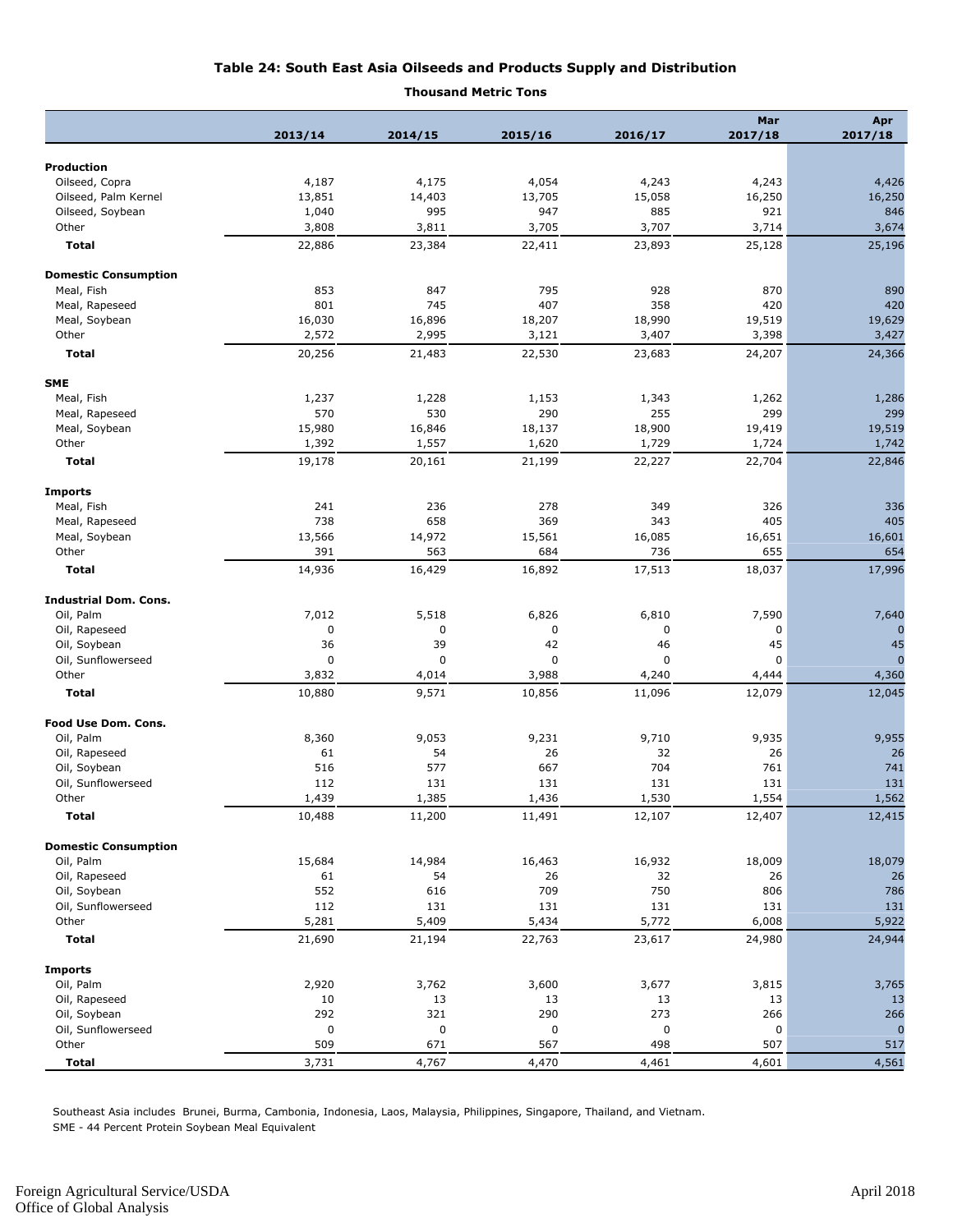## Table 24: South East Asia Oilseeds and Products Supply and Distribution

**Thousand Metric Tons**

| | 2013/14 | 2014/15 | 2015/16 | 2016/17 | Mar 2017/18 | Apr 2017/18 |
|---|---|---|---|---|---|---|
| **Production** | | | | | | |
| Oilseed, Copra | 4,187 | 4,175 | 4,054 | 4,243 | 4,243 | 4,426 |
| Oilseed, Palm Kernel | 13,851 | 14,403 | 13,705 | 15,058 | 16,250 | 16,250 |
| Oilseed, Soybean | 1,040 | 995 | 947 | 885 | 921 | 846 |
| Other | 3,808 | 3,811 | 3,705 | 3,707 | 3,714 | 3,674 |
| **Total** | 22,886 | 23,384 | 22,411 | 23,893 | 25,128 | 25,196 |
| **Domestic Consumption** | | | | | | |
| Meal, Fish | 853 | 847 | 795 | 928 | 870 | 890 |
| Meal, Rapeseed | 801 | 745 | 407 | 358 | 420 | 420 |
| Meal, Soybean | 16,030 | 16,896 | 18,207 | 18,990 | 19,519 | 19,629 |
| Other | 2,572 | 2,995 | 3,121 | 3,407 | 3,398 | 3,427 |
| **Total** | 20,256 | 21,483 | 22,530 | 23,683 | 24,207 | 24,366 |
| **SME** | | | | | | |
| Meal, Fish | 1,237 | 1,228 | 1,153 | 1,343 | 1,262 | 1,286 |
| Meal, Rapeseed | 570 | 530 | 290 | 255 | 299 | 299 |
| Meal, Soybean | 15,980 | 16,846 | 18,137 | 18,900 | 19,419 | 19,519 |
| Other | 1,392 | 1,557 | 1,620 | 1,729 | 1,724 | 1,742 |
| **Total** | 19,178 | 20,161 | 21,199 | 22,227 | 22,704 | 22,846 |
| **Imports** | | | | | | |
| Meal, Fish | 241 | 236 | 278 | 349 | 326 | 336 |
| Meal, Rapeseed | 738 | 658 | 369 | 343 | 405 | 405 |
| Meal, Soybean | 13,566 | 14,972 | 15,561 | 16,085 | 16,651 | 16,601 |
| Other | 391 | 563 | 684 | 736 | 655 | 654 |
| **Total** | 14,936 | 16,429 | 16,892 | 17,513 | 18,037 | 17,996 |
| **Industrial Dom. Cons.** | | | | | | |
| Oil, Palm | 7,012 | 5,518 | 6,826 | 6,810 | 7,590 | 7,640 |
| Oil, Rapeseed | 0 | 0 | 0 | 0 | 0 | 0 |
| Oil, Soybean | 36 | 39 | 42 | 46 | 45 | 45 |
| Oil, Sunflowerseed | 0 | 0 | 0 | 0 | 0 | 0 |
| Other | 3,832 | 4,014 | 3,988 | 4,240 | 4,444 | 4,360 |
| **Total** | 10,880 | 9,571 | 10,856 | 11,096 | 12,079 | 12,045 |
| **Food Use Dom. Cons.** | | | | | | |
| Oil, Palm | 8,360 | 9,053 | 9,231 | 9,710 | 9,935 | 9,955 |
| Oil, Rapeseed | 61 | 54 | 26 | 32 | 26 | 26 |
| Oil, Soybean | 516 | 577 | 667 | 704 | 761 | 741 |
| Oil, Sunflowerseed | 112 | 131 | 131 | 131 | 131 | 131 |
| Other | 1,439 | 1,385 | 1,436 | 1,530 | 1,554 | 1,562 |
| **Total** | 10,488 | 11,200 | 11,491 | 12,107 | 12,407 | 12,415 |
| **Domestic Consumption** | | | | | | |
| Oil, Palm | 15,684 | 14,984 | 16,463 | 16,932 | 18,009 | 18,079 |
| Oil, Rapeseed | 61 | 54 | 26 | 32 | 26 | 26 |
| Oil, Soybean | 552 | 616 | 709 | 750 | 806 | 786 |
| Oil, Sunflowerseed | 112 | 131 | 131 | 131 | 131 | 131 |
| Other | 5,281 | 5,409 | 5,434 | 5,772 | 6,008 | 5,922 |
| **Total** | 21,690 | 21,194 | 22,763 | 23,617 | 24,980 | 24,944 |
| **Imports** | | | | | | |
| Oil, Palm | 2,920 | 3,762 | 3,600 | 3,677 | 3,815 | 3,765 |
| Oil, Rapeseed | 10 | 13 | 13 | 13 | 13 | 13 |
| Oil, Soybean | 292 | 321 | 290 | 273 | 266 | 266 |
| Oil, Sunflowerseed | 0 | 0 | 0 | 0 | 0 | 0 |
| Other | 509 | 671 | 567 | 498 | 507 | 517 |
| **Total** | 3,731 | 4,767 | 4,470 | 4,461 | 4,601 | 4,561 |

Southeast Asia includes Brunei, Burma, Cambonia, Indonesia, Laos, Malaysia, Philippines, Singapore, Thailand, and Vietnam.

SME - 44 Percent Protein Soybean Meal Equivalent

Foreign Agricultural Service/USDA
Office of Global Analysis

April 2018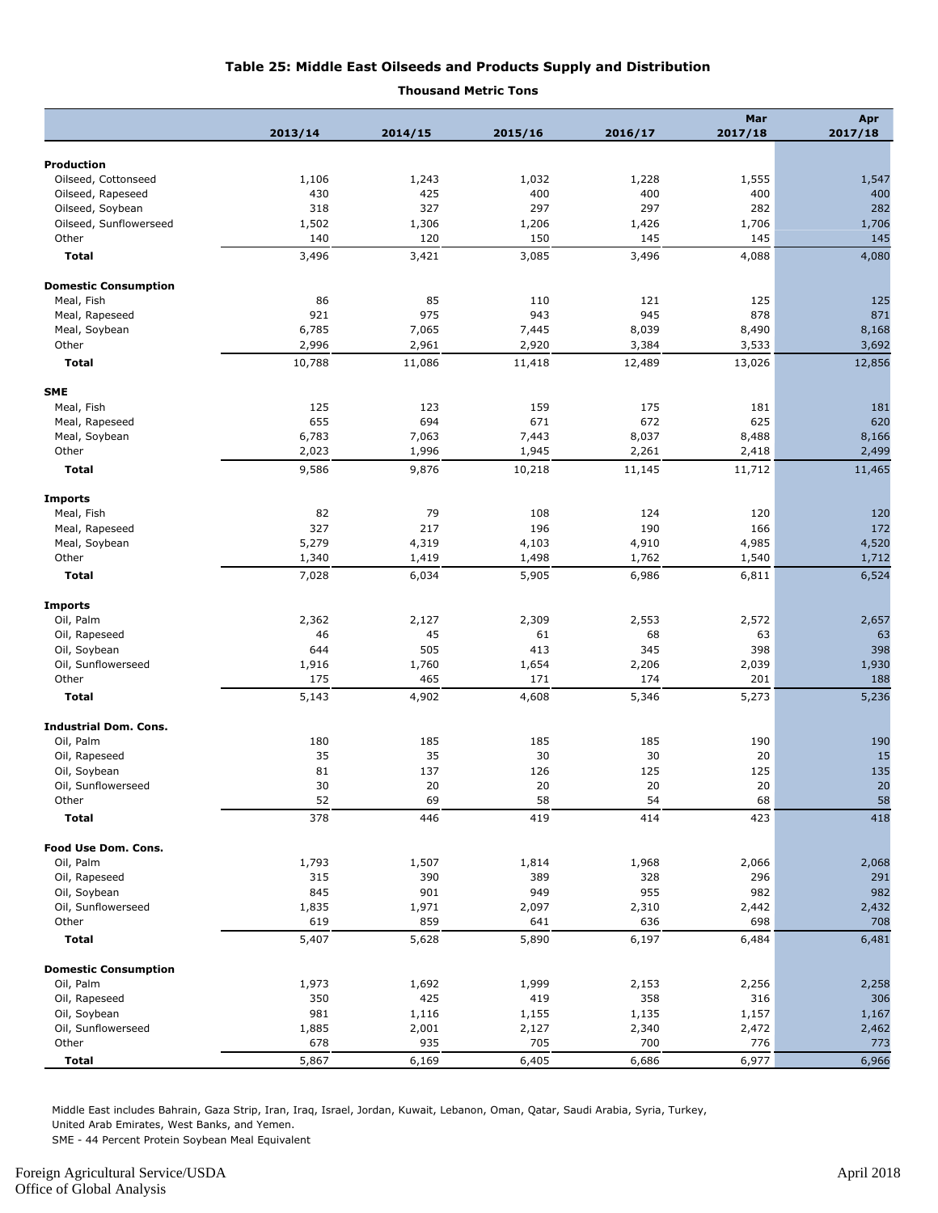# Table 25: Middle East Oilseeds and Products Supply and Distribution

**Thousand Metric Tons**

| | 2013/14 | 2014/15 | 2015/16 | 2016/17 | Mar 2017/18 | Apr 2017/18 |
|---|---|---|---|---|---|---|
| **Production** | | | | | | |
| Oilseed, Cottonseed | 1,106 | 1,243 | 1,032 | 1,228 | 1,555 | 1,547 |
| Oilseed, Rapeseed | 430 | 425 | 400 | 400 | 400 | 400 |
| Oilseed, Soybean | 318 | 327 | 297 | 297 | 282 | 282 |
| Oilseed, Sunflowerseed | 1,502 | 1,306 | 1,206 | 1,426 | 1,706 | 1,706 |
| Other | 140 | 120 | 150 | 145 | 145 | 145 |
| **Total** | 3,496 | 3,421 | 3,085 | 3,496 | 4,088 | 4,080 |
| **Domestic Consumption** | | | | | | |
| Meal, Fish | 86 | 85 | 110 | 121 | 125 | 125 |
| Meal, Rapeseed | 921 | 975 | 943 | 945 | 878 | 871 |
| Meal, Soybean | 6,785 | 7,065 | 7,445 | 8,039 | 8,490 | 8,168 |
| Other | 2,996 | 2,961 | 2,920 | 3,384 | 3,533 | 3,692 |
| **Total** | 10,788 | 11,086 | 11,418 | 12,489 | 13,026 | 12,856 |
| **SME** | | | | | | |
| Meal, Fish | 125 | 123 | 159 | 175 | 181 | 181 |
| Meal, Rapeseed | 655 | 694 | 671 | 672 | 625 | 620 |
| Meal, Soybean | 6,783 | 7,063 | 7,443 | 8,037 | 8,488 | 8,166 |
| Other | 2,023 | 1,996 | 1,945 | 2,261 | 2,418 | 2,499 |
| **Total** | 9,586 | 9,876 | 10,218 | 11,145 | 11,712 | 11,465 |
| **Imports** | | | | | | |
| Meal, Fish | 82 | 79 | 108 | 124 | 120 | 120 |
| Meal, Rapeseed | 327 | 217 | 196 | 190 | 166 | 172 |
| Meal, Soybean | 5,279 | 4,319 | 4,103 | 4,910 | 4,985 | 4,520 |
| Other | 1,340 | 1,419 | 1,498 | 1,762 | 1,540 | 1,712 |
| **Total** | 7,028 | 6,034 | 5,905 | 6,986 | 6,811 | 6,524 |
| **Imports** | | | | | | |
| Oil, Palm | 2,362 | 2,127 | 2,309 | 2,553 | 2,572 | 2,657 |
| Oil, Rapeseed | 46 | 45 | 61 | 68 | 63 | 63 |
| Oil, Soybean | 644 | 505 | 413 | 345 | 398 | 398 |
| Oil, Sunflowerseed | 1,916 | 1,760 | 1,654 | 2,206 | 2,039 | 1,930 |
| Other | 175 | 465 | 171 | 174 | 201 | 188 |
| **Total** | 5,143 | 4,902 | 4,608 | 5,346 | 5,273 | 5,236 |
| **Industrial Dom. Cons.** | | | | | | |
| Oil, Palm | 180 | 185 | 185 | 185 | 190 | 190 |
| Oil, Rapeseed | 35 | 35 | 30 | 30 | 20 | 15 |
| Oil, Soybean | 81 | 137 | 126 | 125 | 125 | 135 |
| Oil, Sunflowerseed | 30 | 20 | 20 | 20 | 20 | 20 |
| Other | 52 | 69 | 58 | 54 | 68 | 58 |
| **Total** | 378 | 446 | 419 | 414 | 423 | 418 |
| **Food Use Dom. Cons.** | | | | | | |
| Oil, Palm | 1,793 | 1,507 | 1,814 | 1,968 | 2,066 | 2,068 |
| Oil, Rapeseed | 315 | 390 | 389 | 328 | 296 | 291 |
| Oil, Soybean | 845 | 901 | 949 | 955 | 982 | 982 |
| Oil, Sunflowerseed | 1,835 | 1,971 | 2,097 | 2,310 | 2,442 | 2,432 |
| Other | 619 | 859 | 641 | 636 | 698 | 708 |
| **Total** | 5,407 | 5,628 | 5,890 | 6,197 | 6,484 | 6,481 |
| **Domestic Consumption** | | | | | | |
| Oil, Palm | 1,973 | 1,692 | 1,999 | 2,153 | 2,256 | 2,258 |
| Oil, Rapeseed | 350 | 425 | 419 | 358 | 316 | 306 |
| Oil, Soybean | 981 | 1,116 | 1,155 | 1,135 | 1,157 | 1,167 |
| Oil, Sunflowerseed | 1,885 | 2,001 | 2,127 | 2,340 | 2,472 | 2,462 |
| Other | 678 | 935 | 705 | 700 | 776 | 773 |
| **Total** | 5,867 | 6,169 | 6,405 | 6,686 | 6,977 | 6,966 |

Middle East includes Bahrain, Gaza Strip, Iran, Iraq, Israel, Jordan, Kuwait, Lebanon, Oman, Qatar, Saudi Arabia, Syria, Turkey, United Arab Emirates, West Banks, and Yemen.

SME - 44 Percent Protein Soybean Meal Equivalent

Foreign Agricultural Service/USDA
Office of Global Analysis

April 2018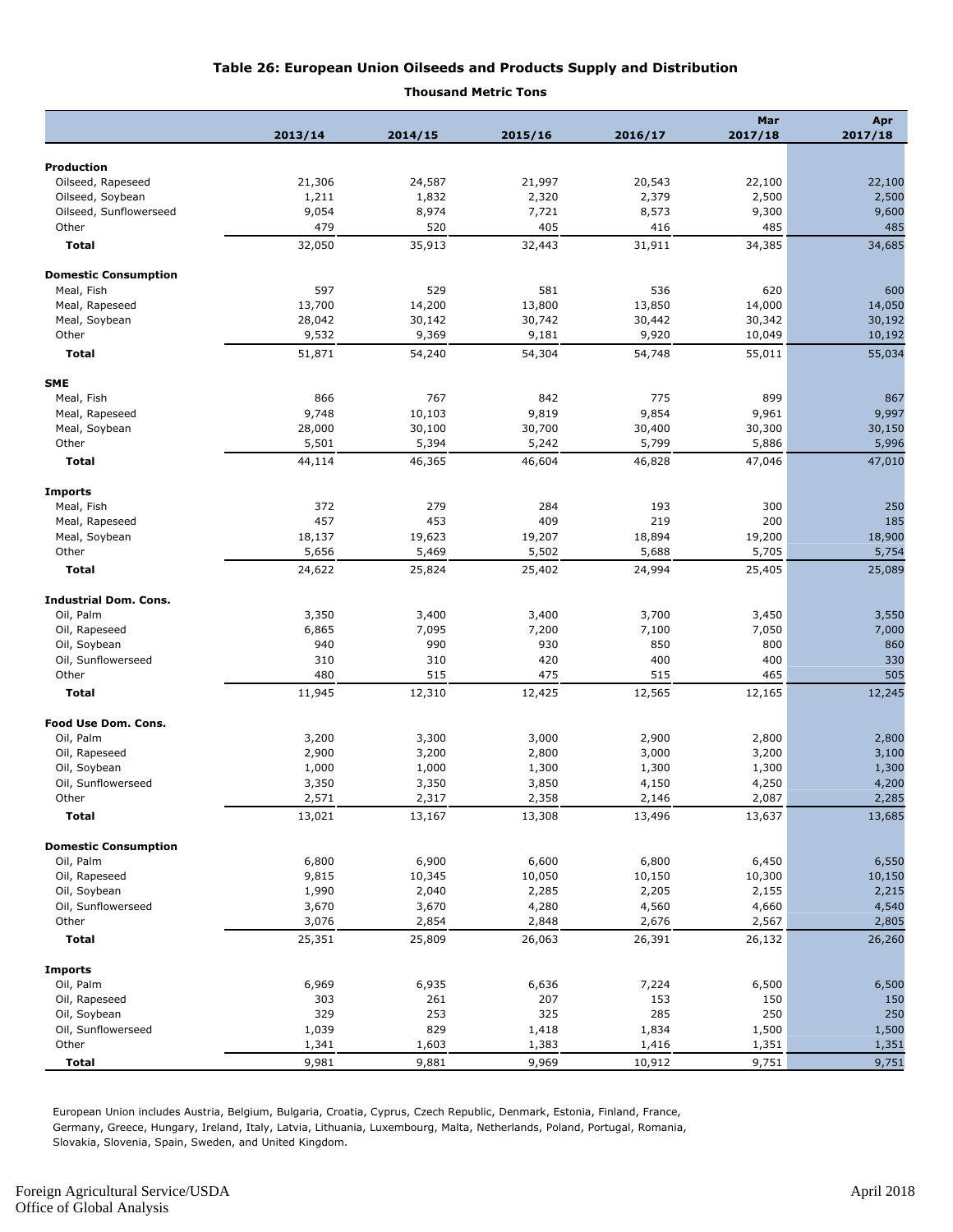# Table 26: European Union Oilseeds and Products Supply and Distribution

**Thousand Metric Tons**

| | 2013/14 | 2014/15 | 2015/16 | 2016/17 | Mar 2017/18 | Apr 2017/18 |
|---|---|---|---|---|---|---|
| **Production** | | | | | | |
| Oilseed, Rapeseed | 21,306 | 24,587 | 21,997 | 20,543 | 22,100 | 22,100 |
| Oilseed, Soybean | 1,211 | 1,832 | 2,320 | 2,379 | 2,500 | 2,500 |
| Oilseed, Sunflowerseed | 9,054 | 8,974 | 7,721 | 8,573 | 9,300 | 9,600 |
| Other | 479 | 520 | 405 | 416 | 485 | 485 |
| **Total** | 32,050 | 35,913 | 32,443 | 31,911 | 34,385 | 34,685 |
| **Domestic Consumption** | | | | | | |
| Meal, Fish | 597 | 529 | 581 | 536 | 620 | 600 |
| Meal, Rapeseed | 13,700 | 14,200 | 13,800 | 13,850 | 14,000 | 14,050 |
| Meal, Soybean | 28,042 | 30,142 | 30,742 | 30,442 | 30,342 | 30,192 |
| Other | 9,532 | 9,369 | 9,181 | 9,920 | 10,049 | 10,192 |
| **Total** | 51,871 | 54,240 | 54,304 | 54,748 | 55,011 | 55,034 |
| **SME** | | | | | | |
| Meal, Fish | 866 | 767 | 842 | 775 | 899 | 867 |
| Meal, Rapeseed | 9,748 | 10,103 | 9,819 | 9,854 | 9,961 | 9,997 |
| Meal, Soybean | 28,000 | 30,100 | 30,700 | 30,400 | 30,300 | 30,150 |
| Other | 5,501 | 5,394 | 5,242 | 5,799 | 5,886 | 5,996 |
| **Total** | 44,114 | 46,365 | 46,604 | 46,828 | 47,046 | 47,010 |
| **Imports** | | | | | | |
| Meal, Fish | 372 | 279 | 284 | 193 | 300 | 250 |
| Meal, Rapeseed | 457 | 453 | 409 | 219 | 200 | 185 |
| Meal, Soybean | 18,137 | 19,623 | 19,207 | 18,894 | 19,200 | 18,900 |
| Other | 5,656 | 5,469 | 5,502 | 5,688 | 5,705 | 5,754 |
| **Total** | 24,622 | 25,824 | 25,402 | 24,994 | 25,405 | 25,089 |
| **Industrial Dom. Cons.** | | | | | | |
| Oil, Palm | 3,350 | 3,400 | 3,400 | 3,700 | 3,450 | 3,550 |
| Oil, Rapeseed | 6,865 | 7,095 | 7,200 | 7,100 | 7,050 | 7,000 |
| Oil, Soybean | 940 | 990 | 930 | 850 | 800 | 860 |
| Oil, Sunflowerseed | 310 | 310 | 420 | 400 | 400 | 330 |
| Other | 480 | 515 | 475 | 515 | 465 | 505 |
| **Total** | 11,945 | 12,310 | 12,425 | 12,565 | 12,165 | 12,245 |
| **Food Use Dom. Cons.** | | | | | | |
| Oil, Palm | 3,200 | 3,300 | 3,000 | 2,900 | 2,800 | 2,800 |
| Oil, Rapeseed | 2,900 | 3,200 | 2,800 | 3,000 | 3,200 | 3,100 |
| Oil, Soybean | 1,000 | 1,000 | 1,300 | 1,300 | 1,300 | 1,300 |
| Oil, Sunflowerseed | 3,350 | 3,350 | 3,850 | 4,150 | 4,250 | 4,200 |
| Other | 2,571 | 2,317 | 2,358 | 2,146 | 2,087 | 2,285 |
| **Total** | 13,021 | 13,167 | 13,308 | 13,496 | 13,637 | 13,685 |
| **Domestic Consumption** | | | | | | |
| Oil, Palm | 6,800 | 6,900 | 6,600 | 6,800 | 6,450 | 6,550 |
| Oil, Rapeseed | 9,815 | 10,345 | 10,050 | 10,150 | 10,300 | 10,150 |
| Oil, Soybean | 1,990 | 2,040 | 2,285 | 2,205 | 2,155 | 2,215 |
| Oil, Sunflowerseed | 3,670 | 3,670 | 4,280 | 4,560 | 4,660 | 4,540 |
| Other | 3,076 | 2,854 | 2,848 | 2,676 | 2,567 | 2,805 |
| **Total** | 25,351 | 25,809 | 26,063 | 26,391 | 26,132 | 26,260 |
| **Imports** | | | | | | |
| Oil, Palm | 6,969 | 6,935 | 6,636 | 7,224 | 6,500 | 6,500 |
| Oil, Rapeseed | 303 | 261 | 207 | 153 | 150 | 150 |
| Oil, Soybean | 329 | 253 | 325 | 285 | 250 | 250 |
| Oil, Sunflowerseed | 1,039 | 829 | 1,418 | 1,834 | 1,500 | 1,500 |
| Other | 1,341 | 1,603 | 1,383 | 1,416 | 1,351 | 1,351 |
| **Total** | 9,981 | 9,881 | 9,969 | 10,912 | 9,751 | 9,751 |

European Union includes Austria, Belgium, Bulgaria, Croatia, Cyprus, Czech Republic, Denmark, Estonia, Finland, France, Germany, Greece, Hungary, Ireland, Italy, Latvia, Lithuania, Luxembourg, Malta, Netherlands, Poland, Portugal, Romania, Slovakia, Slovenia, Spain, Sweden, and United Kingdom.

Foreign Agricultural Service/USDA
Office of Global Analysis

April 2018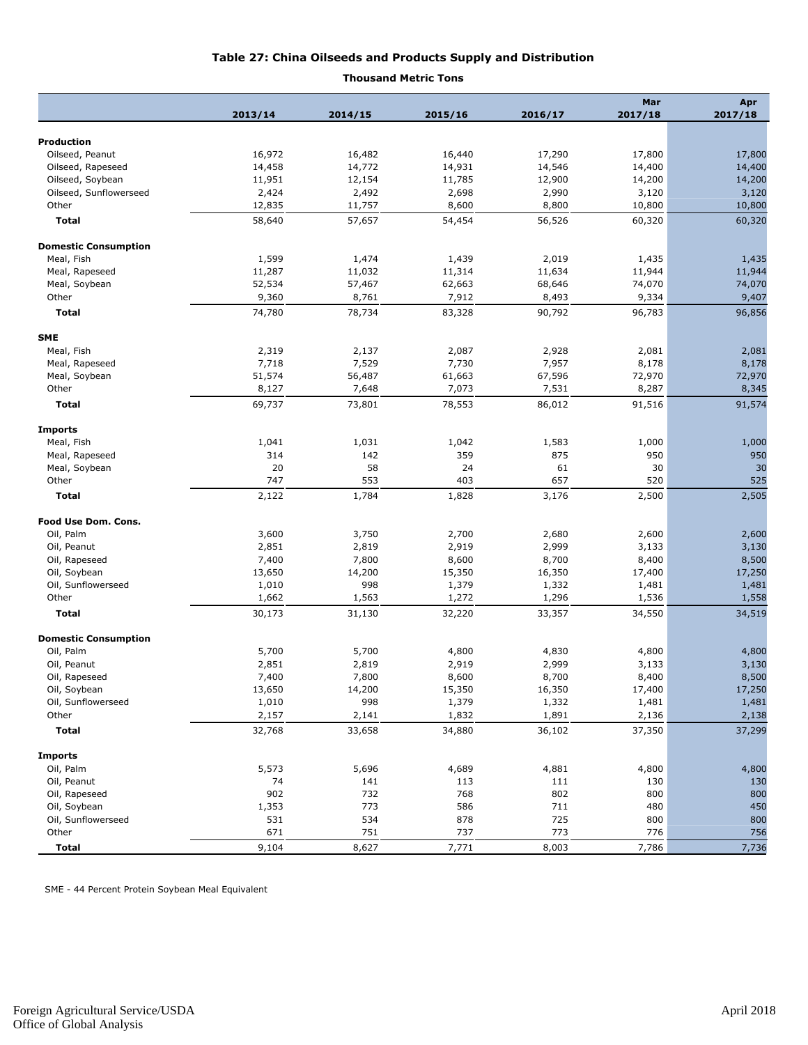# Table 27: China Oilseeds and Products Supply and Distribution

**Thousand Metric Tons**

| | 2013/14 | 2014/15 | 2015/16 | 2016/17 | Mar 2017/18 | Apr 2017/18 |
|---|---|---|---|---|---|---|
| **Production** | | | | | | |
| Oilseed, Peanut | 16,972 | 16,482 | 16,440 | 17,290 | 17,800 | 17,800 |
| Oilseed, Rapeseed | 14,458 | 14,772 | 14,931 | 14,546 | 14,400 | 14,400 |
| Oilseed, Soybean | 11,951 | 12,154 | 11,785 | 12,900 | 14,200 | 14,200 |
| Oilseed, Sunflowerseed | 2,424 | 2,492 | 2,698 | 2,990 | 3,120 | 3,120 |
| Other | 12,835 | 11,757 | 8,600 | 8,800 | 10,800 | 10,800 |
| **Total** | 58,640 | 57,657 | 54,454 | 56,526 | 60,320 | 60,320 |
| **Domestic Consumption** | | | | | | |
| Meal, Fish | 1,599 | 1,474 | 1,439 | 2,019 | 1,435 | 1,435 |
| Meal, Rapeseed | 11,287 | 11,032 | 11,314 | 11,634 | 11,944 | 11,944 |
| Meal, Soybean | 52,534 | 57,467 | 62,663 | 68,646 | 74,070 | 74,070 |
| Other | 9,360 | 8,761 | 7,912 | 8,493 | 9,334 | 9,407 |
| **Total** | 74,780 | 78,734 | 83,328 | 90,792 | 96,783 | 96,856 |
| **SME** | | | | | | |
| Meal, Fish | 2,319 | 2,137 | 2,087 | 2,928 | 2,081 | 2,081 |
| Meal, Rapeseed | 7,718 | 7,529 | 7,730 | 7,957 | 8,178 | 8,178 |
| Meal, Soybean | 51,574 | 56,487 | 61,663 | 67,596 | 72,970 | 72,970 |
| Other | 8,127 | 7,648 | 7,073 | 7,531 | 8,287 | 8,345 |
| **Total** | 69,737 | 73,801 | 78,553 | 86,012 | 91,516 | 91,574 |
| **Imports** | | | | | | |
| Meal, Fish | 1,041 | 1,031 | 1,042 | 1,583 | 1,000 | 1,000 |
| Meal, Rapeseed | 314 | 142 | 359 | 875 | 950 | 950 |
| Meal, Soybean | 20 | 58 | 24 | 61 | 30 | 30 |
| Other | 747 | 553 | 403 | 657 | 520 | 525 |
| **Total** | 2,122 | 1,784 | 1,828 | 3,176 | 2,500 | 2,505 |
| **Food Use Dom. Cons.** | | | | | | |
| Oil, Palm | 3,600 | 3,750 | 2,700 | 2,680 | 2,600 | 2,600 |
| Oil, Peanut | 2,851 | 2,819 | 2,919 | 2,999 | 3,133 | 3,130 |
| Oil, Rapeseed | 7,400 | 7,800 | 8,600 | 8,700 | 8,400 | 8,500 |
| Oil, Soybean | 13,650 | 14,200 | 15,350 | 16,350 | 17,400 | 17,250 |
| Oil, Sunflowerseed | 1,010 | 998 | 1,379 | 1,332 | 1,481 | 1,481 |
| Other | 1,662 | 1,563 | 1,272 | 1,296 | 1,536 | 1,558 |
| **Total** | 30,173 | 31,130 | 32,220 | 33,357 | 34,550 | 34,519 |
| **Domestic Consumption** | | | | | | |
| Oil, Palm | 5,700 | 5,700 | 4,800 | 4,830 | 4,800 | 4,800 |
| Oil, Peanut | 2,851 | 2,819 | 2,919 | 2,999 | 3,133 | 3,130 |
| Oil, Rapeseed | 7,400 | 7,800 | 8,600 | 8,700 | 8,400 | 8,500 |
| Oil, Soybean | 13,650 | 14,200 | 15,350 | 16,350 | 17,400 | 17,250 |
| Oil, Sunflowerseed | 1,010 | 998 | 1,379 | 1,332 | 1,481 | 1,481 |
| Other | 2,157 | 2,141 | 1,832 | 1,891 | 2,136 | 2,138 |
| **Total** | 32,768 | 33,658 | 34,880 | 36,102 | 37,350 | 37,299 |
| **Imports** | | | | | | |
| Oil, Palm | 5,573 | 5,696 | 4,689 | 4,881 | 4,800 | 4,800 |
| Oil, Peanut | 74 | 141 | 113 | 111 | 130 | 130 |
| Oil, Rapeseed | 902 | 732 | 768 | 802 | 800 | 800 |
| Oil, Soybean | 1,353 | 773 | 586 | 711 | 480 | 450 |
| Oil, Sunflowerseed | 531 | 534 | 878 | 725 | 800 | 800 |
| Other | 671 | 751 | 737 | 773 | 776 | 756 |
| **Total** | 9,104 | 8,627 | 7,771 | 8,003 | 7,786 | 7,736 |

SME - 44 Percent Protein Soybean Meal Equivalent

Foreign Agricultural Service/USDA
Office of Global Analysis

April 2018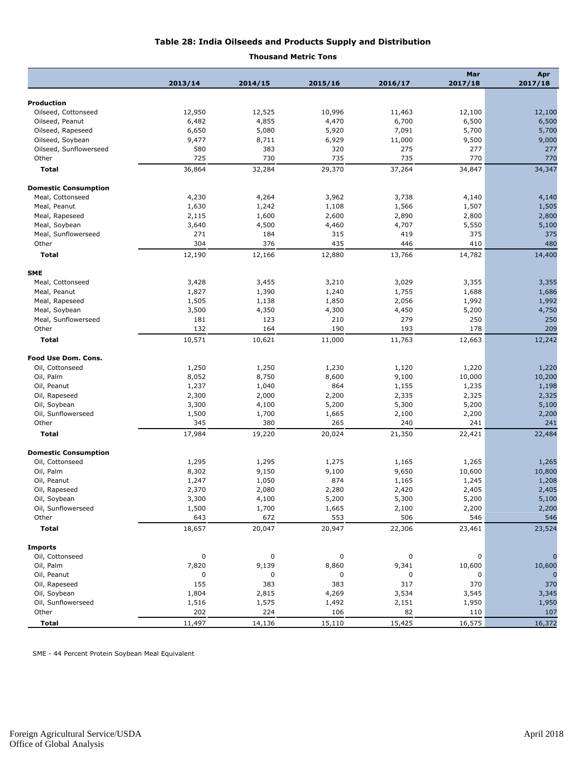# Table 28: India Oilseeds and Products Supply and Distribution

**Thousand Metric Tons**

| | 2013/14 | 2014/15 | 2015/16 | 2016/17 | Mar 2017/18 | Apr 2017/18 |
|---|---|---|---|---|---|---|
| **Production** | | | | | | |
| Oilseed, Cottonseed | 12,950 | 12,525 | 10,996 | 11,463 | 12,100 | 12,100 |
| Oilseed, Peanut | 6,482 | 4,855 | 4,470 | 6,700 | 6,500 | 6,500 |
| Oilseed, Rapeseed | 6,650 | 5,080 | 5,920 | 7,091 | 5,700 | 5,700 |
| Oilseed, Soybean | 9,477 | 8,711 | 6,929 | 11,000 | 9,500 | 9,000 |
| Oilseed, Sunflowerseed | 580 | 383 | 320 | 275 | 277 | 277 |
| Other | 725 | 730 | 735 | 735 | 770 | 770 |
| **Total** | 36,864 | 32,284 | 29,370 | 37,264 | 34,847 | 34,347 |
| **Domestic Consumption** | | | | | | |
| Meal, Cottonseed | 4,230 | 4,264 | 3,962 | 3,738 | 4,140 | 4,140 |
| Meal, Peanut | 1,630 | 1,242 | 1,108 | 1,566 | 1,507 | 1,505 |
| Meal, Rapeseed | 2,115 | 1,600 | 2,600 | 2,890 | 2,800 | 2,800 |
| Meal, Soybean | 3,640 | 4,500 | 4,460 | 4,707 | 5,550 | 5,100 |
| Meal, Sunflowerseed | 271 | 184 | 315 | 419 | 375 | 375 |
| Other | 304 | 376 | 435 | 446 | 410 | 480 |
| **Total** | 12,190 | 12,166 | 12,880 | 13,766 | 14,782 | 14,400 |
| **SME** | | | | | | |
| Meal, Cottonseed | 3,428 | 3,455 | 3,210 | 3,029 | 3,355 | 3,355 |
| Meal, Peanut | 1,827 | 1,390 | 1,240 | 1,755 | 1,688 | 1,686 |
| Meal, Rapeseed | 1,505 | 1,138 | 1,850 | 2,056 | 1,992 | 1,992 |
| Meal, Soybean | 3,500 | 4,350 | 4,300 | 4,450 | 5,200 | 4,750 |
| Meal, Sunflowerseed | 181 | 123 | 210 | 279 | 250 | 250 |
| Other | 132 | 164 | 190 | 193 | 178 | 209 |
| **Total** | 10,571 | 10,621 | 11,000 | 11,763 | 12,663 | 12,242 |
| **Food Use Dom. Cons.** | | | | | | |
| Oil, Cottonseed | 1,250 | 1,250 | 1,230 | 1,120 | 1,220 | 1,220 |
| Oil, Palm | 8,052 | 8,750 | 8,600 | 9,100 | 10,000 | 10,200 |
| Oil, Peanut | 1,237 | 1,040 | 864 | 1,155 | 1,235 | 1,198 |
| Oil, Rapeseed | 2,300 | 2,000 | 2,200 | 2,335 | 2,325 | 2,325 |
| Oil, Soybean | 3,300 | 4,100 | 5,200 | 5,300 | 5,200 | 5,100 |
| Oil, Sunflowerseed | 1,500 | 1,700 | 1,665 | 2,100 | 2,200 | 2,200 |
| Other | 345 | 380 | 265 | 240 | 241 | 241 |
| **Total** | 17,984 | 19,220 | 20,024 | 21,350 | 22,421 | 22,484 |
| **Domestic Consumption** | | | | | | |
| Oil, Cottonseed | 1,295 | 1,295 | 1,275 | 1,165 | 1,265 | 1,265 |
| Oil, Palm | 8,302 | 9,150 | 9,100 | 9,650 | 10,600 | 10,800 |
| Oil, Peanut | 1,247 | 1,050 | 874 | 1,165 | 1,245 | 1,208 |
| Oil, Rapeseed | 2,370 | 2,080 | 2,280 | 2,420 | 2,405 | 2,405 |
| Oil, Soybean | 3,300 | 4,100 | 5,200 | 5,300 | 5,200 | 5,100 |
| Oil, Sunflowerseed | 1,500 | 1,700 | 1,665 | 2,100 | 2,200 | 2,200 |
| Other | 643 | 672 | 553 | 506 | 546 | 546 |
| **Total** | 18,657 | 20,047 | 20,947 | 22,306 | 23,461 | 23,524 |
| **Imports** | | | | | | |
| Oil, Cottonseed | 0 | 0 | 0 | 0 | 0 | 0 |
| Oil, Palm | 7,820 | 9,139 | 8,860 | 9,341 | 10,600 | 10,600 |
| Oil, Peanut | 0 | 0 | 0 | 0 | 0 | 0 |
| Oil, Rapeseed | 155 | 383 | 383 | 317 | 370 | 370 |
| Oil, Soybean | 1,804 | 2,815 | 4,269 | 3,534 | 3,545 | 3,345 |
| Oil, Sunflowerseed | 1,516 | 1,575 | 1,492 | 2,151 | 1,950 | 1,950 |
| Other | 202 | 224 | 106 | 82 | 110 | 107 |
| **Total** | 11,497 | 14,136 | 15,110 | 15,425 | 16,575 | 16,372 |

SME - 44 Percent Protein Soybean Meal Equivalent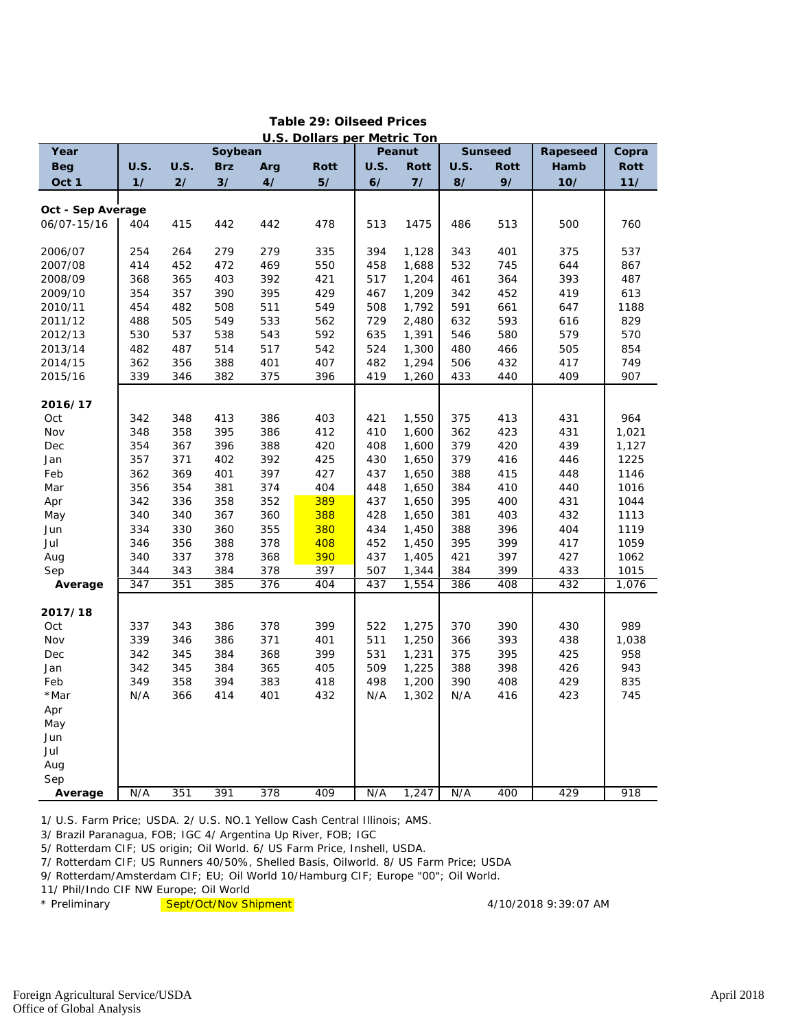## Table 29: Oilseed Prices

### U.S. Dollars per Metric Ton

| Year | Soybean | | | | | Peanut | | Sunseed | | Rapeseed | Copra |
|---|---|---|---|---|---|---|---|---|---|---|---|
| Beg | U.S. | U.S. | Brz | Arg | Rott | U.S. | Rott | U.S. | Rott | Hamb | Rott |
| Oct 1 | 1/ | 2/ | 3/ | 4/ | 5/ | 6/ | 7/ | 8/ | 9/ | 10/ | 11/ |
| **Oct - Sep Average** | | | | | | | | | | | |
| 06/07-15/16 | 404 | 415 | 442 | 442 | 478 | 513 | 1475 | 486 | 513 | 500 | 760 |
| 2006/07 | 254 | 264 | 279 | 279 | 335 | 394 | 1,128 | 343 | 401 | 375 | 537 |
| 2007/08 | 414 | 452 | 472 | 469 | 550 | 458 | 1,688 | 532 | 745 | 644 | 867 |
| 2008/09 | 368 | 365 | 403 | 392 | 421 | 517 | 1,204 | 461 | 364 | 393 | 487 |
| 2009/10 | 354 | 357 | 390 | 395 | 429 | 467 | 1,209 | 342 | 452 | 419 | 613 |
| 2010/11 | 454 | 482 | 508 | 511 | 549 | 508 | 1,792 | 591 | 661 | 647 | 1188 |
| 2011/12 | 488 | 505 | 549 | 533 | 562 | 729 | 2,480 | 632 | 593 | 616 | 829 |
| 2012/13 | 530 | 537 | 538 | 543 | 592 | 635 | 1,391 | 546 | 580 | 579 | 570 |
| 2013/14 | 482 | 487 | 514 | 517 | 542 | 524 | 1,300 | 480 | 466 | 505 | 854 |
| 2014/15 | 362 | 356 | 388 | 401 | 407 | 482 | 1,294 | 506 | 432 | 417 | 749 |
| 2015/16 | 339 | 346 | 382 | 375 | 396 | 419 | 1,260 | 433 | 440 | 409 | 907 |
| **2016/17** | | | | | | | | | | | |
| Oct | 342 | 348 | 413 | 386 | 403 | 421 | 1,550 | 375 | 413 | 431 | 964 |
| Nov | 348 | 358 | 395 | 386 | 412 | 410 | 1,600 | 362 | 423 | 431 | 1,021 |
| Dec | 354 | 367 | 396 | 388 | 420 | 408 | 1,600 | 379 | 420 | 439 | 1,127 |
| Jan | 357 | 371 | 402 | 392 | 425 | 430 | 1,650 | 379 | 416 | 446 | 1225 |
| Feb | 362 | 369 | 401 | 397 | 427 | 437 | 1,650 | 388 | 415 | 448 | 1146 |
| Mar | 356 | 354 | 381 | 374 | 404 | 448 | 1,650 | 384 | 410 | 440 | 1016 |
| Apr | 342 | 336 | 358 | 352 | 389 | 437 | 1,650 | 395 | 400 | 431 | 1044 |
| May | 340 | 340 | 367 | 360 | 388 | 428 | 1,650 | 381 | 403 | 432 | 1113 |
| Jun | 334 | 330 | 360 | 355 | 380 | 434 | 1,450 | 388 | 396 | 404 | 1119 |
| Jul | 346 | 356 | 388 | 378 | 408 | 452 | 1,450 | 395 | 399 | 417 | 1059 |
| Aug | 340 | 337 | 378 | 368 | 390 | 437 | 1,405 | 421 | 397 | 427 | 1062 |
| Sep | 344 | 343 | 384 | 378 | 397 | 507 | 1,344 | 384 | 399 | 433 | 1015 |
| **Average** | 347 | 351 | 385 | 376 | 404 | 437 | 1,554 | 386 | 408 | 432 | 1,076 |
| **2017/18** | | | | | | | | | | | |
| Oct | 337 | 343 | 386 | 378 | 399 | 522 | 1,275 | 370 | 390 | 430 | 989 |
| Nov | 339 | 346 | 386 | 371 | 401 | 511 | 1,250 | 366 | 393 | 438 | 1,038 |
| Dec | 342 | 345 | 384 | 368 | 399 | 531 | 1,231 | 375 | 395 | 425 | 958 |
| Jan | 342 | 345 | 384 | 365 | 405 | 509 | 1,225 | 388 | 398 | 426 | 943 |
| Feb | 349 | 358 | 394 | 383 | 418 | 498 | 1,200 | 390 | 408 | 429 | 835 |
| *Mar | N/A | 366 | 414 | 401 | 432 | N/A | 1,302 | N/A | 416 | 423 | 745 |
| Apr | | | | | | | | | | | |
| May | | | | | | | | | | | |
| Jun | | | | | | | | | | | |
| Jul | | | | | | | | | | | |
| Aug | | | | | | | | | | | |
| Sep | | | | | | | | | | | |
| **Average** | N/A | 351 | 391 | 378 | 409 | N/A | 1,247 | N/A | 400 | 429 | 918 |

1/ U.S. Farm Price; USDA. 2/ U.S. NO.1 Yellow Cash Central Illinois; AMS.
3/ Brazil Paranagua, FOB; IGC 4/ Argentina Up River, FOB; IGC
5/ Rotterdam CIF; US origin; Oil World. 6/ US Farm Price, Inshell, USDA.
7/ Rotterdam CIF; US Runners 40/50%, Shelled Basis, Oilworld. 8/ US Farm Price; USDA
9/ Rotterdam/Amsterdam CIF; EU; Oil World 10/Hamburg CIF; Europe "00"; Oil World.
11/ Phil/Indo CIF NW Europe; Oil World
* Preliminary Sept/Oct/Nov Shipment

4/10/2018 9:39:07 AM

Foreign Agricultural Service/USDA
Office of Global Analysis

April 2018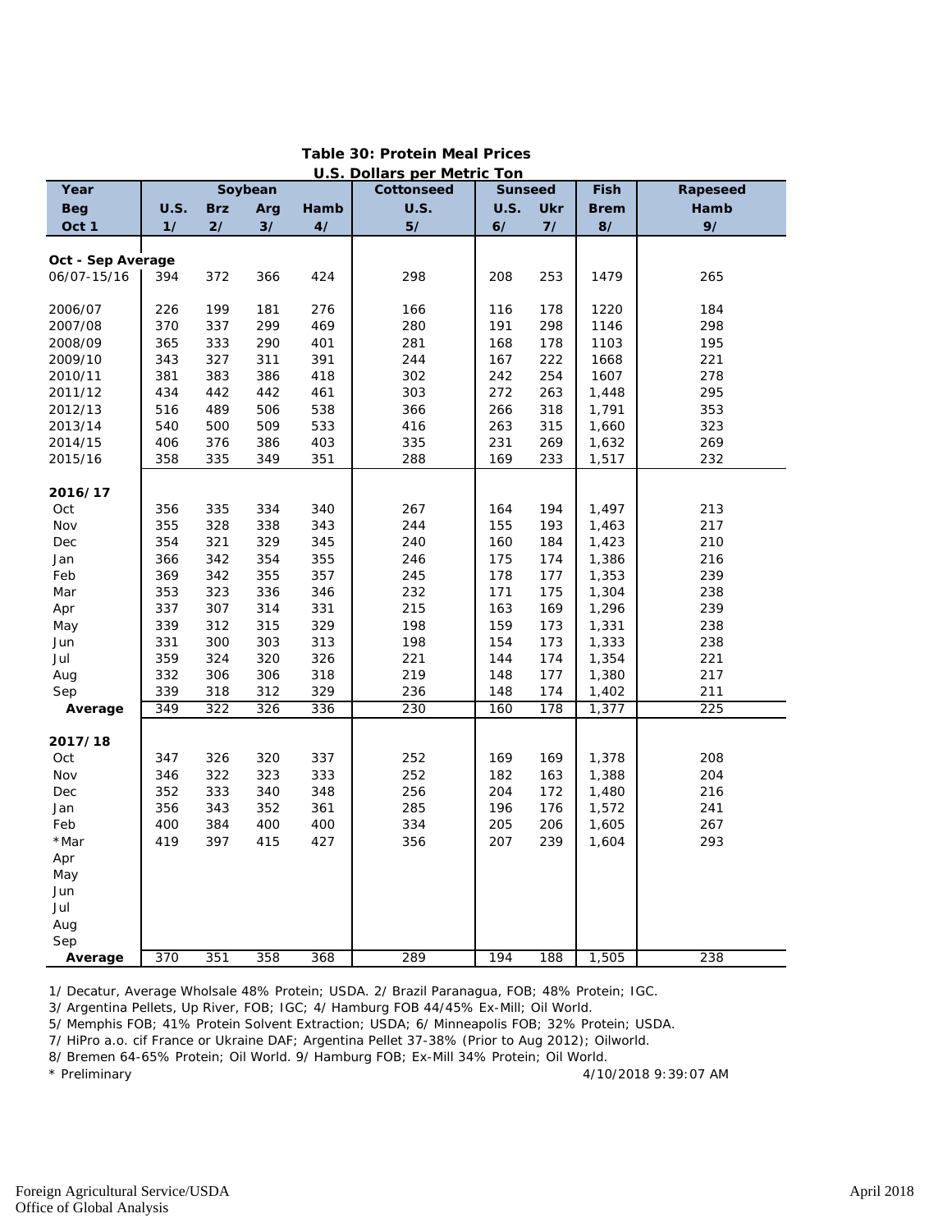# Table 30: Protein Meal Prices

U.S. Dollars per Metric Ton

| Year | Soybean | | | | Cottonseed | Sunseed | | Fish | Rapeseed |
|---|---|---|---|---|---|---|---|---|---|
| Beg | U.S. | Brz | Arg | Hamb | U.S. | U.S. | Ukr | Brem | Hamb |
| Oct 1 | 1/ | 2/ | 3/ | 4/ | 5/ | 6/ | 7/ | 8/ | 9/ |
| **Oct - Sep Average** | | | | | | | | | |
| 06/07-15/16 | 394 | 372 | 366 | 424 | 298 | 208 | 253 | 1479 | 265 |
| 2006/07 | 226 | 199 | 181 | 276 | 166 | 116 | 178 | 1220 | 184 |
| 2007/08 | 370 | 337 | 299 | 469 | 280 | 191 | 298 | 1146 | 298 |
| 2008/09 | 365 | 333 | 290 | 401 | 281 | 168 | 178 | 1103 | 195 |
| 2009/10 | 343 | 327 | 311 | 391 | 244 | 167 | 222 | 1668 | 221 |
| 2010/11 | 381 | 383 | 386 | 418 | 302 | 242 | 254 | 1607 | 278 |
| 2011/12 | 434 | 442 | 442 | 461 | 303 | 272 | 263 | 1,448 | 295 |
| 2012/13 | 516 | 489 | 506 | 538 | 366 | 266 | 318 | 1,791 | 353 |
| 2013/14 | 540 | 500 | 509 | 533 | 416 | 263 | 315 | 1,660 | 323 |
| 2014/15 | 406 | 376 | 386 | 403 | 335 | 231 | 269 | 1,632 | 269 |
| 2015/16 | 358 | 335 | 349 | 351 | 288 | 169 | 233 | 1,517 | 232 |
| **2016/17** | | | | | | | | | |
| Oct | 356 | 335 | 334 | 340 | 267 | 164 | 194 | 1,497 | 213 |
| Nov | 355 | 328 | 338 | 343 | 244 | 155 | 193 | 1,463 | 217 |
| Dec | 354 | 321 | 329 | 345 | 240 | 160 | 184 | 1,423 | 210 |
| Jan | 366 | 342 | 354 | 355 | 246 | 175 | 174 | 1,386 | 216 |
| Feb | 369 | 342 | 355 | 357 | 245 | 178 | 177 | 1,353 | 239 |
| Mar | 353 | 323 | 336 | 346 | 232 | 171 | 175 | 1,304 | 238 |
| Apr | 337 | 307 | 314 | 331 | 215 | 163 | 169 | 1,296 | 239 |
| May | 339 | 312 | 315 | 329 | 198 | 159 | 173 | 1,331 | 238 |
| Jun | 331 | 300 | 303 | 313 | 198 | 154 | 173 | 1,333 | 238 |
| Jul | 359 | 324 | 320 | 326 | 221 | 144 | 174 | 1,354 | 221 |
| Aug | 332 | 306 | 306 | 318 | 219 | 148 | 177 | 1,380 | 217 |
| Sep | 339 | 318 | 312 | 329 | 236 | 148 | 174 | 1,402 | 211 |
| **Average** | 349 | 322 | 326 | 336 | 230 | 160 | 178 | 1,377 | 225 |
| **2017/18** | | | | | | | | | |
| Oct | 347 | 326 | 320 | 337 | 252 | 169 | 169 | 1,378 | 208 |
| Nov | 346 | 322 | 323 | 333 | 252 | 182 | 163 | 1,388 | 204 |
| Dec | 352 | 333 | 340 | 348 | 256 | 204 | 172 | 1,480 | 216 |
| Jan | 356 | 343 | 352 | 361 | 285 | 196 | 176 | 1,572 | 241 |
| Feb | 400 | 384 | 400 | 400 | 334 | 205 | 206 | 1,605 | 267 |
| *Mar | 419 | 397 | 415 | 427 | 356 | 207 | 239 | 1,604 | 293 |
| Apr | | | | | | | | | |
| May | | | | | | | | | |
| Jun | | | | | | | | | |
| Jul | | | | | | | | | |
| Aug | | | | | | | | | |
| Sep | | | | | | | | | |
| **Average** | 370 | 351 | 358 | 368 | 289 | 194 | 188 | 1,505 | 238 |

1/ Decatur, Average Wholsale 48% Protein; USDA. 2/ Brazil Paranagua, FOB; 48% Protein; IGC.
3/ Argentina Pellets, Up River, FOB; IGC; 4/ Hamburg FOB 44/45% Ex-Mill; Oil World.
5/ Memphis FOB; 41% Protein Solvent Extraction; USDA; 6/ Minneapolis FOB; 32% Protein; USDA.
7/ HiPro a.o. cif France or Ukraine DAF; Argentina Pellet 37-38% (Prior to Aug 2012); Oilworld.
8/ Bremen 64-65% Protein; Oil World. 9/ Hamburg FOB; Ex-Mill 34% Protein; Oil World.
\* Preliminary

4/10/2018 9:39:07 AM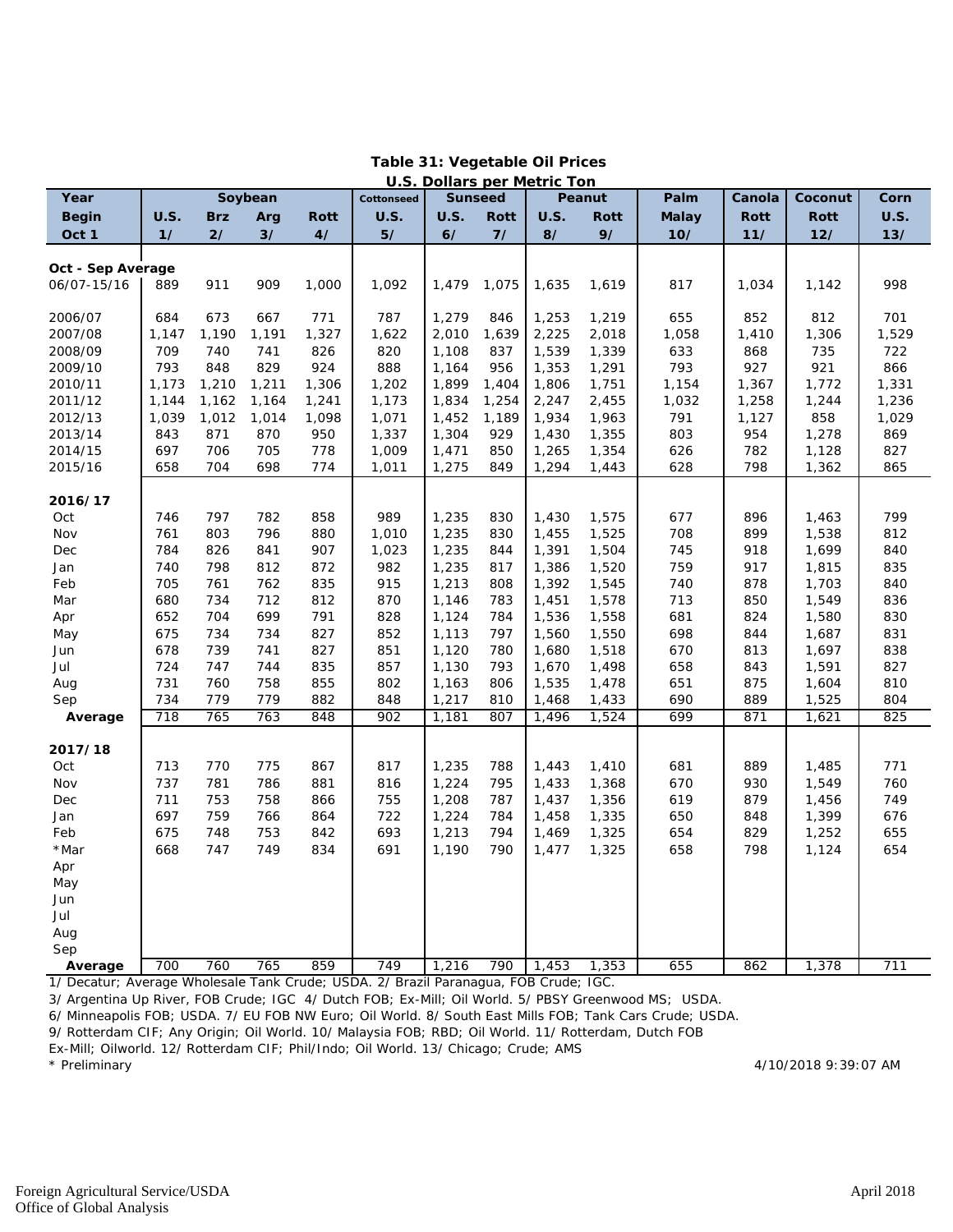## Table 31: Vegetable Oil Prices

**U.S. Dollars per Metric Ton**

| Year | Soybean | | | | Cottonseed | Sunseed | | Peanut | | Palm | Canola | Coconut | Corn |
|---|---|---|---|---|---|---|---|---|---|---|---|---|---|
| Begin | U.S. | Brz | Arg | Rott | U.S. | U.S. | Rott | U.S. | Rott | Malay | Rott | Rott | U.S. |
| Oct 1 | 1/ | 2/ | 3/ | 4/ | 5/ | 6/ | 7/ | 8/ | 9/ | 10/ | 11/ | 12/ | 13/ |
| **Oct - Sep Average** | | | | | | | | | | | | | |
| 06/07-15/16 | 889 | 911 | 909 | 1,000 | 1,092 | 1,479 | 1,075 | 1,635 | 1,619 | 817 | 1,034 | 1,142 | 998 |
| 2006/07 | 684 | 673 | 667 | 771 | 787 | 1,279 | 846 | 1,253 | 1,219 | 655 | 852 | 812 | 701 |
| 2007/08 | 1,147 | 1,190 | 1,191 | 1,327 | 1,622 | 2,010 | 1,639 | 2,225 | 2,018 | 1,058 | 1,410 | 1,306 | 1,529 |
| 2008/09 | 709 | 740 | 741 | 826 | 820 | 1,108 | 837 | 1,539 | 1,339 | 633 | 868 | 735 | 722 |
| 2009/10 | 793 | 848 | 829 | 924 | 888 | 1,164 | 956 | 1,353 | 1,291 | 793 | 927 | 921 | 866 |
| 2010/11 | 1,173 | 1,210 | 1,211 | 1,306 | 1,202 | 1,899 | 1,404 | 1,806 | 1,751 | 1,154 | 1,367 | 1,772 | 1,331 |
| 2011/12 | 1,144 | 1,162 | 1,164 | 1,241 | 1,173 | 1,834 | 1,254 | 2,247 | 2,455 | 1,032 | 1,258 | 1,244 | 1,236 |
| 2012/13 | 1,039 | 1,012 | 1,014 | 1,098 | 1,071 | 1,452 | 1,189 | 1,934 | 1,963 | 791 | 1,127 | 858 | 1,029 |
| 2013/14 | 843 | 871 | 870 | 950 | 1,337 | 1,304 | 929 | 1,430 | 1,355 | 803 | 954 | 1,278 | 869 |
| 2014/15 | 697 | 706 | 705 | 778 | 1,009 | 1,471 | 850 | 1,265 | 1,354 | 626 | 782 | 1,128 | 827 |
| 2015/16 | 658 | 704 | 698 | 774 | 1,011 | 1,275 | 849 | 1,294 | 1,443 | 628 | 798 | 1,362 | 865 |
| **2016/17** | | | | | | | | | | | | | |
| Oct | 746 | 797 | 782 | 858 | 989 | 1,235 | 830 | 1,430 | 1,575 | 677 | 896 | 1,463 | 799 |
| Nov | 761 | 803 | 796 | 880 | 1,010 | 1,235 | 830 | 1,455 | 1,525 | 708 | 899 | 1,538 | 812 |
| Dec | 784 | 826 | 841 | 907 | 1,023 | 1,235 | 844 | 1,391 | 1,504 | 745 | 918 | 1,699 | 840 |
| Jan | 740 | 798 | 812 | 872 | 982 | 1,235 | 817 | 1,386 | 1,520 | 759 | 917 | 1,815 | 835 |
| Feb | 705 | 761 | 762 | 835 | 915 | 1,213 | 808 | 1,392 | 1,545 | 740 | 878 | 1,703 | 840 |
| Mar | 680 | 734 | 712 | 812 | 870 | 1,146 | 783 | 1,451 | 1,578 | 713 | 850 | 1,549 | 836 |
| Apr | 652 | 704 | 699 | 791 | 828 | 1,124 | 784 | 1,536 | 1,558 | 681 | 824 | 1,580 | 830 |
| May | 675 | 734 | 734 | 827 | 852 | 1,113 | 797 | 1,560 | 1,550 | 698 | 844 | 1,687 | 831 |
| Jun | 678 | 739 | 741 | 827 | 851 | 1,120 | 780 | 1,680 | 1,518 | 670 | 813 | 1,697 | 838 |
| Jul | 724 | 747 | 744 | 835 | 857 | 1,130 | 793 | 1,670 | 1,498 | 658 | 843 | 1,591 | 827 |
| Aug | 731 | 760 | 758 | 855 | 802 | 1,163 | 806 | 1,535 | 1,478 | 651 | 875 | 1,604 | 810 |
| Sep | 734 | 779 | 779 | 882 | 848 | 1,217 | 810 | 1,468 | 1,433 | 690 | 889 | 1,525 | 804 |
| **Average** | 718 | 765 | 763 | 848 | 902 | 1,181 | 807 | 1,496 | 1,524 | 699 | 871 | 1,621 | 825 |
| **2017/18** | | | | | | | | | | | | | |
| Oct | 713 | 770 | 775 | 867 | 817 | 1,235 | 788 | 1,443 | 1,410 | 681 | 889 | 1,485 | 771 |
| Nov | 737 | 781 | 786 | 881 | 816 | 1,224 | 795 | 1,433 | 1,368 | 670 | 930 | 1,549 | 760 |
| Dec | 711 | 753 | 758 | 866 | 755 | 1,208 | 787 | 1,437 | 1,356 | 619 | 879 | 1,456 | 749 |
| Jan | 697 | 759 | 766 | 864 | 722 | 1,224 | 784 | 1,458 | 1,335 | 650 | 848 | 1,399 | 676 |
| Feb | 675 | 748 | 753 | 842 | 693 | 1,213 | 794 | 1,469 | 1,325 | 654 | 829 | 1,252 | 655 |
| *Mar | 668 | 747 | 749 | 834 | 691 | 1,190 | 790 | 1,477 | 1,325 | 658 | 798 | 1,124 | 654 |
| Apr | | | | | | | | | | | | | |
| May | | | | | | | | | | | | | |
| Jun | | | | | | | | | | | | | |
| Jul | | | | | | | | | | | | | |
| Aug | | | | | | | | | | | | | |
| Sep | | | | | | | | | | | | | |
| **Average** | 700 | 760 | 765 | 859 | 749 | 1,216 | 790 | 1,453 | 1,353 | 655 | 862 | 1,378 | 711 |

1/ Decatur; Average Wholesale Tank Crude; USDA. 2/ Brazil Paranagua, FOB Crude; IGC.
3/ Argentina Up River, FOB Crude; IGC 4/ Dutch FOB; Ex-Mill; Oil World. 5/ PBSY Greenwood MS; USDA.
6/ Minneapolis FOB; USDA. 7/ EU FOB NW Euro; Oil World. 8/ South East Mills FOB; Tank Cars Crude; USDA.
9/ Rotterdam CIF; Any Origin; Oil World. 10/ Malaysia FOB; RBD; Oil World. 11/ Rotterdam, Dutch FOB
Ex-Mill; Oilworld. 12/ Rotterdam CIF; Phil/Indo; Oil World. 13/ Chicago; Crude; AMS
* Preliminary

4/10/2018 9:39:07 AM

Foreign Agricultural Service/USDA
Office of Global Analysis

April 2018